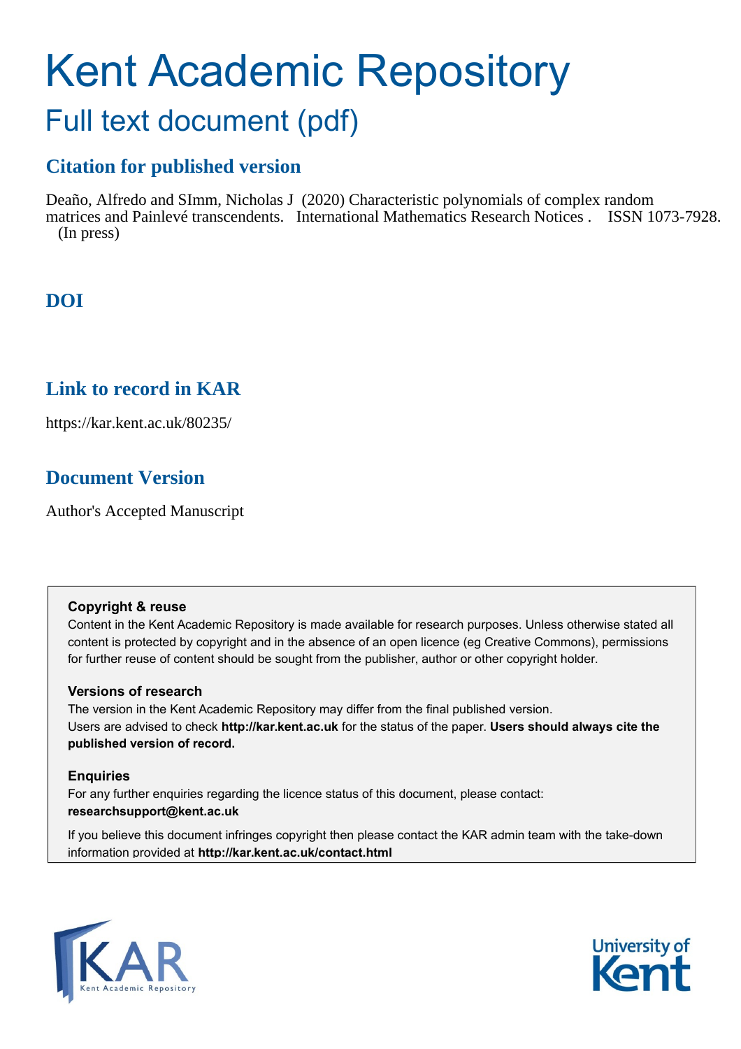# Kent Academic Repository

## Full text document (pdf)

## Citation for published version

Deaño, Alfredo and SImm, Nicholas J (2020) Characteristic polynomials of complex random matrices and Painlevé transcendents. International Mathematics Research Notices . ISSN 1073-7928. (In press)

## DOI

## Link to record in KAR

https://kar.kent.ac.uk/80235/

## Document Version

Author's Accepted Manuscript

**Copyright & reuse**

Content in the Kent Academic Repository is made available for research purposes. Unless otherwise stated all content is protected by copyright and in the absence of an open licence (eg Creative Commons), permissions for further reuse of content should be sought from the publisher, author or other copyright holder.

**Versions of research**

The version in the Kent Academic Repository may differ from the final published version. Users are advised to check **http://kar.kent.ac.uk** for the status of the paper. **Users should always cite the published version of record.**

**Enquiries**

For any further enquiries regarding the licence status of this document, please contact: **researchsupport@kent.ac.uk**

If you believe this document infringes copyright then please contact the KAR admin team with the take-down information provided at **http://kar.kent.ac.uk/contact.html**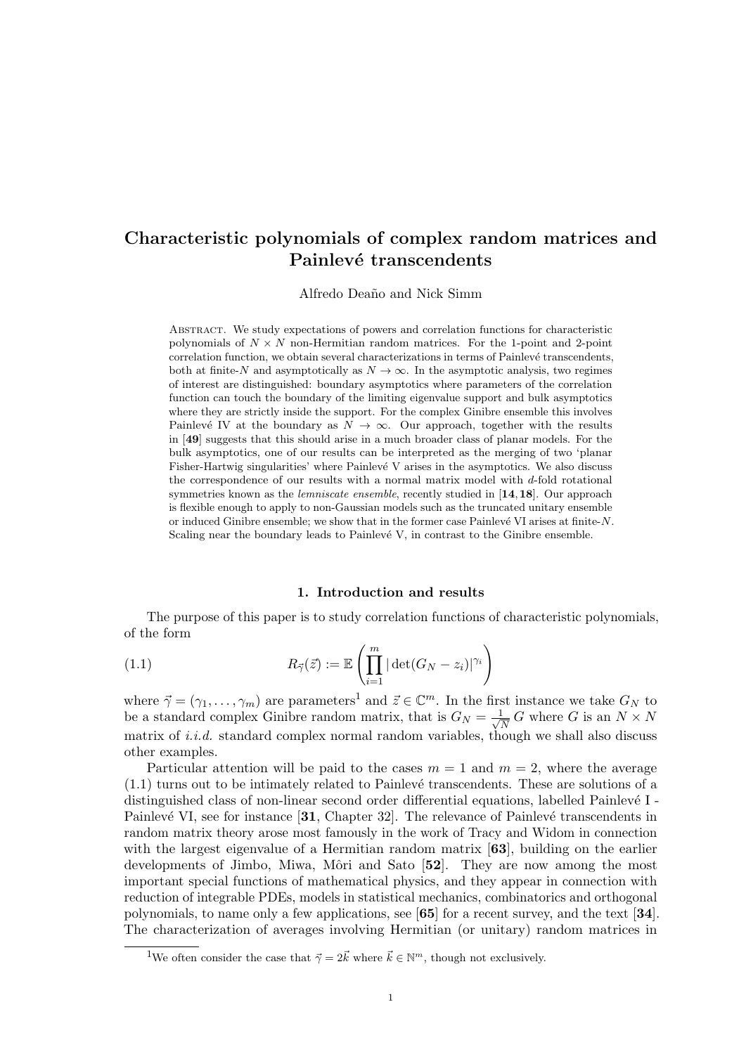# Characteristic polynomials of complex random matrices and Painlevé transcendents

Alfredo Deaño and Nick Simm

Abstract. We study expectations of powers and correlation functions for characteristic polynomials of $N \times N$ non-Hermitian random matrices. For the 1-point and 2-point correlation function, we obtain several characterizations in terms of Painlevé transcendents, both at finite-$N$ and asymptotically as $N \to \infty$. In the asymptotic analysis, two regimes of interest are distinguished: boundary asymptotics where parameters of the correlation function can touch the boundary of the limiting eigenvalue support and bulk asymptotics where they are strictly inside the support. For the complex Ginibre ensemble this involves Painlevé IV at the boundary as $N \to \infty$. Our approach, together with the results in [**49**] suggests that this should arise in a much broader class of planar models. For the bulk asymptotics, one of our results can be interpreted as the merging of two 'planar Fisher-Hartwig singularities' where Painlevé V arises in the asymptotics. We also discuss the correspondence of our results with a normal matrix model with $d$-fold rotational symmetries known as the *lemniscate ensemble*, recently studied in [**14, 18**]. Our approach is flexible enough to apply to non-Gaussian models such as the truncated unitary ensemble or induced Ginibre ensemble; we show that in the former case Painlevé VI arises at finite-$N$. Scaling near the boundary leads to Painlevé V, in contrast to the Ginibre ensemble.

## 1. Introduction and results

The purpose of this paper is to study correlation functions of characteristic polynomials, of the form

$$R_{\vec{\gamma}}(\vec{z}) := \mathbb{E}\left(\prod_{i=1}^{m} |\det(G_N - z_i)|^{\gamma_i}\right) \tag{1.1}$$

where $\vec{\gamma} = (\gamma_1, \ldots, \gamma_m)$ are parameters[1] and $\vec{z} \in \mathbb{C}^m$. In the first instance we take $G_N$ to be a standard complex Ginibre random matrix, that is $G_N = \frac{1}{\sqrt{N}} G$ where $G$ is an $N \times N$ matrix of *i.i.d.* standard complex normal random variables, though we shall also discuss other examples.

Particular attention will be paid to the cases $m = 1$ and $m = 2$, where the average (1.1) turns out to be intimately related to Painlevé transcendents. These are solutions of a distinguished class of non-linear second order differential equations, labelled Painlevé I - Painlevé VI, see for instance [**31**, Chapter 32]. The relevance of Painlevé transcendents in random matrix theory arose most famously in the work of Tracy and Widom in connection with the largest eigenvalue of a Hermitian random matrix [**63**], building on the earlier developments of Jimbo, Miwa, Môri and Sato [**52**]. They are now among the most important special functions of mathematical physics, and they appear in connection with reduction of integrable PDEs, models in statistical mechanics, combinatorics and orthogonal polynomials, to name only a few applications, see [**65**] for a recent survey, and the text [**34**]. The characterization of averages involving Hermitian (or unitary) random matrices in

[1] We often consider the case that $\vec{\gamma} = 2\vec{k}$ where $\vec{k} \in \mathbb{N}^m$, though not exclusively.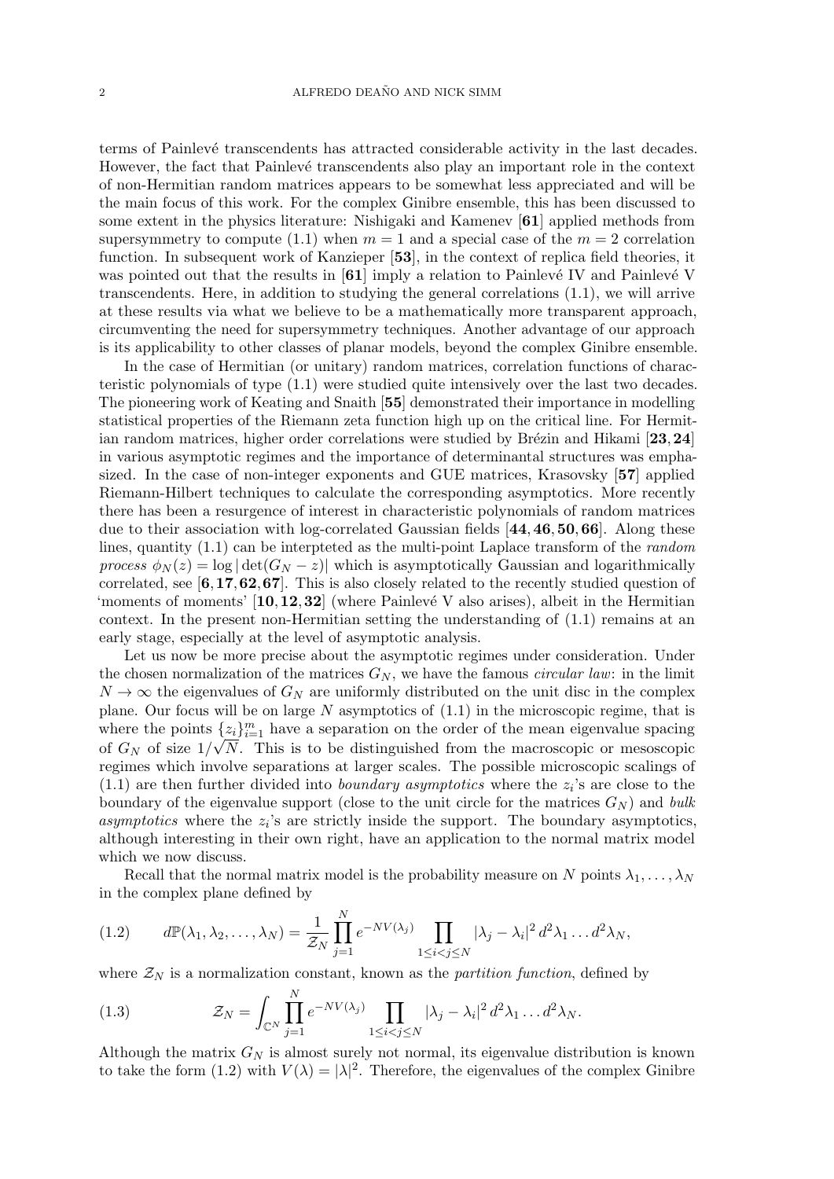terms of Painlevé transcendents has attracted considerable activity in the last decades. However, the fact that Painlevé transcendents also play an important role in the context of non-Hermitian random matrices appears to be somewhat less appreciated and will be the main focus of this work. For the complex Ginibre ensemble, this has been discussed to some extent in the physics literature: Nishigaki and Kamenev [**61**] applied methods from supersymmetry to compute (1.1) when $m = 1$ and a special case of the $m = 2$ correlation function. In subsequent work of Kanzieper [**53**], in the context of replica field theories, it was pointed out that the results in [**61**] imply a relation to Painlevé IV and Painlevé V transcendents. Here, in addition to studying the general correlations (1.1), we will arrive at these results via what we believe to be a mathematically more transparent approach, circumventing the need for supersymmetry techniques. Another advantage of our approach is its applicability to other classes of planar models, beyond the complex Ginibre ensemble.

In the case of Hermitian (or unitary) random matrices, correlation functions of characteristic polynomials of type (1.1) were studied quite intensively over the last two decades. The pioneering work of Keating and Snaith [**55**] demonstrated their importance in modelling statistical properties of the Riemann zeta function high up on the critical line. For Hermitian random matrices, higher order correlations were studied by Brézin and Hikami [**23, 24**] in various asymptotic regimes and the importance of determinantal structures was emphasized. In the case of non-integer exponents and GUE matrices, Krasovsky [**57**] applied Riemann-Hilbert techniques to calculate the corresponding asymptotics. More recently there has been a resurgence of interest in characteristic polynomials of random matrices due to their association with log-correlated Gaussian fields [**44, 46, 50, 66**]. Along these lines, quantity (1.1) can be interpteted as the multi-point Laplace transform of the *random process* $\phi_N(z) = \log|\det(G_N - z)|$ which is asymptotically Gaussian and logarithmically correlated, see [**6, 17, 62, 67**]. This is also closely related to the recently studied question of 'moments of moments' [**10, 12, 32**] (where Painlevé V also arises), albeit in the Hermitian context. In the present non-Hermitian setting the understanding of (1.1) remains at an early stage, especially at the level of asymptotic analysis.

Let us now be more precise about the asymptotic regimes under consideration. Under the chosen normalization of the matrices $G_N$, we have the famous *circular law*: in the limit $N \to \infty$ the eigenvalues of $G_N$ are uniformly distributed on the unit disc in the complex plane. Our focus will be on large $N$ asymptotics of (1.1) in the microscopic regime, that is where the points $\{z_i\}_{i=1}^m$ have a separation on the order of the mean eigenvalue spacing of $G_N$ of size $1/\sqrt{N}$. This is to be distinguished from the macroscopic or mesoscopic regimes which involve separations at larger scales. The possible microscopic scalings of (1.1) are then further divided into *boundary asymptotics* where the $z_i$'s are close to the boundary of the eigenvalue support (close to the unit circle for the matrices $G_N$) and *bulk asymptotics* where the $z_i$'s are strictly inside the support. The boundary asymptotics, although interesting in their own right, have an application to the normal matrix model which we now discuss.

Recall that the normal matrix model is the probability measure on $N$ points $\lambda_1, \ldots, \lambda_N$ in the complex plane defined by

$$
d\mathbb{P}(\lambda_1, \lambda_2, \ldots, \lambda_N) = \frac{1}{\mathcal{Z}_N} \prod_{j=1}^{N} e^{-NV(\lambda_j)} \prod_{1 \le i < j \le N} |\lambda_j - \lambda_i|^2 \, d^2\lambda_1 \ldots d^2\lambda_N, \tag{1.2}
$$

where $\mathcal{Z}_N$ is a normalization constant, known as the *partition function*, defined by

$$
\mathcal{Z}_N = \int_{\mathbb{C}^N} \prod_{j=1}^{N} e^{-NV(\lambda_j)} \prod_{1 \le i < j \le N} |\lambda_j - \lambda_i|^2 \, d^2\lambda_1 \ldots d^2\lambda_N. \tag{1.3}
$$

Although the matrix $G_N$ is almost surely not normal, its eigenvalue distribution is known to take the form (1.2) with $V(\lambda) = |\lambda|^2$. Therefore, the eigenvalues of the complex Ginibre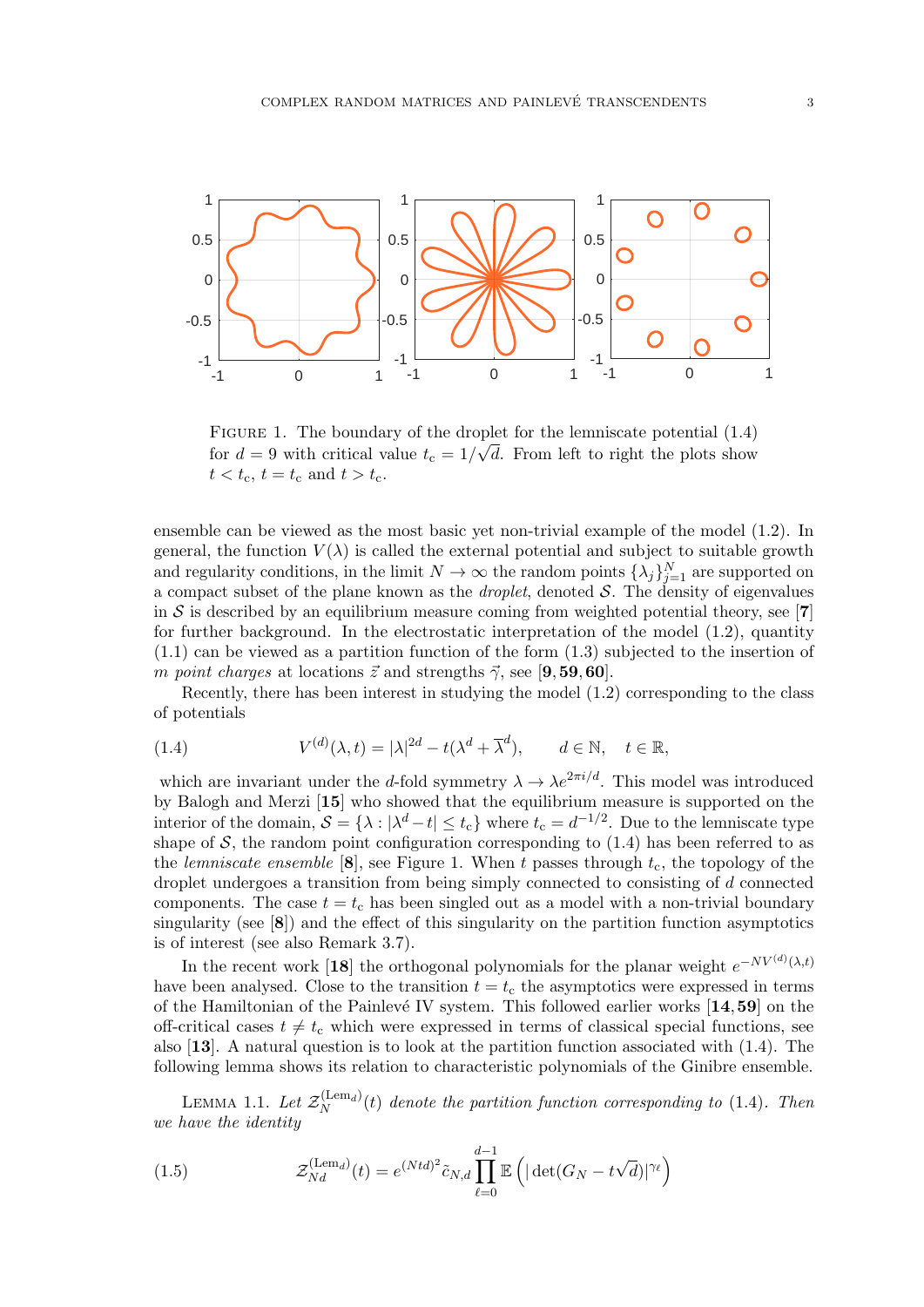FIGURE 1. The boundary of the droplet for the lemniscate potential (1.4) for $d = 9$ with critical value $t_c = 1/\sqrt{d}$. From left to right the plots show $t < t_c$, $t = t_c$ and $t > t_c$.

ensemble can be viewed as the most basic yet non-trivial example of the model (1.2). In general, the function $V(\lambda)$ is called the external potential and subject to suitable growth and regularity conditions, in the limit $N \to \infty$ the random points $\{\lambda_j\}_{j=1}^N$ are supported on a compact subset of the plane known as the *droplet*, denoted $\mathcal{S}$. The density of eigenvalues in $\mathcal{S}$ is described by an equilibrium measure coming from weighted potential theory, see [**7**] for further background. In the electrostatic interpretation of the model (1.2), quantity (1.1) can be viewed as a partition function of the form (1.3) subjected to the insertion of $m$ *point charges* at locations $\vec{z}$ and strengths $\vec{\gamma}$, see [**9, 59, 60**].

Recently, there has been interest in studying the model (1.2) corresponding to the class of potentials

$$
V^{(d)}(\lambda, t) = |\lambda|^{2d} - t(\lambda^d + \overline{\lambda}^d), \qquad d \in \mathbb{N}, \quad t \in \mathbb{R}, \tag{1.4}
$$

which are invariant under the $d$-fold symmetry $\lambda \to \lambda e^{2\pi i/d}$. This model was introduced by Balogh and Merzi [**15**] who showed that the equilibrium measure is supported on the interior of the domain, $\mathcal{S} = \{\lambda : |\lambda^d - t| \leq t_c\}$ where $t_c = d^{-1/2}$. Due to the lemniscate type shape of $\mathcal{S}$, the random point configuration corresponding to (1.4) has been referred to as the *lemniscate ensemble* [**8**], see Figure 1. When $t$ passes through $t_c$, the topology of the droplet undergoes a transition from being simply connected to consisting of $d$ connected components. The case $t = t_c$ has been singled out as a model with a non-trivial boundary singularity (see [**8**]) and the effect of this singularity on the partition function asymptotics is of interest (see also Remark 3.7).

In the recent work [**18**] the orthogonal polynomials for the planar weight $e^{-NV^{(d)}(\lambda,t)}$ have been analysed. Close to the transition $t = t_c$ the asymptotics were expressed in terms of the Hamiltonian of the Painlevé IV system. This followed earlier works [**14, 59**] on the off-critical cases $t \neq t_c$ which were expressed in terms of classical special functions, see also [**13**]. A natural question is to look at the partition function associated with (1.4). The following lemma shows its relation to characteristic polynomials of the Ginibre ensemble.

LEMMA 1.1. *Let $\mathcal{Z}_N^{(\mathrm{Lem}_d)}(t)$ denote the partition function corresponding to* (1.4). *Then we have the identity*

$$
\mathcal{Z}_{Nd}^{(\mathrm{Lem}_d)}(t) = e^{(Ntd)^2} \tilde{c}_{N,d} \prod_{\ell=0}^{d-1} \mathbb{E}\left( |\det(G_N - t\sqrt{d})|^{\gamma_\ell} \right) \tag{1.5}
$$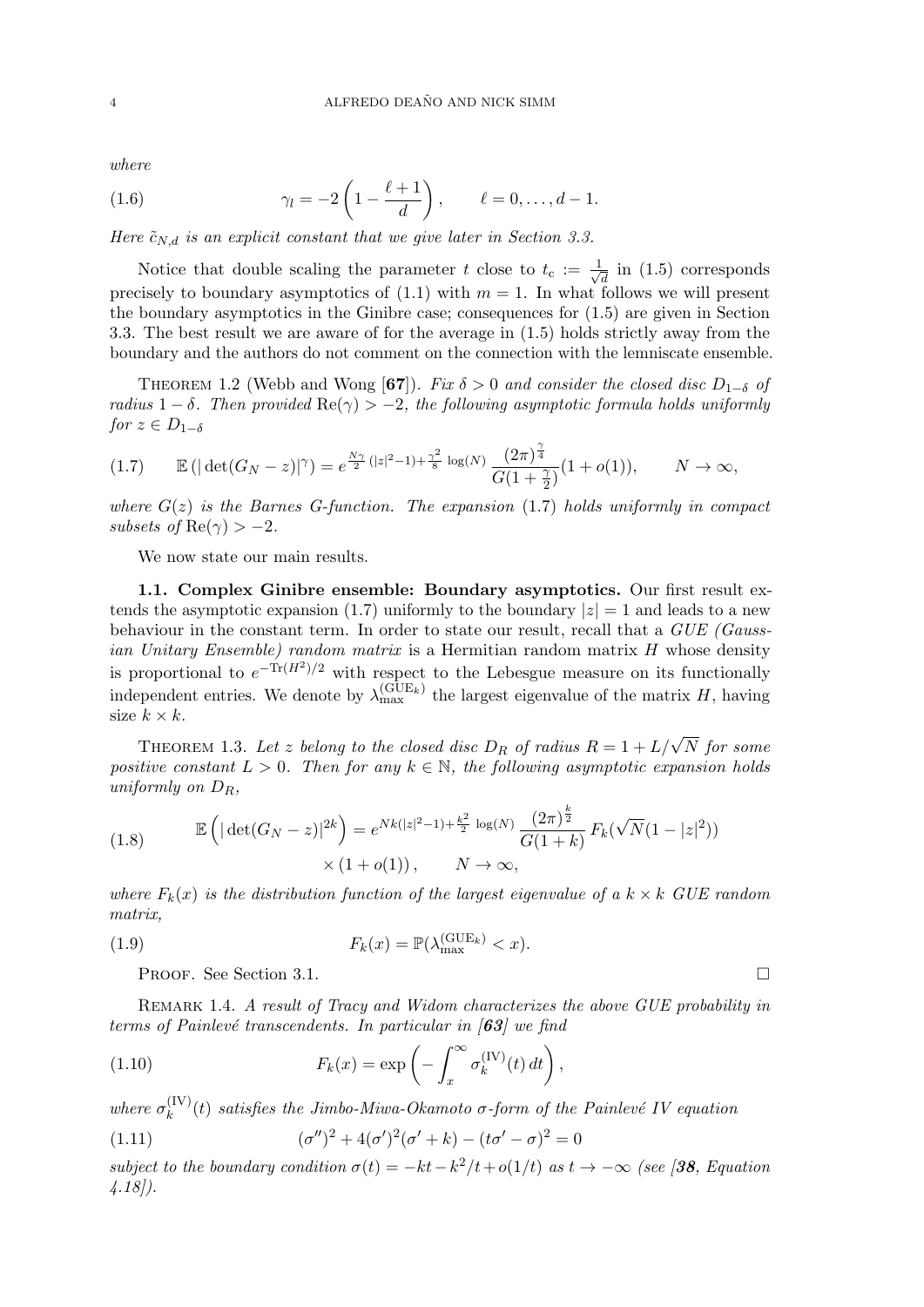where

$$\gamma_l = -2\left(1 - \frac{\ell+1}{d}\right), \qquad \ell = 0, \ldots, d-1. \tag{1.6}$$

*Here $\tilde{c}_{N,d}$ is an explicit constant that we give later in Section 3.3.*

Notice that double scaling the parameter $t$ close to $t_c := \frac{1}{\sqrt{d}}$ in (1.5) corresponds precisely to boundary asymptotics of (1.1) with $m = 1$. In what follows we will present the boundary asymptotics in the Ginibre case; consequences for (1.5) are given in Section 3.3. The best result we are aware of for the average in (1.5) holds strictly away from the boundary and the authors do not comment on the connection with the lemniscate ensemble.

Theorem 1.2 (Webb and Wong [**67**]). *Fix $\delta > 0$ and consider the closed disc $D_{1-\delta}$ of radius $1-\delta$. Then provided $\mathrm{Re}(\gamma) > -2$, the following asymptotic formula holds uniformly for $z \in D_{1-\delta}$*

$$\mathbb{E}\left(|\det(G_N - z)|^{\gamma}\right) = e^{\frac{N\gamma}{2}(|z|^2-1) + \frac{\gamma^2}{8}\log(N)} \frac{(2\pi)^{\frac{\gamma}{4}}}{G(1+\frac{\gamma}{2})}(1+o(1)), \qquad N \to \infty, \tag{1.7}$$

*where $G(z)$ is the Barnes G-function. The expansion (1.7) holds uniformly in compact subsets of $\mathrm{Re}(\gamma) > -2$.*

We now state our main results.

**1.1. Complex Ginibre ensemble: Boundary asymptotics.** Our first result extends the asymptotic expansion (1.7) uniformly to the boundary $|z| = 1$ and leads to a new behaviour in the constant term. In order to state our result, recall that a *GUE (Gaussian Unitary Ensemble) random matrix* is a Hermitian random matrix $H$ whose density is proportional to $e^{-\mathrm{Tr}(H^2)/2}$ with respect to the Lebesgue measure on its functionally independent entries. We denote by $\lambda_{\max}^{(\mathrm{GUE}_k)}$ the largest eigenvalue of the matrix $H$, having size $k \times k$.

Theorem 1.3. *Let $z$ belong to the closed disc $D_R$ of radius $R = 1 + L/\sqrt{N}$ for some positive constant $L > 0$. Then for any $k \in \mathbb{N}$, the following asymptotic expansion holds uniformly on $D_R$,*

$$\begin{aligned}\mathbb{E}\left(|\det(G_N - z)|^{2k}\right) = e^{Nk(|z|^2-1) + \frac{k^2}{2}\log(N)} \frac{(2\pi)^{\frac{k}{2}}}{G(1+k)} F_k(\sqrt{N}(1-|z|^2)) \\ \times (1+o(1)), \qquad N \to \infty,\end{aligned} \tag{1.8}$$

*where $F_k(x)$ is the distribution function of the largest eigenvalue of a $k \times k$ GUE random matrix,*

$$F_k(x) = \mathbb{P}(\lambda_{\max}^{(\mathrm{GUE}_k)} < x). \tag{1.9}$$

Proof. See Section 3.1. $\square$

Remark 1.4. *A result of Tracy and Widom characterizes the above GUE probability in terms of Painlevé transcendents. In particular in [**63**] we find*

$$F_k(x) = \exp\left(-\int_x^{\infty} \sigma_k^{(\mathrm{IV})}(t)\,dt\right), \tag{1.10}$$

*where $\sigma_k^{(\mathrm{IV})}(t)$ satisfies the Jimbo-Miwa-Okamoto $\sigma$-form of the Painlevé IV equation*

$$(\sigma'')^2 + 4(\sigma')^2(\sigma' + k) - (t\sigma' - \sigma)^2 = 0 \tag{1.11}$$

*subject to the boundary condition $\sigma(t) = -kt - k^2/t + o(1/t)$ as $t \to -\infty$ (see [**38**, Equation 4.18]).*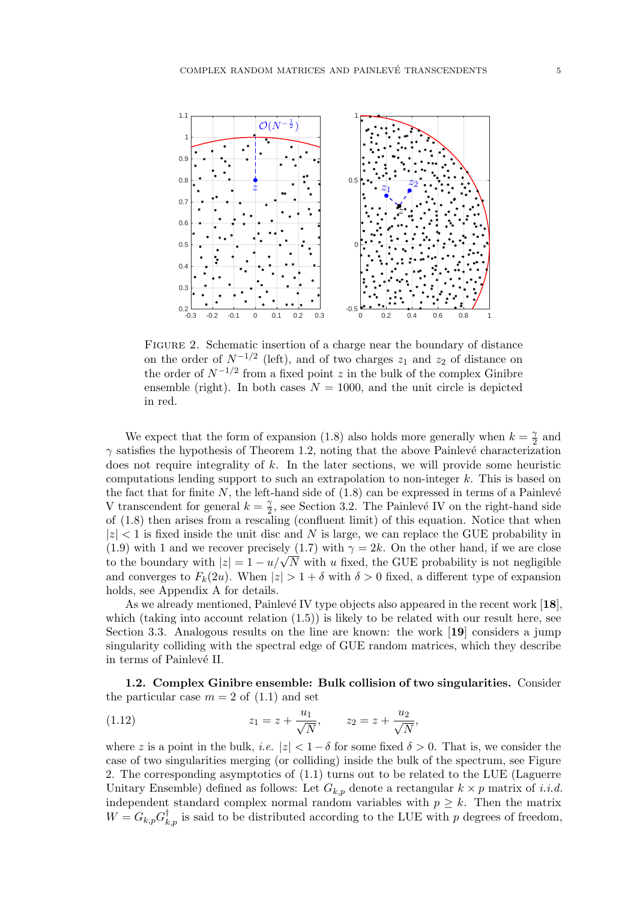FIGURE 2. Schematic insertion of a charge near the boundary of distance on the order of $N^{-1/2}$ (left), and of two charges $z_1$ and $z_2$ of distance on the order of $N^{-1/2}$ from a fixed point $z$ in the bulk of the complex Ginibre ensemble (right). In both cases $N = 1000$, and the unit circle is depicted in red.

We expect that the form of expansion (1.8) also holds more generally when $k = \frac{\gamma}{2}$ and $\gamma$ satisfies the hypothesis of Theorem 1.2, noting that the above Painlevé characterization does not require integrality of $k$. In the later sections, we will provide some heuristic computations lending support to such an extrapolation to non-integer $k$. This is based on the fact that for finite $N$, the left-hand side of (1.8) can be expressed in terms of a Painlevé V transcendent for general $k = \frac{\gamma}{2}$, see Section 3.2. The Painlevé IV on the right-hand side of (1.8) then arises from a rescaling (confluent limit) of this equation. Notice that when $|z| < 1$ is fixed inside the unit disc and $N$ is large, we can replace the GUE probability in (1.9) with 1 and we recover precisely (1.7) with $\gamma = 2k$. On the other hand, if we are close to the boundary with $|z| = 1 - u/\sqrt{N}$ with $u$ fixed, the GUE probability is not negligible and converges to $F_k(2u)$. When $|z| > 1 + \delta$ with $\delta > 0$ fixed, a different type of expansion holds, see Appendix A for details.

As we already mentioned, Painlevé IV type objects also appeared in the recent work [**18**], which (taking into account relation (1.5)) is likely to be related with our result here, see Section 3.3. Analogous results on the line are known: the work [**19**] considers a jump singularity colliding with the spectral edge of GUE random matrices, which they describe in terms of Painlevé II.

**1.2. Complex Ginibre ensemble: Bulk collision of two singularities.** Consider the particular case $m = 2$ of (1.1) and set

$$z_1 = z + \frac{u_1}{\sqrt{N}}, \qquad z_2 = z + \frac{u_2}{\sqrt{N}}, \tag{1.12}$$

where $z$ is a point in the bulk, *i.e.* $|z| < 1 - \delta$ for some fixed $\delta > 0$. That is, we consider the case of two singularities merging (or colliding) inside the bulk of the spectrum, see Figure 2. The corresponding asymptotics of (1.1) turns out to be related to the LUE (Laguerre Unitary Ensemble) defined as follows: Let $G_{k,p}$ denote a rectangular $k \times p$ matrix of *i.i.d.* independent standard complex normal random variables with $p \geq k$. Then the matrix $W = G_{k,p}G_{k,p}^{\dagger}$ is said to be distributed according to the LUE with $p$ degrees of freedom,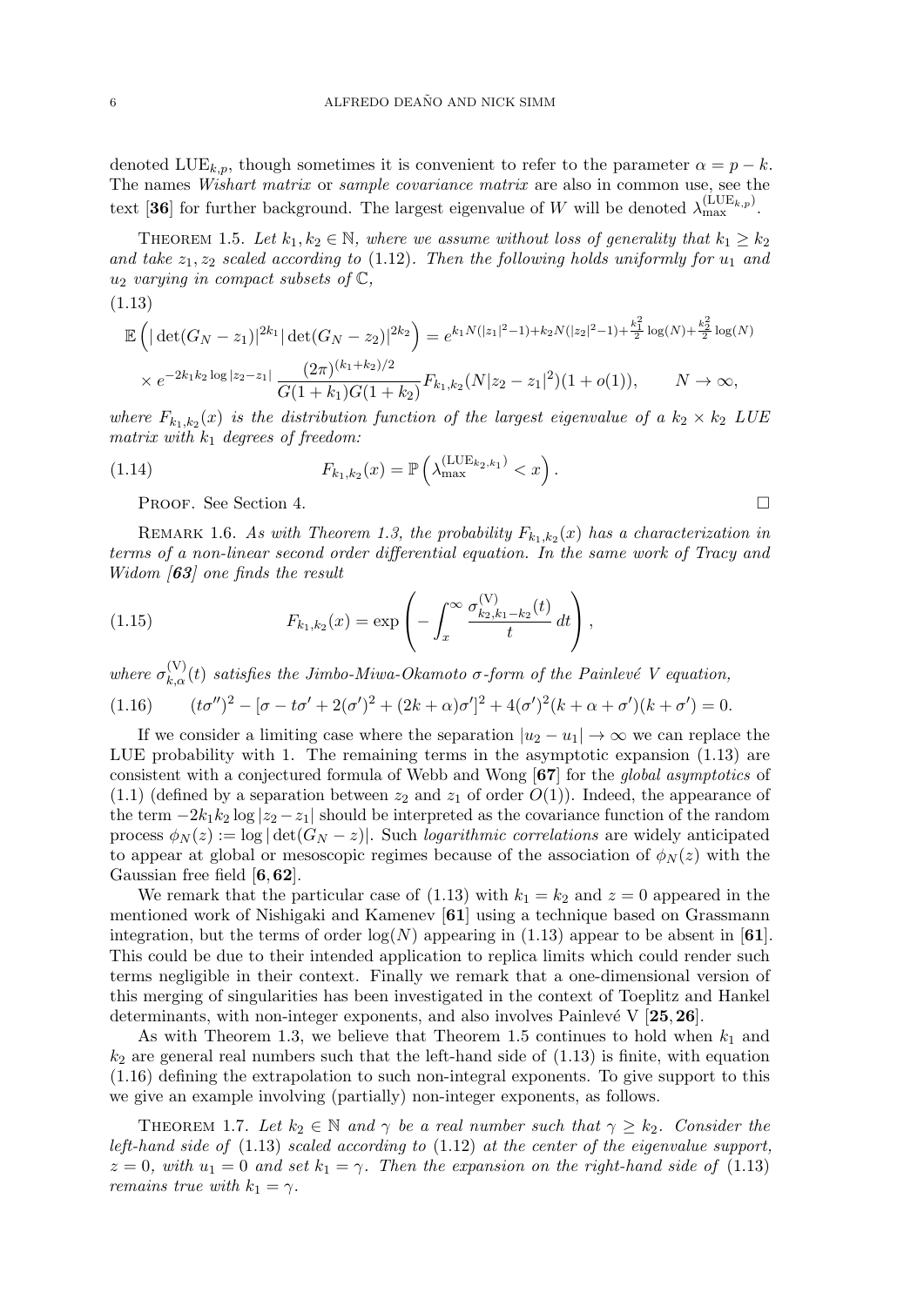denoted $\mathrm{LUE}_{k,p}$, though sometimes it is convenient to refer to the parameter $\alpha = p - k$. The names *Wishart matrix* or *sample covariance matrix* are also in common use, see the text [**36**] for further background. The largest eigenvalue of $W$ will be denoted $\lambda_{\max}^{(\mathrm{LUE}_{k,p})}$.

THEOREM 1.5. *Let $k_1, k_2 \in \mathbb{N}$, where we assume without loss of generality that $k_1 \geq k_2$ and take $z_1, z_2$ scaled according to* (1.12)*. Then the following holds uniformly for $u_1$ and $u_2$ varying in compact subsets of $\mathbb{C}$,*

$$
\begin{aligned}
\mathbb{E}\left(|\det(G_N - z_1)|^{2k_1}|\det(G_N - z_2)|^{2k_2}\right) &= e^{k_1 N(|z_1|^2-1)+k_2 N(|z_2|^2-1)+\frac{k_1^2}{2}\log(N)+\frac{k_2^2}{2}\log(N)} \\
&\times e^{-2k_1k_2\log|z_2-z_1|}\,\frac{(2\pi)^{(k_1+k_2)/2}}{G(1+k_1)G(1+k_2)}F_{k_1,k_2}(N|z_2-z_1|^2)(1+o(1)), \qquad N \to \infty,
\end{aligned} \tag{1.13}
$$

*where $F_{k_1,k_2}(x)$ is the distribution function of the largest eigenvalue of a $k_2 \times k_2$ LUE matrix with $k_1$ degrees of freedom:*

$$
F_{k_1,k_2}(x) = \mathbb{P}\left(\lambda_{\max}^{(\mathrm{LUE}_{k_2,k_1})} < x\right). \tag{1.14}
$$

PROOF. See Section 4. □

REMARK 1.6. *As with Theorem 1.3, the probability $F_{k_1,k_2}(x)$ has a characterization in terms of a non-linear second order differential equation. In the same work of Tracy and Widom [**63**] one finds the result*

$$
F_{k_1,k_2}(x) = \exp\left(-\int_x^\infty \frac{\sigma_{k_2,k_1-k_2}^{(\mathrm{V})}(t)}{t}\,dt\right), \tag{1.15}
$$

*where $\sigma_{k,\alpha}^{(\mathrm{V})}(t)$ satisfies the Jimbo-Miwa-Okamoto $\sigma$-form of the Painlevé V equation,*

$$
(t\sigma'')^2 - [\sigma - t\sigma' + 2(\sigma')^2 + (2k+\alpha)\sigma']^2 + 4(\sigma')^2(k+\alpha+\sigma')(k+\sigma') = 0. \tag{1.16}
$$

If we consider a limiting case where the separation $|u_2 - u_1| \to \infty$ we can replace the LUE probability with 1. The remaining terms in the asymptotic expansion (1.13) are consistent with a conjectured formula of Webb and Wong [**67**] for the *global asymptotics* of (1.1) (defined by a separation between $z_2$ and $z_1$ of order $O(1)$). Indeed, the appearance of the term $-2k_1k_2\log|z_2 - z_1|$ should be interpreted as the covariance function of the random process $\phi_N(z) := \log|\det(G_N - z)|$. Such *logarithmic correlations* are widely anticipated to appear at global or mesoscopic regimes because of the association of $\phi_N(z)$ with the Gaussian free field [**6, 62**].

We remark that the particular case of (1.13) with $k_1 = k_2$ and $z = 0$ appeared in the mentioned work of Nishigaki and Kamenev [**61**] using a technique based on Grassmann integration, but the terms of order $\log(N)$ appearing in (1.13) appear to be absent in [**61**]. This could be due to their intended application to replica limits which could render such terms negligible in their context. Finally we remark that a one-dimensional version of this merging of singularities has been investigated in the context of Toeplitz and Hankel determinants, with non-integer exponents, and also involves Painlevé V [**25, 26**].

As with Theorem 1.3, we believe that Theorem 1.5 continues to hold when $k_1$ and $k_2$ are general real numbers such that the left-hand side of (1.13) is finite, with equation (1.16) defining the extrapolation to such non-integral exponents. To give support to this we give an example involving (partially) non-integer exponents, as follows.

THEOREM 1.7. *Let $k_2 \in \mathbb{N}$ and $\gamma$ be a real number such that $\gamma \geq k_2$. Consider the left-hand side of* (1.13) *scaled according to* (1.12) *at the center of the eigenvalue support, $z = 0$, with $u_1 = 0$ and set $k_1 = \gamma$. Then the expansion on the right-hand side of* (1.13) *remains true with $k_1 = \gamma$.*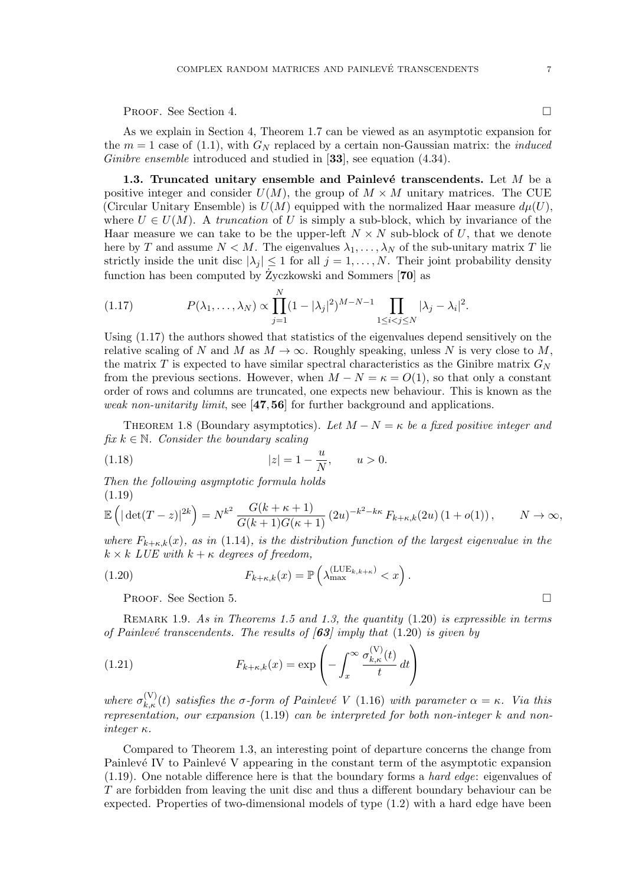PROOF. See Section 4. ☐

As we explain in Section 4, Theorem 1.7 can be viewed as an asymptotic expansion for the $m = 1$ case of (1.1), with $G_N$ replaced by a certain non-Gaussian matrix: the *induced Ginibre ensemble* introduced and studied in [**33**], see equation (4.34).

**1.3. Truncated unitary ensemble and Painlevé transcendents.** Let $M$ be a positive integer and consider $U(M)$, the group of $M \times M$ unitary matrices. The CUE (Circular Unitary Ensemble) is $U(M)$ equipped with the normalized Haar measure $d\mu(U)$, where $U \in U(M)$. A *truncation* of $U$ is simply a sub-block, which by invariance of the Haar measure we can take to be the upper-left $N \times N$ sub-block of $U$, that we denote here by $T$ and assume $N < M$. The eigenvalues $\lambda_1, \ldots, \lambda_N$ of the sub-unitary matrix $T$ lie strictly inside the unit disc $|\lambda_j| \leq 1$ for all $j = 1, \ldots, N$. Their joint probability density function has been computed by Życzkowski and Sommers [**70**] as

$$
P(\lambda_1, \ldots, \lambda_N) \propto \prod_{j=1}^{N} (1 - |\lambda_j|^2)^{M-N-1} \prod_{1 \leq i < j \leq N} |\lambda_j - \lambda_i|^2. \tag{1.17}
$$

Using (1.17) the authors showed that statistics of the eigenvalues depend sensitively on the relative scaling of $N$ and $M$ as $M \to \infty$. Roughly speaking, unless $N$ is very close to $M$, the matrix $T$ is expected to have similar spectral characteristics as the Ginibre matrix $G_N$ from the previous sections. However, when $M - N = \kappa = O(1)$, so that only a constant order of rows and columns are truncated, one expects new behaviour. This is known as the *weak non-unitarity limit*, see [**47, 56**] for further background and applications.

THEOREM 1.8 (Boundary asymptotics). *Let $M - N = \kappa$ be a fixed positive integer and fix $k \in \mathbb{N}$. Consider the boundary scaling*

$$
|z| = 1 - \frac{u}{N}, \qquad u > 0. \tag{1.18}
$$

*Then the following asymptotic formula holds*

$$
\mathbb{E}\left(|\det(T - z)|^{2k}\right) = N^{k^2} \frac{G(k+\kappa+1)}{G(k+1)G(\kappa+1)} (2u)^{-k^2-k\kappa} F_{k+\kappa,k}(2u) \left(1 + o(1)\right), \qquad N \to \infty, \tag{1.19}
$$

*where $F_{k+\kappa,k}(x)$, as in (1.14), is the distribution function of the largest eigenvalue in the $k \times k$ LUE with $k + \kappa$ degrees of freedom,*

$$
F_{k+\kappa,k}(x) = \mathbb{P}\left(\lambda_{\max}^{(\mathrm{LUE}_{k,k+\kappa})} < x\right). \tag{1.20}
$$

PROOF. See Section 5. ☐

REMARK 1.9. *As in Theorems 1.5 and 1.3, the quantity* (1.20) *is expressible in terms of Painlevé transcendents. The results of [**63**] imply that* (1.20) *is given by*

$$
F_{k+\kappa,k}(x) = \exp\left(-\int_x^\infty \frac{\sigma_{k,\kappa}^{(\mathrm{V})}(t)}{t}\, dt\right) \tag{1.21}
$$

*where $\sigma_{k,\kappa}^{(\mathrm{V})}(t)$ satisfies the $\sigma$-form of Painlevé V* (1.16) *with parameter $\alpha = \kappa$. Via this representation, our expansion* (1.19) *can be interpreted for both non-integer $k$ and non-integer $\kappa$.*

Compared to Theorem 1.3, an interesting point of departure concerns the change from Painlevé IV to Painlevé V appearing in the constant term of the asymptotic expansion (1.19). One notable difference here is that the boundary forms a *hard edge*: eigenvalues of $T$ are forbidden from leaving the unit disc and thus a different boundary behaviour can be expected. Properties of two-dimensional models of type (1.2) with a hard edge have been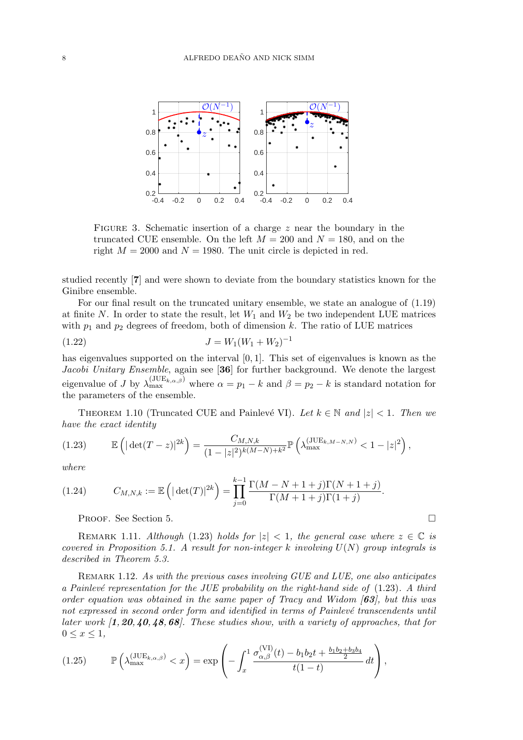FIGURE 3. Schematic insertion of a charge $z$ near the boundary in the truncated CUE ensemble. On the left $M = 200$ and $N = 180$, and on the right $M = 2000$ and $N = 1980$. The unit circle is depicted in red.

studied recently [**7**] and were shown to deviate from the boundary statistics known for the Ginibre ensemble.

For our final result on the truncated unitary ensemble, we state an analogue of (1.19) at finite $N$. In order to state the result, let $W_1$ and $W_2$ be two independent LUE matrices with $p_1$ and $p_2$ degrees of freedom, both of dimension $k$. The ratio of LUE matrices

$$J = W_1(W_1 + W_2)^{-1} \tag{1.22}$$

has eigenvalues supported on the interval $[0, 1]$. This set of eigenvalues is known as the *Jacobi Unitary Ensemble*, again see [**36**] for further background. We denote the largest eigenvalue of $J$ by $\lambda_{\max}^{(\mathrm{JUE}_{k,\alpha,\beta})}$ where $\alpha = p_1 - k$ and $\beta = p_2 - k$ is standard notation for the parameters of the ensemble.

THEOREM 1.10 (Truncated CUE and Painlevé VI). *Let $k \in \mathbb{N}$ and $|z| < 1$. Then we have the exact identity*

$$\mathbb{E}\left(|\det(T - z)|^{2k}\right) = \frac{C_{M,N,k}}{(1 - |z|^2)^{k(M-N)+k^2}} \mathbb{P}\left(\lambda_{\max}^{(\mathrm{JUE}_{k,M-N,N})} < 1 - |z|^2\right), \tag{1.23}$$

*where*

$$C_{M,N,k} := \mathbb{E}\left(|\det(T)|^{2k}\right) = \prod_{j=0}^{k-1} \frac{\Gamma(M - N + 1 + j)\Gamma(N + 1 + j)}{\Gamma(M + 1 + j)\Gamma(1 + j)}. \tag{1.24}$$

PROOF. See Section 5. □

REMARK 1.11. *Although (1.23) holds for $|z| < 1$, the general case where $z \in \mathbb{C}$ is covered in Proposition 5.1. A result for non-integer $k$ involving $U(N)$ group integrals is described in Theorem 5.3.*

REMARK 1.12. *As with the previous cases involving GUE and LUE, one also anticipates a Painlevé representation for the JUE probability on the right-hand side of (1.23). A third order equation was obtained in the same paper of Tracy and Widom [**63**], but this was not expressed in second order form and identified in terms of Painlevé transcendents until later work [**1, 20, 40, 48, 68**]. These studies show, with a variety of approaches, that for $0 \leq x \leq 1$,*

$$\mathbb{P}\left(\lambda_{\max}^{(\mathrm{JUE}_{k,\alpha,\beta})} < x\right) = \exp\left(-\int_x^1 \frac{\sigma_{\alpha,\beta}^{(\mathrm{VI})}(t) - b_1 b_2 t + \frac{b_1 b_2 + b_3 b_4}{2}}{t(1-t)}\, dt\right), \tag{1.25}$$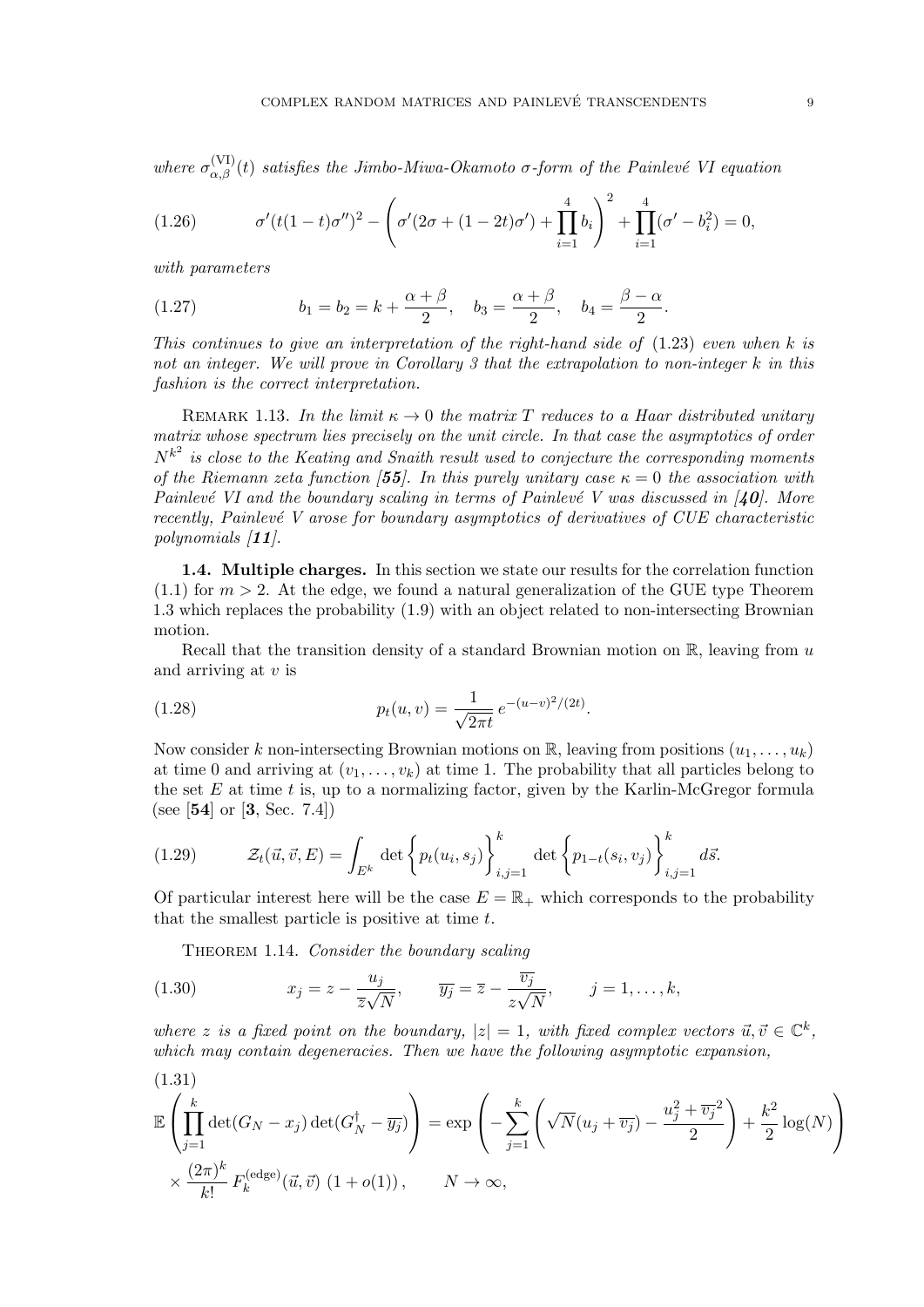*where $\sigma^{(\mathrm{VI})}_{\alpha,\beta}(t)$ satisfies the Jimbo-Miwa-Okamoto σ-form of the Painlevé VI equation*

$$\sigma'(t(1-t)\sigma'')^2 - \left(\sigma'(2\sigma + (1-2t)\sigma') + \prod_{i=1}^{4} b_i\right)^2 + \prod_{i=1}^{4}(\sigma' - b_i^2) = 0, \tag{1.26}$$

*with parameters*

$$b_1 = b_2 = k + \frac{\alpha+\beta}{2}, \quad b_3 = \frac{\alpha+\beta}{2}, \quad b_4 = \frac{\beta-\alpha}{2}. \tag{1.27}$$

*This continues to give an interpretation of the right-hand side of (1.23) even when $k$ is not an integer. We will prove in Corollary 3 that the extrapolation to non-integer $k$ in this fashion is the correct interpretation.*

Remark 1.13. *In the limit $\kappa \to 0$ the matrix $T$ reduces to a Haar distributed unitary matrix whose spectrum lies precisely on the unit circle. In that case the asymptotics of order $N^{k^2}$ is close to the Keating and Snaith result used to conjecture the corresponding moments of the Riemann zeta function [**55**]. In this purely unitary case $\kappa = 0$ the association with Painlevé VI and the boundary scaling in terms of Painlevé V was discussed in [**40**]. More recently, Painlevé V arose for boundary asymptotics of derivatives of CUE characteristic polynomials [**11**].*

**1.4. Multiple charges.** In this section we state our results for the correlation function (1.1) for $m > 2$. At the edge, we found a natural generalization of the GUE type Theorem 1.3 which replaces the probability (1.9) with an object related to non-intersecting Brownian motion.

Recall that the transition density of a standard Brownian motion on $\mathbb{R}$, leaving from $u$ and arriving at $v$ is

$$p_t(u,v) = \frac{1}{\sqrt{2\pi t}}\, e^{-(u-v)^2/(2t)}. \tag{1.28}$$

Now consider $k$ non-intersecting Brownian motions on $\mathbb{R}$, leaving from positions $(u_1,\dots,u_k)$ at time 0 and arriving at $(v_1,\dots,v_k)$ at time 1. The probability that all particles belong to the set $E$ at time $t$ is, up to a normalizing factor, given by the Karlin-McGregor formula (see [**54**] or [**3**, Sec. 7.4])

$$\mathcal{Z}_t(\vec{u},\vec{v},E) = \int_{E^k} \det\Big\{p_t(u_i,s_j)\Big\}_{i,j=1}^{k} \det\Big\{p_{1-t}(s_i,v_j)\Big\}_{i,j=1}^{k} d\vec{s}. \tag{1.29}$$

Of particular interest here will be the case $E = \mathbb{R}_+$ which corresponds to the probability that the smallest particle is positive at time $t$.

Theorem 1.14. *Consider the boundary scaling*

$$x_j = z - \frac{u_j}{\overline{z}\sqrt{N}}, \qquad \overline{y_j} = \overline{z} - \frac{\overline{v_j}}{z\sqrt{N}}, \qquad j = 1,\dots,k, \tag{1.30}$$

*where $z$ is a fixed point on the boundary, $|z| = 1$, with fixed complex vectors $\vec{u},\vec{v} \in \mathbb{C}^k$, which may contain degeneracies. Then we have the following asymptotic expansion,*

$$\mathbb{E}\left(\prod_{j=1}^{k}\det(G_N - x_j)\det(G_N^\dagger - \overline{y_j})\right) = \exp\left(-\sum_{j=1}^{k}\left(\sqrt{N}(u_j + \overline{v_j}) - \frac{u_j^2 + \overline{v_j}^2}{2}\right) + \frac{k^2}{2}\log(N)\right)$$
$$\times \frac{(2\pi)^k}{k!}\, F_k^{(\mathrm{edge})}(\vec{u},\vec{v})\,(1+o(1)), \qquad N \to \infty, \tag{1.31}$$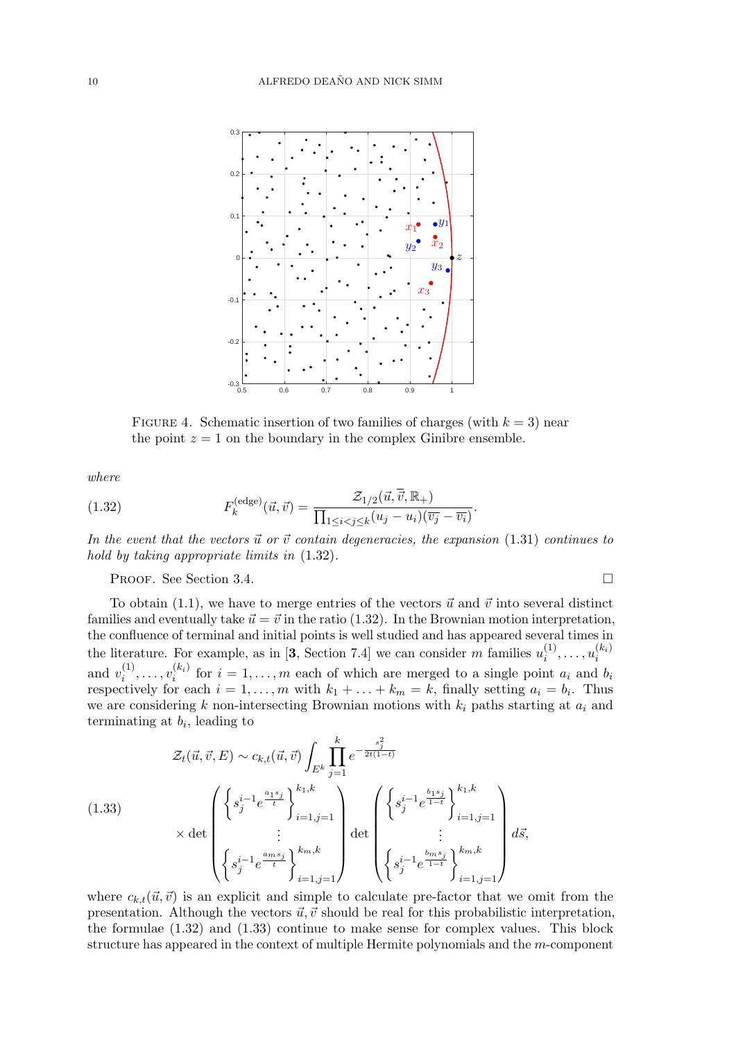FIGURE 4. Schematic insertion of two families of charges (with $k = 3$) near the point $z = 1$ on the boundary in the complex Ginibre ensemble.

*where*

$$F_k^{(\mathrm{edge})}(\vec{u}, \vec{v}) = \frac{\mathcal{Z}_{1/2}(\vec{u}, \overline{\vec{v}}, \mathbb{R}_+)}{\prod_{1 \leq i < j \leq k}(u_j - u_i)(\overline{v_j} - \overline{v_i})}. \tag{1.32}$$

*In the event that the vectors $\vec{u}$ or $\vec{v}$ contain degeneracies, the expansion* (1.31) *continues to hold by taking appropriate limits in* (1.32).

PROOF. See Section 3.4. □

To obtain (1.1), we have to merge entries of the vectors $\vec{u}$ and $\vec{v}$ into several distinct families and eventually take $\vec{u} = \vec{v}$ in the ratio (1.32). In the Brownian motion interpretation, the confluence of terminal and initial points is well studied and has appeared several times in the literature. For example, as in [**3**, Section 7.4] we can consider $m$ families $u_i^{(1)}, \ldots, u_i^{(k_i)}$ and $v_i^{(1)}, \ldots, v_i^{(k_i)}$ for $i = 1, \ldots, m$ each of which are merged to a single point $a_i$ and $b_i$ respectively for each $i = 1, \ldots, m$ with $k_1 + \ldots + k_m = k$, finally setting $a_i = b_i$. Thus we are considering $k$ non-intersecting Brownian motions with $k_i$ paths starting at $a_i$ and terminating at $b_i$, leading to

$$\mathcal{Z}_t(\vec{u}, \vec{v}, E) \sim c_{k,t}(\vec{u}, \vec{v}) \int_{E^k} \prod_{j=1}^{k} e^{-\frac{s_j^2}{2t(1-t)}} \times \det \begin{pmatrix} \left\{ s_j^{i-1} e^{\frac{a_1 s_j}{t}} \right\}_{i=1,j=1}^{k_1,k} \\ \vdots \\ \left\{ s_j^{i-1} e^{\frac{a_m s_j}{t}} \right\}_{i=1,j=1}^{k_m,k} \end{pmatrix} \det \begin{pmatrix} \left\{ s_j^{i-1} e^{\frac{b_1 s_j}{1-t}} \right\}_{i=1,j=1}^{k_1,k} \\ \vdots \\ \left\{ s_j^{i-1} e^{\frac{b_m s_j}{1-t}} \right\}_{i=1,j=1}^{k_m,k} \end{pmatrix} d\vec{s}, \tag{1.33}$$

where $c_{k,t}(\vec{u}, \vec{v})$ is an explicit and simple to calculate pre-factor that we omit from the presentation. Although the vectors $\vec{u}, \vec{v}$ should be real for this probabilistic interpretation, the formulae (1.32) and (1.33) continue to make sense for complex values. This block structure has appeared in the context of multiple Hermite polynomials and the $m$-component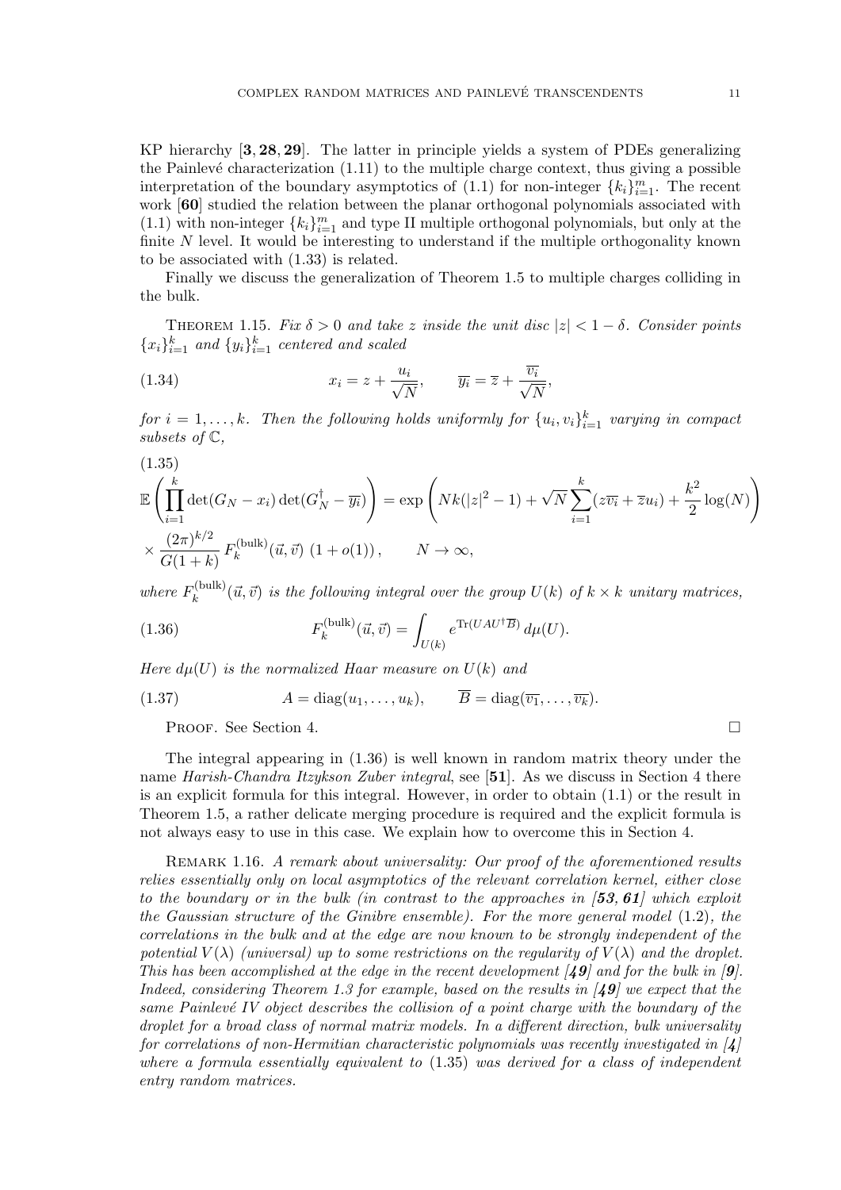KP hierarchy [**3, 28, 29**]. The latter in principle yields a system of PDEs generalizing the Painlevé characterization (1.11) to the multiple charge context, thus giving a possible interpretation of the boundary asymptotics of (1.1) for non-integer $\{k_i\}_{i=1}^m$. The recent work [**60**] studied the relation between the planar orthogonal polynomials associated with (1.1) with non-integer $\{k_i\}_{i=1}^m$ and type II multiple orthogonal polynomials, but only at the finite $N$ level. It would be interesting to understand if the multiple orthogonality known to be associated with (1.33) is related.

Finally we discuss the generalization of Theorem 1.5 to multiple charges colliding in the bulk.

Theorem 1.15. *Fix $\delta > 0$ and take $z$ inside the unit disc $|z| < 1 - \delta$. Consider points $\{x_i\}_{i=1}^k$ and $\{y_i\}_{i=1}^k$ centered and scaled*

$$x_i = z + \frac{u_i}{\sqrt{N}}, \qquad \overline{y_i} = \overline{z} + \frac{\overline{v_i}}{\sqrt{N}}, \tag{1.34}$$

*for $i = 1, \ldots, k$. Then the following holds uniformly for $\{u_i, v_i\}_{i=1}^k$ varying in compact subsets of $\mathbb{C}$,*

$$\mathbb{E}\left(\prod_{i=1}^k \det(G_N - x_i)\det(G_N^\dagger - \overline{y_i})\right) = \exp\left(Nk(|z|^2 - 1) + \sqrt{N}\sum_{i=1}^k (z\overline{v_i} + \overline{z}u_i) + \frac{k^2}{2}\log(N)\right)$$
$$\times \frac{(2\pi)^{k/2}}{G(1+k)} F_k^{(\mathrm{bulk})}(\vec{u}, \vec{v})\,(1 + o(1)), \qquad N \to \infty, \tag{1.35}$$

*where $F_k^{(\mathrm{bulk})}(\vec{u}, \vec{v})$ is the following integral over the group $U(k)$ of $k \times k$ unitary matrices,*

$$F_k^{(\mathrm{bulk})}(\vec{u}, \vec{v}) = \int_{U(k)} e^{\mathrm{Tr}(UAU^\dagger \overline{B})}\, d\mu(U). \tag{1.36}$$

*Here $d\mu(U)$ is the normalized Haar measure on $U(k)$ and*

$$A = \mathrm{diag}(u_1, \ldots, u_k), \qquad \overline{B} = \mathrm{diag}(\overline{v_1}, \ldots, \overline{v_k}). \tag{1.37}$$

Proof. See Section 4. □

The integral appearing in (1.36) is well known in random matrix theory under the name *Harish-Chandra Itzykson Zuber integral*, see [**51**]. As we discuss in Section 4 there is an explicit formula for this integral. However, in order to obtain (1.1) or the result in Theorem 1.5, a rather delicate merging procedure is required and the explicit formula is not always easy to use in this case. We explain how to overcome this in Section 4.

Remark 1.16. *A remark about universality: Our proof of the aforementioned results relies essentially only on local asymptotics of the relevant correlation kernel, either close to the boundary or in the bulk (in contrast to the approaches in [**53, 61**] which exploit the Gaussian structure of the Ginibre ensemble). For the more general model (1.2), the correlations in the bulk and at the edge are now known to be strongly independent of the potential $V(\lambda)$ (universal) up to some restrictions on the regularity of $V(\lambda)$ and the droplet. This has been accomplished at the edge in the recent development [**49**] and for the bulk in [**9**]. Indeed, considering Theorem 1.3 for example, based on the results in [**49**] we expect that the same Painlevé IV object describes the collision of a point charge with the boundary of the droplet for a broad class of normal matrix models. In a different direction, bulk universality for correlations of non-Hermitian characteristic polynomials was recently investigated in [**4**] where a formula essentially equivalent to (1.35) was derived for a class of independent entry random matrices.*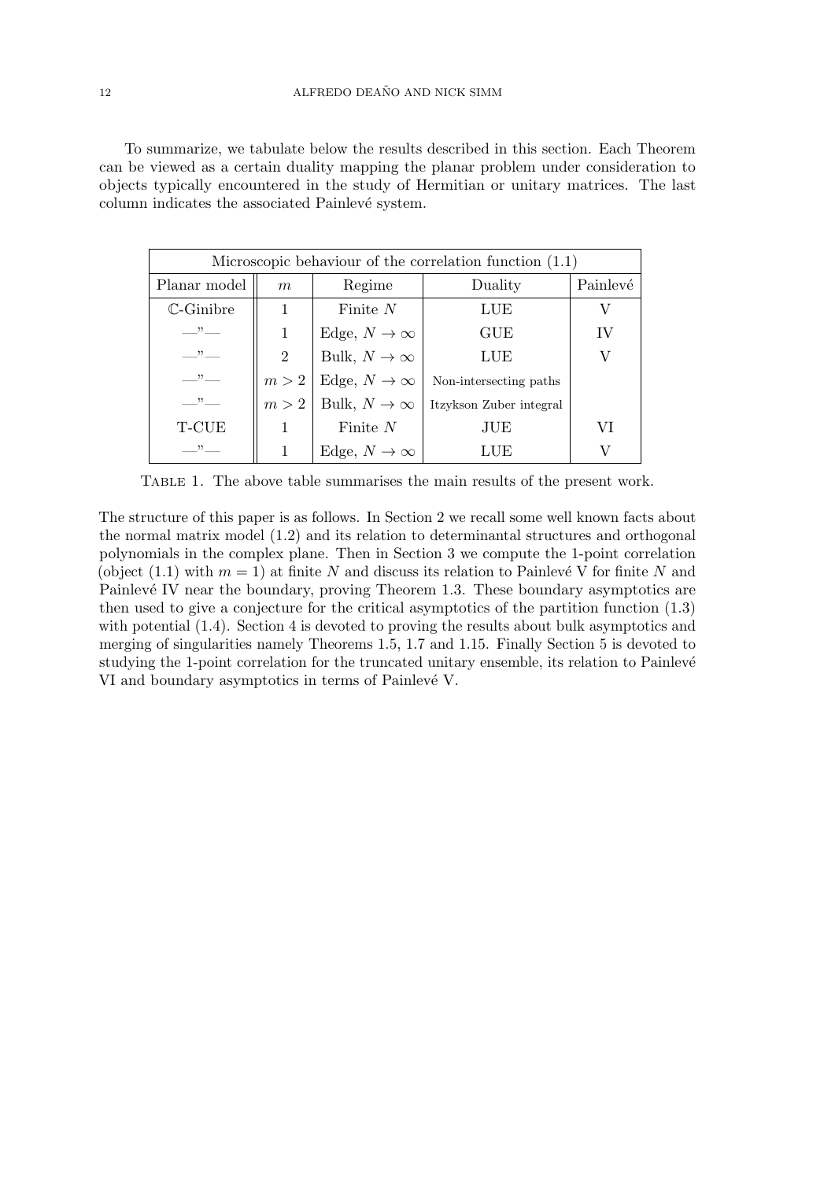To summarize, we tabulate below the results described in this section. Each Theorem can be viewed as a certain duality mapping the planar problem under consideration to objects typically encountered in the study of Hermitian or unitary matrices. The last column indicates the associated Painlevé system.

| Microscopic behaviour of the correlation function (1.1) | | | | |
|---|---|---|---|---|
| Planar model | $m$ | Regime | Duality | Painlevé |
| $\mathbb{C}$-Ginibre | 1 | Finite $N$ | LUE | V |
| —"— | 1 | Edge, $N \to \infty$ | GUE | IV |
| —"— | 2 | Bulk, $N \to \infty$ | LUE | V |
| —"— | $m > 2$ | Edge, $N \to \infty$ | Non-intersecting paths | |
| —"— | $m > 2$ | Bulk, $N \to \infty$ | Itzykson Zuber integral | |
| T-CUE | 1 | Finite $N$ | JUE | VI |
| —"— | 1 | Edge, $N \to \infty$ | LUE | V |

Table 1. The above table summarises the main results of the present work.

The structure of this paper is as follows. In Section 2 we recall some well known facts about the normal matrix model (1.2) and its relation to determinantal structures and orthogonal polynomials in the complex plane. Then in Section 3 we compute the 1-point correlation (object (1.1) with $m = 1$) at finite $N$ and discuss its relation to Painlevé V for finite $N$ and Painlevé IV near the boundary, proving Theorem 1.3. These boundary asymptotics are then used to give a conjecture for the critical asymptotics of the partition function (1.3) with potential (1.4). Section 4 is devoted to proving the results about bulk asymptotics and merging of singularities namely Theorems 1.5, 1.7 and 1.15. Finally Section 5 is devoted to studying the 1-point correlation for the truncated unitary ensemble, its relation to Painlevé VI and boundary asymptotics in terms of Painlevé V.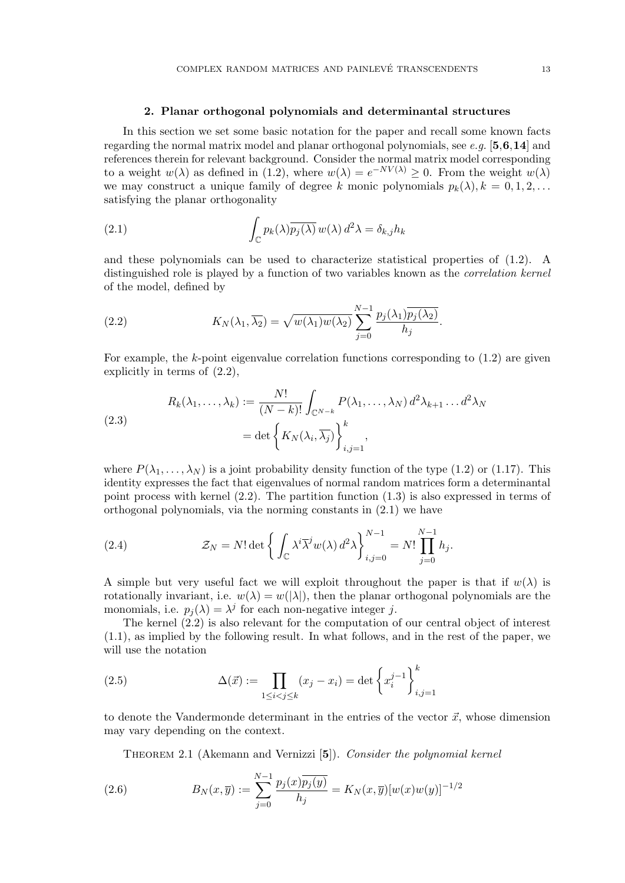## 2. Planar orthogonal polynomials and determinantal structures

In this section we set some basic notation for the paper and recall some known facts regarding the normal matrix model and planar orthogonal polynomials, see *e.g.* [**5**,**6**,**14**] and references therein for relevant background. Consider the normal matrix model corresponding to a weight $w(\lambda)$ as defined in (1.2), where $w(\lambda) = e^{-NV(\lambda)} \geq 0$. From the weight $w(\lambda)$ we may construct a unique family of degree $k$ monic polynomials $p_k(\lambda), k = 0, 1, 2, \ldots$ satisfying the planar orthogonality

$$\int_{\mathbb{C}} p_k(\lambda)\overline{p_j(\lambda)}\, w(\lambda)\, d^2\lambda = \delta_{k,j} h_k \tag{2.1}$$

and these polynomials can be used to characterize statistical properties of (1.2). A distinguished role is played by a function of two variables known as the *correlation kernel* of the model, defined by

$$K_N(\lambda_1, \overline{\lambda_2}) = \sqrt{w(\lambda_1)w(\lambda_2)} \sum_{j=0}^{N-1} \frac{p_j(\lambda_1)\overline{p_j(\lambda_2)}}{h_j}. \tag{2.2}$$

For example, the $k$-point eigenvalue correlation functions corresponding to (1.2) are given explicitly in terms of (2.2),

$$\begin{aligned} R_k(\lambda_1, \ldots, \lambda_k) &:= \frac{N!}{(N-k)!} \int_{\mathbb{C}^{N-k}} P(\lambda_1, \ldots, \lambda_N)\, d^2\lambda_{k+1} \ldots d^2\lambda_N \\ &= \det\left\{ K_N(\lambda_i, \overline{\lambda_j}) \right\}_{i,j=1}^{k}, \end{aligned} \tag{2.3}$$

where $P(\lambda_1, \ldots, \lambda_N)$ is a joint probability density function of the type (1.2) or (1.17). This identity expresses the fact that eigenvalues of normal random matrices form a determinantal point process with kernel (2.2). The partition function (1.3) is also expressed in terms of orthogonal polynomials, via the norming constants in (2.1) we have

$$\mathcal{Z}_N = N! \det\left\{ \int_{\mathbb{C}} \lambda^i \overline{\lambda}^j w(\lambda)\, d^2\lambda \right\}_{i,j=0}^{N-1} = N! \prod_{j=0}^{N-1} h_j. \tag{2.4}$$

A simple but very useful fact we will exploit throughout the paper is that if $w(\lambda)$ is rotationally invariant, i.e. $w(\lambda) = w(|\lambda|)$, then the planar orthogonal polynomials are the monomials, i.e. $p_j(\lambda) = \lambda^j$ for each non-negative integer $j$.

The kernel (2.2) is also relevant for the computation of our central object of interest (1.1), as implied by the following result. In what follows, and in the rest of the paper, we will use the notation

$$\Delta(\vec{x}) := \prod_{1 \leq i < j \leq k} (x_j - x_i) = \det\left\{ x_i^{j-1} \right\}_{i,j=1}^{k} \tag{2.5}$$

to denote the Vandermonde determinant in the entries of the vector $\vec{x}$, whose dimension may vary depending on the context.

Theorem 2.1 (Akemann and Vernizzi [**5**]). *Consider the polynomial kernel*

$$B_N(x, \overline{y}) := \sum_{j=0}^{N-1} \frac{p_j(x)\overline{p_j(y)}}{h_j} = K_N(x, \overline{y})[w(x)w(y)]^{-1/2} \tag{2.6}$$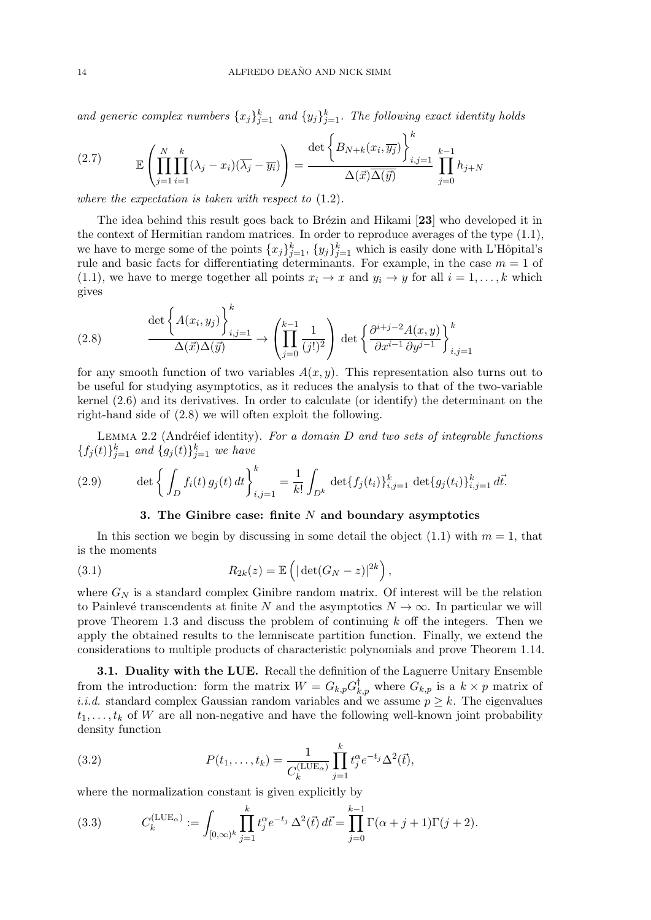*and generic complex numbers $\{x_j\}_{j=1}^k$ and $\{y_j\}_{j=1}^k$. The following exact identity holds*

$$\mathbb{E}\left(\prod_{j=1}^{N}\prod_{i=1}^{k}(\lambda_j - x_i)(\overline{\lambda_j}-\overline{y_i})\right) = \frac{\det\left\{B_{N+k}(x_i,\overline{y_j})\right\}_{i,j=1}^k}{\Delta(\vec{x})\overline{\Delta(\vec{y})}}\prod_{j=0}^{k-1}h_{j+N} \tag{2.7}$$

*where the expectation is taken with respect to* (1.2).

The idea behind this result goes back to Brézin and Hikami [**23**] who developed it in the context of Hermitian random matrices. In order to reproduce averages of the type (1.1), we have to merge some of the points $\{x_j\}_{j=1}^k$, $\{y_j\}_{j=1}^k$ which is easily done with L'Hôpital's rule and basic facts for differentiating determinants. For example, in the case $m = 1$ of (1.1), we have to merge together all points $x_i \to x$ and $y_i \to y$ for all $i = 1,\dots,k$ which gives

$$\frac{\det\left\{A(x_i,y_j)\right\}_{i,j=1}^k}{\Delta(\vec{x})\Delta(\vec{y})} \to \left(\prod_{j=0}^{k-1}\frac{1}{(j!)^2}\right)\det\left\{\frac{\partial^{i+j-2}A(x,y)}{\partial x^{i-1}\,\partial y^{j-1}}\right\}_{i,j=1}^k \tag{2.8}$$

for any smooth function of two variables $A(x,y)$. This representation also turns out to be useful for studying asymptotics, as it reduces the analysis to that of the two-variable kernel (2.6) and its derivatives. In order to calculate (or identify) the determinant on the right-hand side of (2.8) we will often exploit the following.

Lemma 2.2 (Andréief identity). *For a domain $D$ and two sets of integrable functions $\{f_j(t)\}_{j=1}^k$ and $\{g_j(t)\}_{j=1}^k$ we have*

$$\det\left\{\int_D f_i(t)\,g_j(t)\,dt\right\}_{i,j=1}^k = \frac{1}{k!}\int_{D^k}\det\{f_j(t_i)\}_{i,j=1}^k\,\det\{g_j(t_i)\}_{i,j=1}^k\,d\vec{t}. \tag{2.9}$$

## 3. The Ginibre case: finite $N$ and boundary asymptotics

In this section we begin by discussing in some detail the object (1.1) with $m = 1$, that is the moments

$$R_{2k}(z) = \mathbb{E}\left(|\det(G_N - z)|^{2k}\right), \tag{3.1}$$

where $G_N$ is a standard complex Ginibre random matrix. Of interest will be the relation to Painlevé transcendents at finite $N$ and the asymptotics $N \to \infty$. In particular we will prove Theorem 1.3 and discuss the problem of continuing $k$ off the integers. Then we apply the obtained results to the lemniscate partition function. Finally, we extend the considerations to multiple products of characteristic polynomials and prove Theorem 1.14.

### 3.1. Duality with the LUE.

Recall the definition of the Laguerre Unitary Ensemble from the introduction: form the matrix $W = G_{k,p}G_{k,p}^{\dagger}$ where $G_{k,p}$ is a $k\times p$ matrix of *i.i.d.* standard complex Gaussian random variables and we assume $p \geq k$. The eigenvalues $t_1,\dots,t_k$ of $W$ are all non-negative and have the following well-known joint probability density function

$$P(t_1,\dots,t_k) = \frac{1}{C_k^{(\mathrm{LUE}_\alpha)}}\prod_{j=1}^{k}t_j^{\alpha}e^{-t_j}\Delta^2(\vec{t}), \tag{3.2}$$

where the normalization constant is given explicitly by

$$C_k^{(\mathrm{LUE}_\alpha)} := \int_{[0,\infty)^k}\prod_{j=1}^{k}t_j^{\alpha}e^{-t_j}\,\Delta^2(\vec{t})\,d\vec{t} = \prod_{j=0}^{k-1}\Gamma(\alpha+j+1)\Gamma(j+2). \tag{3.3}$$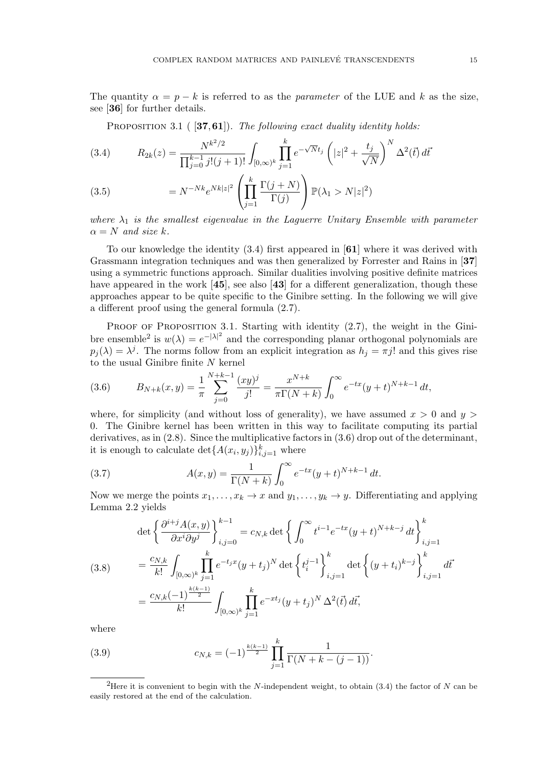The quantity $\alpha = p - k$ is referred to as the *parameter* of the LUE and $k$ as the size, see [**36**] for further details.

Proposition 3.1 ( [**37**, **61**]). *The following exact duality identity holds:*

$$R_{2k}(z) = \frac{N^{k^2/2}}{\prod_{j=0}^{k-1} j!(j+1)!} \int_{[0,\infty)^k} \prod_{j=1}^{k} e^{-\sqrt{N}t_j} \left(|z|^2 + \frac{t_j}{\sqrt{N}}\right)^N \Delta^2(\vec{t})\, d\vec{t} \tag{3.4}$$

$$= N^{-Nk} e^{Nk|z|^2} \left(\prod_{j=1}^{k} \frac{\Gamma(j+N)}{\Gamma(j)}\right) \mathbb{P}(\lambda_1 > N|z|^2) \tag{3.5}$$

*where $\lambda_1$ is the smallest eigenvalue in the Laguerre Unitary Ensemble with parameter $\alpha = N$ and size $k$.*

To our knowledge the identity (3.4) first appeared in [**61**] where it was derived with Grassmann integration techniques and was then generalized by Forrester and Rains in [**37**] using a symmetric functions approach. Similar dualities involving positive definite matrices have appeared in the work [**45**], see also [**43**] for a different generalization, though these approaches appear to be quite specific to the Ginibre setting. In the following we will give a different proof using the general formula (2.7).

Proof of Proposition 3.1. Starting with identity (2.7), the weight in the Ginibre ensemble[2] is $w(\lambda) = e^{-|\lambda|^2}$ and the corresponding planar orthogonal polynomials are $p_j(\lambda) = \lambda^j$. The norms follow from an explicit integration as $h_j = \pi j!$ and this gives rise to the usual Ginibre finite $N$ kernel

$$B_{N+k}(x,y) = \frac{1}{\pi} \sum_{j=0}^{N+k-1} \frac{(xy)^j}{j!} = \frac{x^{N+k}}{\pi\Gamma(N+k)} \int_0^\infty e^{-tx}(y+t)^{N+k-1}\, dt, \tag{3.6}$$

where, for simplicity (and without loss of generality), we have assumed $x > 0$ and $y > 0$. The Ginibre kernel has been written in this way to facilitate computing its partial derivatives, as in (2.8). Since the multiplicative factors in (3.6) drop out of the determinant, it is enough to calculate $\det\{A(x_i, y_j)\}_{i,j=1}^k$ where

$$A(x,y) = \frac{1}{\Gamma(N+k)} \int_0^\infty e^{-tx}(y+t)^{N+k-1}\, dt. \tag{3.7}$$

Now we merge the points $x_1, \ldots, x_k \to x$ and $y_1, \ldots, y_k \to y$. Differentiating and applying Lemma 2.2 yields

$$\begin{aligned}
&\det\left\{\frac{\partial^{i+j} A(x,y)}{\partial x^i \partial y^j}\right\}_{i,j=0}^{k-1} = c_{N,k} \det\left\{\int_0^\infty t^{i-1} e^{-tx}(y+t)^{N+k-j}\, dt\right\}_{i,j=1}^k \\
&= \frac{c_{N,k}}{k!} \int_{[0,\infty)^k} \prod_{j=1}^k e^{-t_j x}(y+t_j)^N \det\left\{t_i^{j-1}\right\}_{i,j=1}^k \det\left\{(y+t_i)^{k-j}\right\}_{i,j=1}^k d\vec{t} \\
&= \frac{c_{N,k}(-1)^{\frac{k(k-1)}{2}}}{k!} \int_{[0,\infty)^k} \prod_{j=1}^k e^{-xt_j}(y+t_j)^N\, \Delta^2(\vec{t})\, d\vec{t},
\end{aligned} \tag{3.8}$$

where

$$c_{N,k} = (-1)^{\frac{k(k-1)}{2}} \prod_{j=1}^{k} \frac{1}{\Gamma(N+k-(j-1))}. \tag{3.9}$$

[2] Here it is convenient to begin with the $N$-independent weight, to obtain (3.4) the factor of $N$ can be easily restored at the end of the calculation.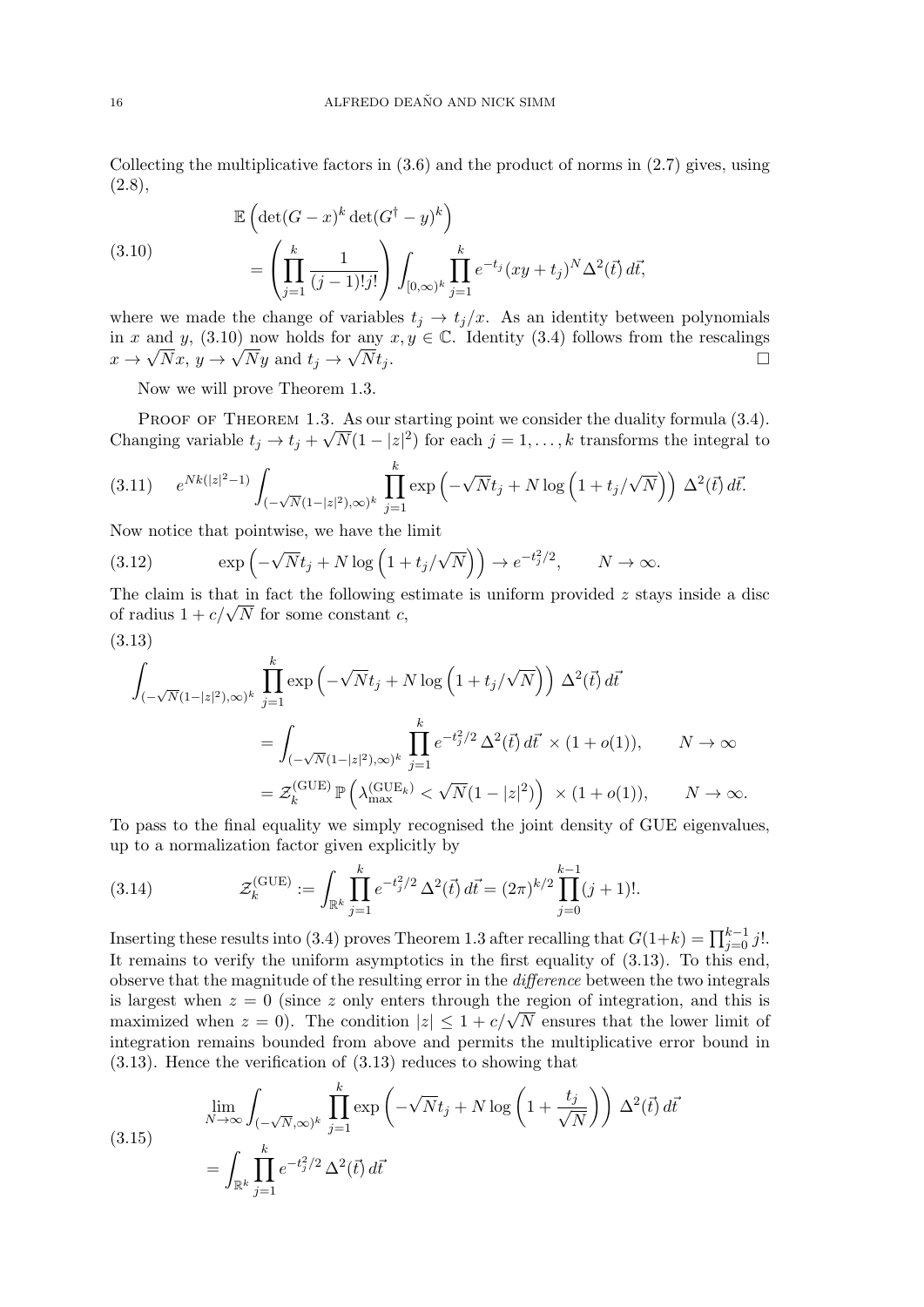Collecting the multiplicative factors in (3.6) and the product of norms in (2.7) gives, using (2.8),

$$
\begin{aligned}
&\mathbb{E}\left(\det(G-x)^k \det(G^\dagger - y)^k\right) \\
&\qquad = \left(\prod_{j=1}^{k} \frac{1}{(j-1)!j!}\right) \int_{[0,\infty)^k} \prod_{j=1}^{k} e^{-t_j}(xy+t_j)^N \Delta^2(\vec{t})\, d\vec{t},
\end{aligned}
\tag{3.10}
$$

where we made the change of variables $t_j \to t_j/x$. As an identity between polynomials in $x$ and $y$, (3.10) now holds for any $x, y \in \mathbb{C}$. Identity (3.4) follows from the rescalings $x \to \sqrt{N}x$, $y \to \sqrt{N}y$ and $t_j \to \sqrt{N}t_j$. □

Now we will prove Theorem 1.3.

Proof of Theorem 1.3. As our starting point we consider the duality formula (3.4). Changing variable $t_j \to t_j + \sqrt{N}(1-|z|^2)$ for each $j = 1, \ldots, k$ transforms the integral to

$$
e^{Nk(|z|^2-1)} \int_{(-\sqrt{N}(1-|z|^2),\infty)^k} \prod_{j=1}^{k} \exp\left(-\sqrt{N}t_j + N\log\left(1+t_j/\sqrt{N}\right)\right) \Delta^2(\vec{t})\, d\vec{t}. \tag{3.11}
$$

Now notice that pointwise, we have the limit

$$
\exp\left(-\sqrt{N}t_j + N\log\left(1+t_j/\sqrt{N}\right)\right) \to e^{-t_j^2/2}, \qquad N \to \infty. \tag{3.12}
$$

The claim is that in fact the following estimate is uniform provided $z$ stays inside a disc of radius $1 + c/\sqrt{N}$ for some constant $c$,

$$
\begin{aligned}
&\int_{(-\sqrt{N}(1-|z|^2),\infty)^k} \prod_{j=1}^{k} \exp\left(-\sqrt{N}t_j + N\log\left(1+t_j/\sqrt{N}\right)\right) \Delta^2(\vec{t})\, d\vec{t} \\
&\qquad = \int_{(-\sqrt{N}(1-|z|^2),\infty)^k} \prod_{j=1}^{k} e^{-t_j^2/2}\, \Delta^2(\vec{t})\, d\vec{t} \,\times (1+o(1)), \qquad N \to \infty \\
&\qquad = \mathcal{Z}_k^{(\mathrm{GUE})}\, \mathbb{P}\left(\lambda_{\max}^{(\mathrm{GUE}_k)} < \sqrt{N}(1-|z|^2)\right) \times (1+o(1)), \qquad N \to \infty.
\end{aligned}
\tag{3.13}
$$

To pass to the final equality we simply recognised the joint density of GUE eigenvalues, up to a normalization factor given explicitly by

$$
\mathcal{Z}_k^{(\mathrm{GUE})} := \int_{\mathbb{R}^k} \prod_{j=1}^{k} e^{-t_j^2/2}\, \Delta^2(\vec{t})\, d\vec{t} = (2\pi)^{k/2} \prod_{j=0}^{k-1} (j+1)!. \tag{3.14}
$$

Inserting these results into (3.4) proves Theorem 1.3 after recalling that $G(1+k) = \prod_{j=0}^{k-1} j!$. It remains to verify the uniform asymptotics in the first equality of (3.13). To this end, observe that the magnitude of the resulting error in the *difference* between the two integrals is largest when $z = 0$ (since $z$ only enters through the region of integration, and this is maximized when $z = 0$). The condition $|z| \leq 1 + c/\sqrt{N}$ ensures that the lower limit of integration remains bounded from above and permits the multiplicative error bound in (3.13). Hence the verification of (3.13) reduces to showing that

$$
\begin{aligned}
&\lim_{N\to\infty} \int_{(-\sqrt{N},\infty)^k} \prod_{j=1}^{k} \exp\left(-\sqrt{N}t_j + N\log\left(1+\frac{t_j}{\sqrt{N}}\right)\right) \Delta^2(\vec{t})\, d\vec{t} \\
&\qquad = \int_{\mathbb{R}^k} \prod_{j=1}^{k} e^{-t_j^2/2}\, \Delta^2(\vec{t})\, d\vec{t}
\end{aligned}
\tag{3.15}
$$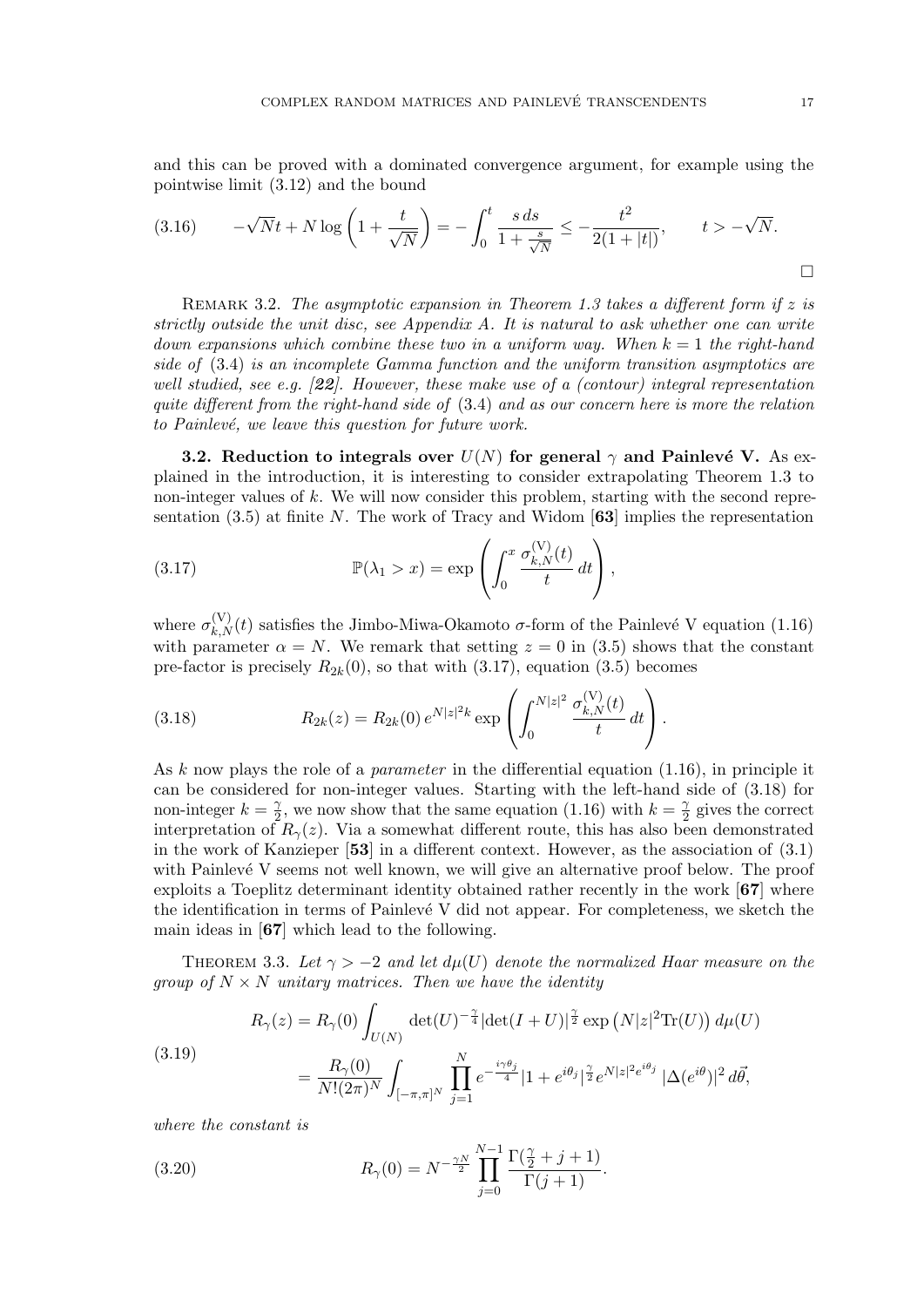and this can be proved with a dominated convergence argument, for example using the pointwise limit (3.12) and the bound

$$-\sqrt{N}t + N\log\left(1+\frac{t}{\sqrt{N}}\right) = -\int_0^t \frac{s\,ds}{1+\frac{s}{\sqrt{N}}} \leq -\frac{t^2}{2(1+|t|)}, \qquad t > -\sqrt{N}. \tag{3.16}$$

□

Remark 3.2. *The asymptotic expansion in Theorem 1.3 takes a different form if $z$ is strictly outside the unit disc, see Appendix A. It is natural to ask whether one can write down expansions which combine these two in a uniform way. When $k=1$ the right-hand side of* (3.4) *is an incomplete Gamma function and the uniform transition asymptotics are well studied, see e.g. [**22**]. However, these make use of a (contour) integral representation quite different from the right-hand side of* (3.4) *and as our concern here is more the relation to Painlevé, we leave this question for future work.*

**3.2. Reduction to integrals over $U(N)$ for general $\gamma$ and Painlevé V.** As explained in the introduction, it is interesting to consider extrapolating Theorem 1.3 to non-integer values of $k$. We will now consider this problem, starting with the second representation (3.5) at finite $N$. The work of Tracy and Widom [**63**] implies the representation

$$\mathbb{P}(\lambda_1 > x) = \exp\left(\int_0^x \frac{\sigma_{k,N}^{(\mathrm{V})}(t)}{t}\,dt\right), \tag{3.17}$$

where $\sigma_{k,N}^{(\mathrm{V})}(t)$ satisfies the Jimbo-Miwa-Okamoto $\sigma$-form of the Painlevé V equation (1.16) with parameter $\alpha = N$. We remark that setting $z=0$ in (3.5) shows that the constant pre-factor is precisely $R_{2k}(0)$, so that with (3.17), equation (3.5) becomes

$$R_{2k}(z) = R_{2k}(0)\,e^{N|z|^2 k}\exp\left(\int_0^{N|z|^2} \frac{\sigma_{k,N}^{(\mathrm{V})}(t)}{t}\,dt\right). \tag{3.18}$$

As $k$ now plays the role of a *parameter* in the differential equation (1.16), in principle it can be considered for non-integer values. Starting with the left-hand side of (3.18) for non-integer $k=\frac{\gamma}{2}$, we now show that the same equation (1.16) with $k=\frac{\gamma}{2}$ gives the correct interpretation of $R_\gamma(z)$. Via a somewhat different route, this has also been demonstrated in the work of Kanzieper [**53**] in a different context. However, as the association of (3.1) with Painlevé V seems not well known, we will give an alternative proof below. The proof exploits a Toeplitz determinant identity obtained rather recently in the work [**67**] where the identification in terms of Painlevé V did not appear. For completeness, we sketch the main ideas in [**67**] which lead to the following.

Theorem 3.3. *Let $\gamma > -2$ and let $d\mu(U)$ denote the normalized Haar measure on the group of $N\times N$ unitary matrices. Then we have the identity*

$$\begin{aligned} R_\gamma(z) &= R_\gamma(0)\int_{U(N)} \det(U)^{-\frac{\gamma}{4}}|\det(I+U)|^{\frac{\gamma}{2}}\exp\left(N|z|^2\mathrm{Tr}(U)\right)d\mu(U) \\ &= \frac{R_\gamma(0)}{N!(2\pi)^N}\int_{[-\pi,\pi]^N}\prod_{j=1}^N e^{-\frac{i\gamma\theta_j}{4}}|1+e^{i\theta_j}|^{\frac{\gamma}{2}}e^{N|z|^2e^{i\theta_j}}\,|\Delta(e^{i\theta})|^2\,d\vec{\theta}, \end{aligned} \tag{3.19}$$

*where the constant is*

$$R_\gamma(0) = N^{-\frac{\gamma N}{2}}\prod_{j=0}^{N-1}\frac{\Gamma(\frac{\gamma}{2}+j+1)}{\Gamma(j+1)}. \tag{3.20}$$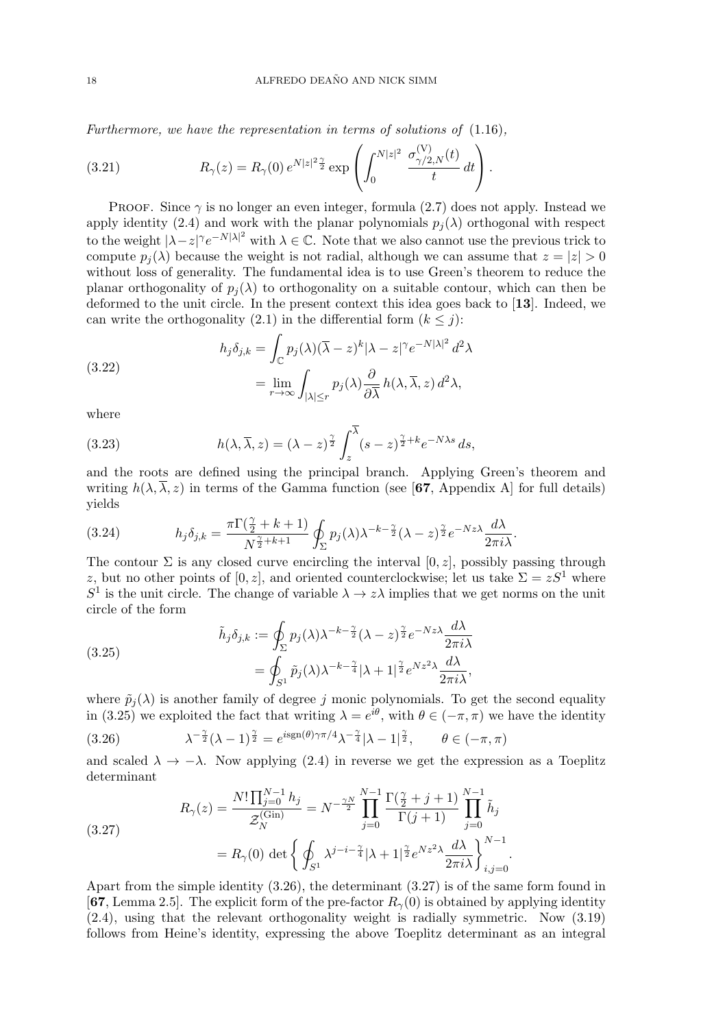*Furthermore, we have the representation in terms of solutions of* (1.16),

$$R_\gamma(z) = R_\gamma(0)\, e^{N|z|^2 \frac{\gamma}{2}} \exp\left( \int_0^{N|z|^2} \frac{\sigma^{(\mathrm{V})}_{\gamma/2,N}(t)}{t}\, dt \right). \tag{3.21}$$

Proof. Since $\gamma$ is no longer an even integer, formula (2.7) does not apply. Instead we apply identity (2.4) and work with the planar polynomials $p_j(\lambda)$ orthogonal with respect to the weight $|\lambda - z|^\gamma e^{-N|\lambda|^2}$ with $\lambda \in \mathbb{C}$. Note that we also cannot use the previous trick to compute $p_j(\lambda)$ without loss of generality because the weight is not radial, although we can assume that $z = |z| > 0$ without loss of generality. The fundamental idea is to use Green's theorem to reduce the planar orthogonality of $p_j(\lambda)$ to orthogonality on a suitable contour, which can then be deformed to the unit circle. In the present context this idea goes back to [**13**]. Indeed, we can write the orthogonality (2.1) in the differential form ($k \leq j$):

$$\begin{aligned} h_j \delta_{j,k} &= \int_{\mathbb{C}} p_j(\lambda)(\overline{\lambda} - z)^k |\lambda - z|^\gamma e^{-N|\lambda|^2}\, d^2\lambda \\ &= \lim_{r\to\infty} \int_{|\lambda|\leq r} p_j(\lambda) \frac{\partial}{\partial \overline{\lambda}}\, h(\lambda, \overline{\lambda}, z)\, d^2\lambda, \end{aligned} \tag{3.22}$$

where

$$h(\lambda, \overline{\lambda}, z) = (\lambda - z)^{\frac{\gamma}{2}} \int_z^{\overline{\lambda}} (s - z)^{\frac{\gamma}{2}+k} e^{-N\lambda s}\, ds, \tag{3.23}$$

and the roots are defined using the principal branch. Applying Green's theorem and writing $h(\lambda, \overline{\lambda}, z)$ in terms of the Gamma function (see [**67**, Appendix A] for full details) yields

$$h_j \delta_{j,k} = \frac{\pi \Gamma(\frac{\gamma}{2} + k + 1)}{N^{\frac{\gamma}{2}+k+1}} \oint_\Sigma p_j(\lambda) \lambda^{-k-\frac{\gamma}{2}} (\lambda - z)^{\frac{\gamma}{2}} e^{-Nz\lambda} \frac{d\lambda}{2\pi i \lambda}. \tag{3.24}$$

The contour $\Sigma$ is any closed curve encircling the interval $[0, z]$, possibly passing through $z$, but no other points of $[0, z]$, and oriented counterclockwise; let us take $\Sigma = zS^1$ where $S^1$ is the unit circle. The change of variable $\lambda \to z\lambda$ implies that we get norms on the unit circle of the form

$$\begin{aligned} \tilde{h}_j \delta_{j,k} &:= \oint_\Sigma p_j(\lambda) \lambda^{-k-\frac{\gamma}{2}} (\lambda - z)^{\frac{\gamma}{2}} e^{-Nz\lambda} \frac{d\lambda}{2\pi i \lambda} \\ &= \oint_{S^1} \tilde{p}_j(\lambda) \lambda^{-k-\frac{\gamma}{4}} |\lambda + 1|^{\frac{\gamma}{2}} e^{Nz^2\lambda} \frac{d\lambda}{2\pi i \lambda}, \end{aligned} \tag{3.25}$$

where $\tilde{p}_j(\lambda)$ is another family of degree $j$ monic polynomials. To get the second equality in (3.25) we exploited the fact that writing $\lambda = e^{i\theta}$, with $\theta \in (-\pi, \pi)$ we have the identity

$$\lambda^{-\frac{\gamma}{2}} (\lambda - 1)^{\frac{\gamma}{2}} = e^{i\,\mathrm{sgn}(\theta)\gamma\pi/4} \lambda^{-\frac{\gamma}{4}} |\lambda - 1|^{\frac{\gamma}{2}}, \qquad \theta \in (-\pi, \pi) \tag{3.26}$$

and scaled $\lambda \to -\lambda$. Now applying (2.4) in reverse we get the expression as a Toeplitz determinant

$$\begin{aligned} R_\gamma(z) &= \frac{N! \prod_{j=0}^{N-1} h_j}{\mathcal{Z}_N^{(\mathrm{Gin})}} = N^{-\frac{\gamma N}{2}} \prod_{j=0}^{N-1} \frac{\Gamma(\frac{\gamma}{2} + j + 1)}{\Gamma(j+1)} \prod_{j=0}^{N-1} \tilde{h}_j \\ &= R_\gamma(0) \det\left\{ \oint_{S^1} \lambda^{j-i-\frac{\gamma}{4}} |\lambda + 1|^{\frac{\gamma}{2}} e^{Nz^2\lambda} \frac{d\lambda}{2\pi i \lambda} \right\}_{i,j=0}^{N-1}. \end{aligned} \tag{3.27}$$

Apart from the simple identity (3.26), the determinant (3.27) is of the same form found in [**67**, Lemma 2.5]. The explicit form of the pre-factor $R_\gamma(0)$ is obtained by applying identity (2.4), using that the relevant orthogonality weight is radially symmetric. Now (3.19) follows from Heine's identity, expressing the above Toeplitz determinant as an integral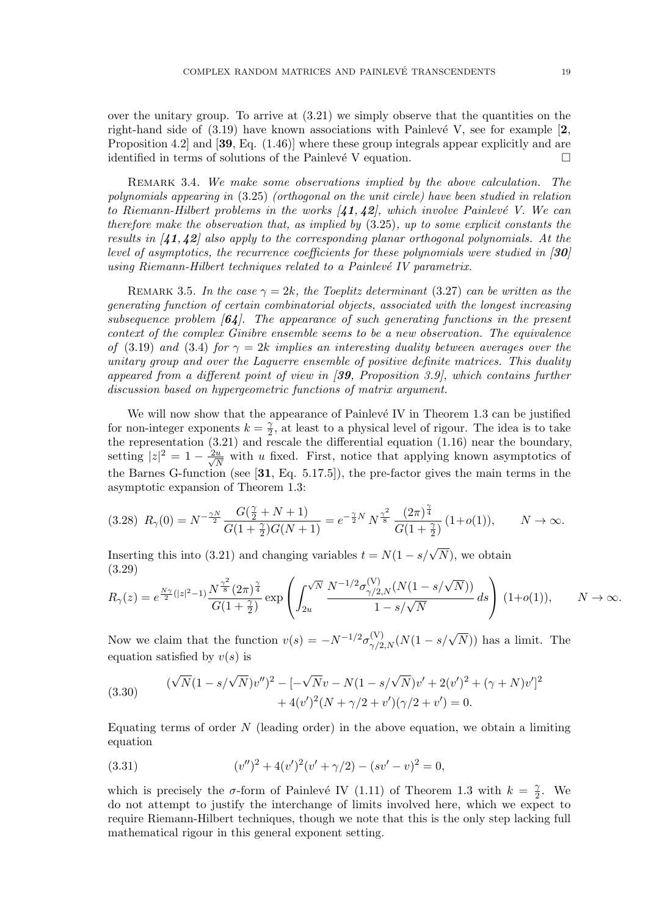over the unitary group. To arrive at (3.21) we simply observe that the quantities on the right-hand side of (3.19) have known associations with Painlevé V, see for example [**2**, Proposition 4.2] and [**39**, Eq. (1.46)] where these group integrals appear explicitly and are identified in terms of solutions of the Painlevé V equation. $\square$

Remark 3.4. *We make some observations implied by the above calculation. The polynomials appearing in* (3.25) *(orthogonal on the unit circle) have been studied in relation to Riemann-Hilbert problems in the works [**41, 42**], which involve Painlevé V. We can therefore make the observation that, as implied by* (3.25)*, up to some explicit constants the results in [**41, 42**] also apply to the corresponding planar orthogonal polynomials. At the level of asymptotics, the recurrence coefficients for these polynomials were studied in [**30**] using Riemann-Hilbert techniques related to a Painlevé IV parametrix.*

Remark 3.5. *In the case $\gamma = 2k$, the Toeplitz determinant* (3.27) *can be written as the generating function of certain combinatorial objects, associated with the longest increasing subsequence problem [**64**]. The appearance of such generating functions in the present context of the complex Ginibre ensemble seems to be a new observation. The equivalence of* (3.19) *and* (3.4) *for $\gamma = 2k$ implies an interesting duality between averages over the unitary group and over the Laguerre ensemble of positive definite matrices. This duality appeared from a different point of view in [**39**, Proposition 3.9], which contains further discussion based on hypergeometric functions of matrix argument.*

We will now show that the appearance of Painlevé IV in Theorem 1.3 can be justified for non-integer exponents $k = \frac{\gamma}{2}$, at least to a physical level of rigour. The idea is to take the representation (3.21) and rescale the differential equation (1.16) near the boundary, setting $|z|^2 = 1 - \frac{2u}{\sqrt{N}}$ with $u$ fixed. First, notice that applying known asymptotics of the Barnes G-function (see [**31**, Eq. 5.17.5]), the pre-factor gives the main terms in the asymptotic expansion of Theorem 1.3:

$$R_\gamma(0) = N^{-\frac{\gamma N}{2}} \frac{G(\frac{\gamma}{2}+N+1)}{G(1+\frac{\gamma}{2})G(N+1)} = e^{-\frac{\gamma}{2}N} N^{\frac{\gamma^2}{8}} \frac{(2\pi)^{\frac{\gamma}{4}}}{G(1+\frac{\gamma}{2})}(1+o(1)), \qquad N \to \infty. \tag{3.28}$$

Inserting this into (3.21) and changing variables $t = N(1 - s/\sqrt{N})$, we obtain

$$R_\gamma(z) = e^{\frac{N\gamma}{2}(|z|^2-1)} \frac{N^{\frac{\gamma^2}{8}}(2\pi)^{\frac{\gamma}{4}}}{G(1+\frac{\gamma}{2})} \exp\left(\int_{2u}^{\sqrt{N}} \frac{N^{-1/2}\sigma^{(\mathrm{V})}_{\gamma/2,N}(N(1-s/\sqrt{N}))}{1-s/\sqrt{N}}\,ds\right)(1+o(1)), \qquad N \to \infty. \tag{3.29}$$

Now we claim that the function $v(s) = -N^{-1/2}\sigma^{(\mathrm{V})}_{\gamma/2,N}(N(1-s/\sqrt{N}))$ has a limit. The equation satisfied by $v(s)$ is

$$\begin{aligned}(\sqrt{N}(1-s/\sqrt{N})v'')^2 - [-\sqrt{N}v - N(1-s/\sqrt{N})v' + 2(v')^2 + (\gamma+N)v']^2 \\ + 4(v')^2(N+\gamma/2+v')(\gamma/2+v') = 0.\end{aligned} \tag{3.30}$$

Equating terms of order $N$ (leading order) in the above equation, we obtain a limiting equation

$$(v'')^2 + 4(v')^2(v'+\gamma/2) - (sv'-v)^2 = 0, \tag{3.31}$$

which is precisely the $\sigma$-form of Painlevé IV (1.11) of Theorem 1.3 with $k = \frac{\gamma}{2}$. We do not attempt to justify the interchange of limits involved here, which we expect to require Riemann-Hilbert techniques, though we note that this is the only step lacking full mathematical rigour in this general exponent setting.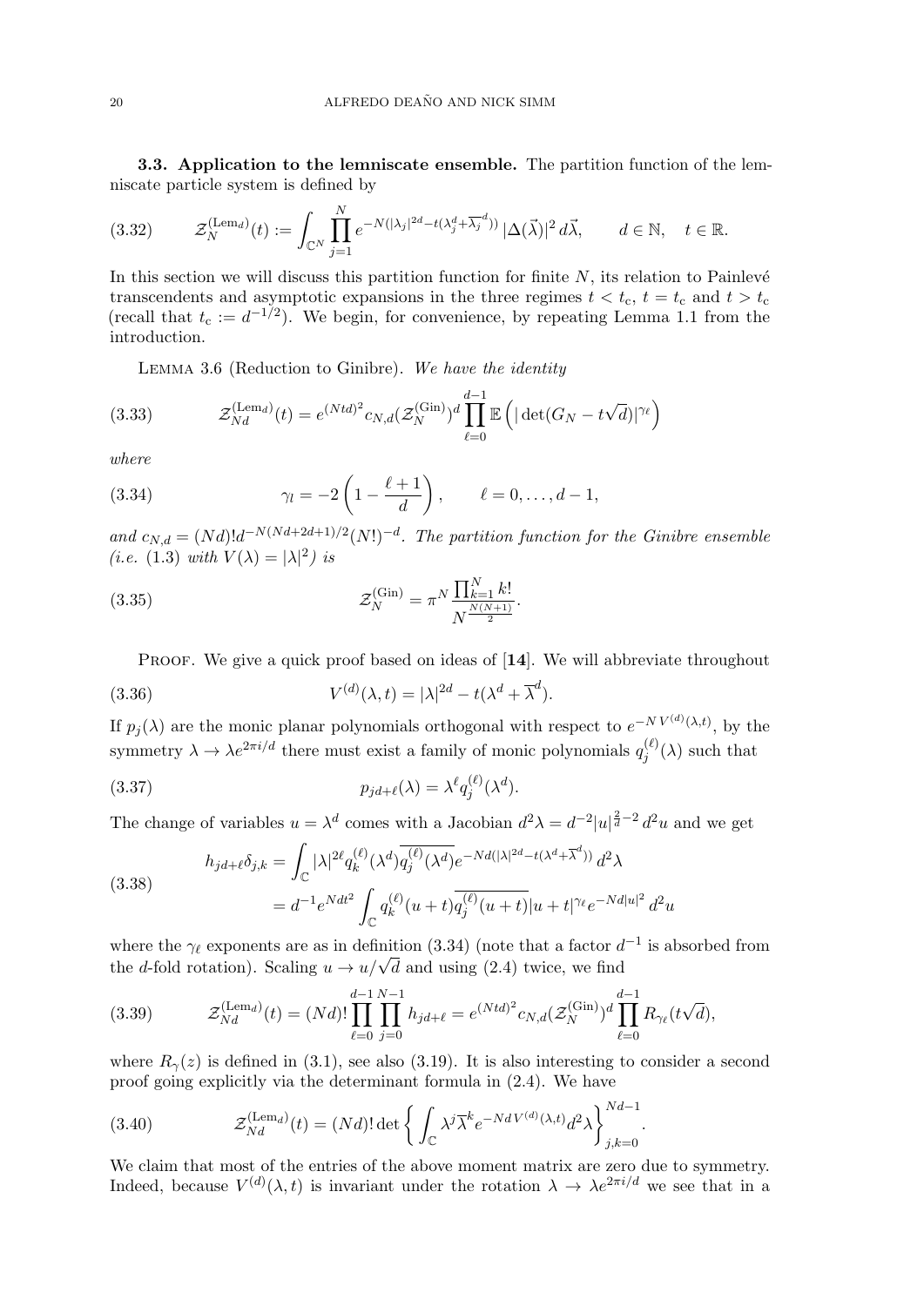**3.3. Application to the lemniscate ensemble.** The partition function of the lemniscate particle system is defined by

$$\mathcal{Z}_N^{(\mathrm{Lem}_d)}(t) := \int_{\mathbb{C}^N} \prod_{j=1}^{N} e^{-N(|\lambda_j|^{2d} - t(\lambda_j^d + \overline{\lambda_j}^d))} |\Delta(\vec{\lambda})|^2 \, d\vec{\lambda}, \qquad d \in \mathbb{N}, \quad t \in \mathbb{R}. \tag{3.32}$$

In this section we will discuss this partition function for finite $N$, its relation to Painlevé transcendents and asymptotic expansions in the three regimes $t < t_c$, $t = t_c$ and $t > t_c$ (recall that $t_c := d^{-1/2}$). We begin, for convenience, by repeating Lemma 1.1 from the introduction.

Lemma 3.6 (Reduction to Ginibre). *We have the identity*

$$\mathcal{Z}_{Nd}^{(\mathrm{Lem}_d)}(t) = e^{(Ntd)^2} c_{N,d} (\mathcal{Z}_N^{(\mathrm{Gin})})^d \prod_{\ell=0}^{d-1} \mathbb{E}\left( |\det(G_N - t\sqrt{d})|^{\gamma_\ell} \right) \tag{3.33}$$

*where*

$$\gamma_l = -2\left(1 - \frac{\ell+1}{d}\right), \qquad \ell = 0, \dots, d-1, \tag{3.34}$$

*and* $c_{N,d} = (Nd)! d^{-N(Nd+2d+1)/2} (N!)^{-d}$. *The partition function for the Ginibre ensemble (i.e. (1.3) with $V(\lambda) = |\lambda|^2$) is*

$$\mathcal{Z}_N^{(\mathrm{Gin})} = \pi^N \frac{\prod_{k=1}^{N} k!}{N^{\frac{N(N+1)}{2}}}. \tag{3.35}$$

Proof. We give a quick proof based on ideas of [14]. We will abbreviate throughout

$$V^{(d)}(\lambda, t) = |\lambda|^{2d} - t(\lambda^d + \overline{\lambda}^d). \tag{3.36}$$

If $p_j(\lambda)$ are the monic planar polynomials orthogonal with respect to $e^{-N V^{(d)}(\lambda,t)}$, by the symmetry $\lambda \to \lambda e^{2\pi i/d}$ there must exist a family of monic polynomials $q_j^{(\ell)}(\lambda)$ such that

$$p_{jd+\ell}(\lambda) = \lambda^\ell q_j^{(\ell)}(\lambda^d). \tag{3.37}$$

The change of variables $u = \lambda^d$ comes with a Jacobian $d^2\lambda = d^{-2}|u|^{\frac{2}{d}-2} \, d^2u$ and we get

$$\begin{aligned} h_{jd+\ell}\delta_{j,k} &= \int_{\mathbb{C}} |\lambda|^{2\ell} q_k^{(\ell)}(\lambda^d) \overline{q_j^{(\ell)}(\lambda^d)} e^{-Nd(|\lambda|^{2d} - t(\lambda^d + \overline{\lambda}^d))} \, d^2\lambda \\ &= d^{-1} e^{Ndt^2} \int_{\mathbb{C}} q_k^{(\ell)}(u+t) \overline{q_j^{(\ell)}(u+t)} |u+t|^{\gamma_\ell} e^{-Nd|u|^2} \, d^2u \end{aligned} \tag{3.38}$$

where the $\gamma_\ell$ exponents are as in definition (3.34) (note that a factor $d^{-1}$ is absorbed from the $d$-fold rotation). Scaling $u \to u/\sqrt{d}$ and using (2.4) twice, we find

$$\mathcal{Z}_{Nd}^{(\mathrm{Lem}_d)}(t) = (Nd)! \prod_{\ell=0}^{d-1} \prod_{j=0}^{N-1} h_{jd+\ell} = e^{(Ntd)^2} c_{N,d} (\mathcal{Z}_N^{(\mathrm{Gin})})^d \prod_{\ell=0}^{d-1} R_{\gamma_\ell}(t\sqrt{d}), \tag{3.39}$$

where $R_\gamma(z)$ is defined in (3.1), see also (3.19). It is also interesting to consider a second proof going explicitly via the determinant formula in (2.4). We have

$$\mathcal{Z}_{Nd}^{(\mathrm{Lem}_d)}(t) = (Nd)! \det\left\{ \int_{\mathbb{C}} \lambda^j \overline{\lambda}^k e^{-Nd\, V^{(d)}(\lambda,t)} d^2\lambda \right\}_{j,k=0}^{Nd-1}. \tag{3.40}$$

We claim that most of the entries of the above moment matrix are zero due to symmetry. Indeed, because $V^{(d)}(\lambda, t)$ is invariant under the rotation $\lambda \to \lambda e^{2\pi i/d}$ we see that in a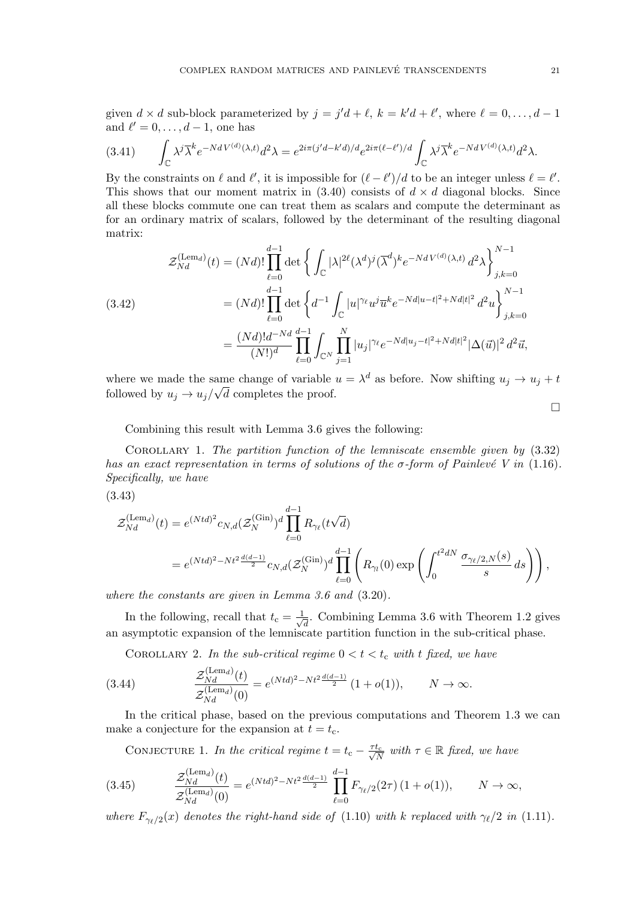given $d \times d$ sub-block parameterized by $j = j'd + \ell$, $k = k'd + \ell'$, where $\ell = 0, \dots, d-1$ and $\ell' = 0, \dots, d-1$, one has

$$\int_{\mathbb{C}} \lambda^j \overline{\lambda}^k e^{-Nd\,V^{(d)}(\lambda,t)} d^2\lambda = e^{2i\pi(j'd-k'd)/d} e^{2i\pi(\ell-\ell')/d} \int_{\mathbb{C}} \lambda^j \overline{\lambda}^k e^{-Nd\,V^{(d)}(\lambda,t)} d^2\lambda. \tag{3.41}$$

By the constraints on $\ell$ and $\ell'$, it is impossible for $(\ell - \ell')/d$ to be an integer unless $\ell = \ell'$. This shows that our moment matrix in (3.40) consists of $d \times d$ diagonal blocks. Since all these blocks commute one can treat them as scalars and compute the determinant as for an ordinary matrix of scalars, followed by the determinant of the resulting diagonal matrix:

$$\begin{aligned}
\mathcal{Z}_{Nd}^{(\mathrm{Lem}_d)}(t) &= (Nd)! \prod_{\ell=0}^{d-1} \det\left\{ \int_{\mathbb{C}} |\lambda|^{2\ell} (\lambda^d)^j (\overline{\lambda}^d)^k e^{-Nd\,V^{(d)}(\lambda,t)}\, d^2\lambda \right\}_{j,k=0}^{N-1} \\
&= (Nd)! \prod_{\ell=0}^{d-1} \det\left\{ d^{-1} \int_{\mathbb{C}} |u|^{\gamma_\ell} u^j \overline{u}^k e^{-Nd|u-t|^2 + Nd|t|^2}\, d^2u \right\}_{j,k=0}^{N-1} \\
&= \frac{(Nd)! d^{-Nd}}{(N!)^d} \prod_{\ell=0}^{d-1} \int_{\mathbb{C}^N} \prod_{j=1}^{N} |u_j|^{\gamma_\ell} e^{-Nd|u_j-t|^2 + Nd|t|^2} |\Delta(\vec{u})|^2\, d^2\vec{u},
\end{aligned} \tag{3.42}$$

where we made the same change of variable $u = \lambda^d$ as before. Now shifting $u_j \to u_j + t$ followed by $u_j \to u_j/\sqrt{d}$ completes the proof.

□

Combining this result with Lemma 3.6 gives the following:

Corollary 1. *The partition function of the lemniscate ensemble given by* (3.32) *has an exact representation in terms of solutions of the σ-form of Painlevé V in* (1.16). *Specifically, we have*

$$\begin{aligned}
\mathcal{Z}_{Nd}^{(\mathrm{Lem}_d)}(t) &= e^{(Ntd)^2} c_{N,d} (\mathcal{Z}_N^{(\mathrm{Gin})})^d \prod_{\ell=0}^{d-1} R_{\gamma_\ell}(t\sqrt{d}) \\
&= e^{(Ntd)^2 - Nt^2 \frac{d(d-1)}{2}} c_{N,d} (\mathcal{Z}_N^{(\mathrm{Gin})})^d \prod_{\ell=0}^{d-1} \left( R_{\gamma_l}(0) \exp\left( \int_0^{t^2 dN} \frac{\sigma_{\gamma_\ell/2,N}(s)}{s}\, ds \right) \right),
\end{aligned} \tag{3.43}$$

*where the constants are given in Lemma 3.6 and* (3.20).

In the following, recall that $t_c = \frac{1}{\sqrt{d}}$. Combining Lemma 3.6 with Theorem 1.2 gives an asymptotic expansion of the lemniscate partition function in the sub-critical phase.

Corollary 2. *In the sub-critical regime $0 < t < t_c$ with $t$ fixed, we have*

$$\frac{\mathcal{Z}_{Nd}^{(\mathrm{Lem}_d)}(t)}{\mathcal{Z}_{Nd}^{(\mathrm{Lem}_d)}(0)} = e^{(Ntd)^2 - Nt^2 \frac{d(d-1)}{2}} (1 + o(1)), \qquad N \to \infty. \tag{3.44}$$

In the critical phase, based on the previous computations and Theorem 1.3 we can make a conjecture for the expansion at $t = t_c$.

Conjecture 1. *In the critical regime $t = t_c - \frac{\tau t_c}{\sqrt{N}}$ with $\tau \in \mathbb{R}$ fixed, we have*

$$\frac{\mathcal{Z}_{Nd}^{(\mathrm{Lem}_d)}(t)}{\mathcal{Z}_{Nd}^{(\mathrm{Lem}_d)}(0)} = e^{(Ntd)^2 - Nt^2 \frac{d(d-1)}{2}} \prod_{\ell=0}^{d-1} F_{\gamma_\ell/2}(2\tau)\, (1 + o(1)), \qquad N \to \infty, \tag{3.45}$$

*where $F_{\gamma_\ell/2}(x)$ denotes the right-hand side of* (1.10) *with $k$ replaced with $\gamma_\ell/2$ in* (1.11).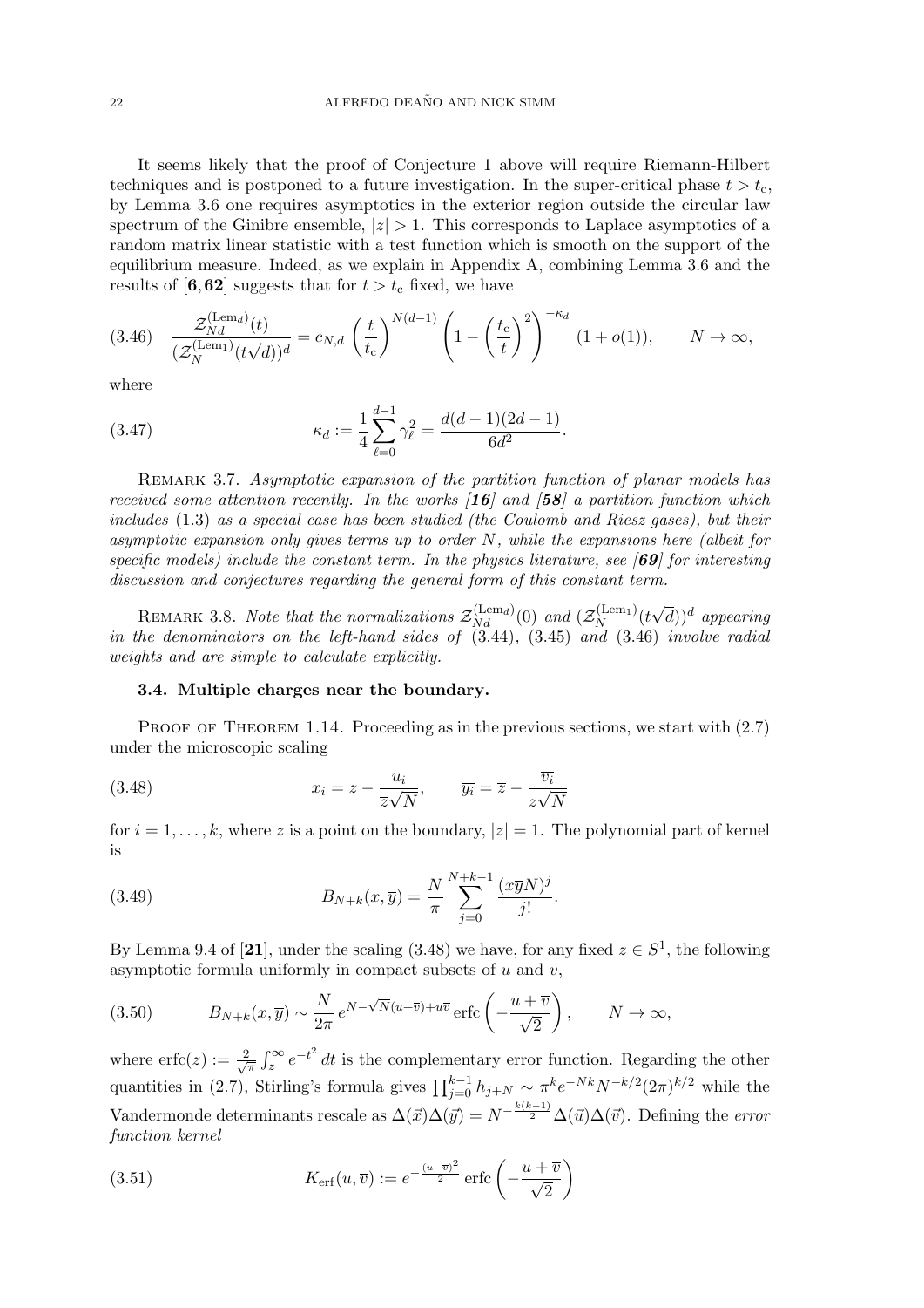It seems likely that the proof of Conjecture 1 above will require Riemann-Hilbert techniques and is postponed to a future investigation. In the super-critical phase $t > t_{\mathrm{c}}$, by Lemma 3.6 one requires asymptotics in the exterior region outside the circular law spectrum of the Ginibre ensemble, $|z| > 1$. This corresponds to Laplace asymptotics of a random matrix linear statistic with a test function which is smooth on the support of the equilibrium measure. Indeed, as we explain in Appendix A, combining Lemma 3.6 and the results of [**6**, **62**] suggests that for $t > t_{\mathrm{c}}$ fixed, we have

$$\frac{\mathcal{Z}_{Nd}^{(\mathrm{Lem}_d)}(t)}{(\mathcal{Z}_N^{(\mathrm{Lem}_1)}(t\sqrt{d}))^d} = c_{N,d}\left(\frac{t}{t_{\mathrm{c}}}\right)^{N(d-1)}\left(1-\left(\frac{t_{\mathrm{c}}}{t}\right)^2\right)^{-\kappa_d}(1+o(1)), \qquad N\to\infty, \tag{3.46}$$

where

$$\kappa_d := \frac{1}{4}\sum_{\ell=0}^{d-1}\gamma_\ell^2 = \frac{d(d-1)(2d-1)}{6d^2}. \tag{3.47}$$

Remark 3.7. *Asymptotic expansion of the partition function of planar models has received some attention recently. In the works [**16**] and [**58**] a partition function which includes* (1.3) *as a special case has been studied (the Coulomb and Riesz gases), but their asymptotic expansion only gives terms up to order $N$, while the expansions here (albeit for specific models) include the constant term. In the physics literature, see [**69**] for interesting discussion and conjectures regarding the general form of this constant term.*

Remark 3.8. *Note that the normalizations $\mathcal{Z}_{Nd}^{(\mathrm{Lem}_d)}(0)$ and $(\mathcal{Z}_N^{(\mathrm{Lem}_1)}(t\sqrt{d}))^d$ appearing in the denominators on the left-hand sides of* (3.44), (3.45) *and* (3.46) *involve radial weights and are simple to calculate explicitly.*

### 3.4. Multiple charges near the boundary.

Proof of Theorem 1.14. Proceeding as in the previous sections, we start with (2.7) under the microscopic scaling

$$x_i = z - \frac{u_i}{\overline{z}\sqrt{N}}, \qquad \overline{y_i} = \overline{z} - \frac{\overline{v_i}}{z\sqrt{N}} \tag{3.48}$$

for $i = 1, \ldots, k$, where $z$ is a point on the boundary, $|z| = 1$. The polynomial part of kernel is

$$B_{N+k}(x,\overline{y}) = \frac{N}{\pi}\sum_{j=0}^{N+k-1}\frac{(x\overline{y}N)^j}{j!}. \tag{3.49}$$

By Lemma 9.4 of [**21**], under the scaling (3.48) we have, for any fixed $z \in S^1$, the following asymptotic formula uniformly in compact subsets of $u$ and $v$,

$$B_{N+k}(x,\overline{y}) \sim \frac{N}{2\pi}\, e^{N-\sqrt{N}(u+\overline{v})+u\overline{v}}\,\mathrm{erfc}\left(-\frac{u+\overline{v}}{\sqrt{2}}\right), \qquad N\to\infty, \tag{3.50}$$

where $\mathrm{erfc}(z) := \frac{2}{\sqrt{\pi}}\int_z^\infty e^{-t^2}\,dt$ is the complementary error function. Regarding the other quantities in (2.7), Stirling's formula gives $\prod_{j=0}^{k-1} h_{j+N} \sim \pi^k e^{-Nk} N^{-k/2}(2\pi)^{k/2}$ while the Vandermonde determinants rescale as $\Delta(\vec{x})\Delta(\vec{y}) = N^{-\frac{k(k-1)}{2}}\Delta(\vec{u})\Delta(\vec{v})$. Defining the *error function kernel*

$$K_{\mathrm{erf}}(u,\overline{v}) := e^{-\frac{(u-\overline{v})^2}{2}}\,\mathrm{erfc}\left(-\frac{u+\overline{v}}{\sqrt{2}}\right) \tag{3.51}$$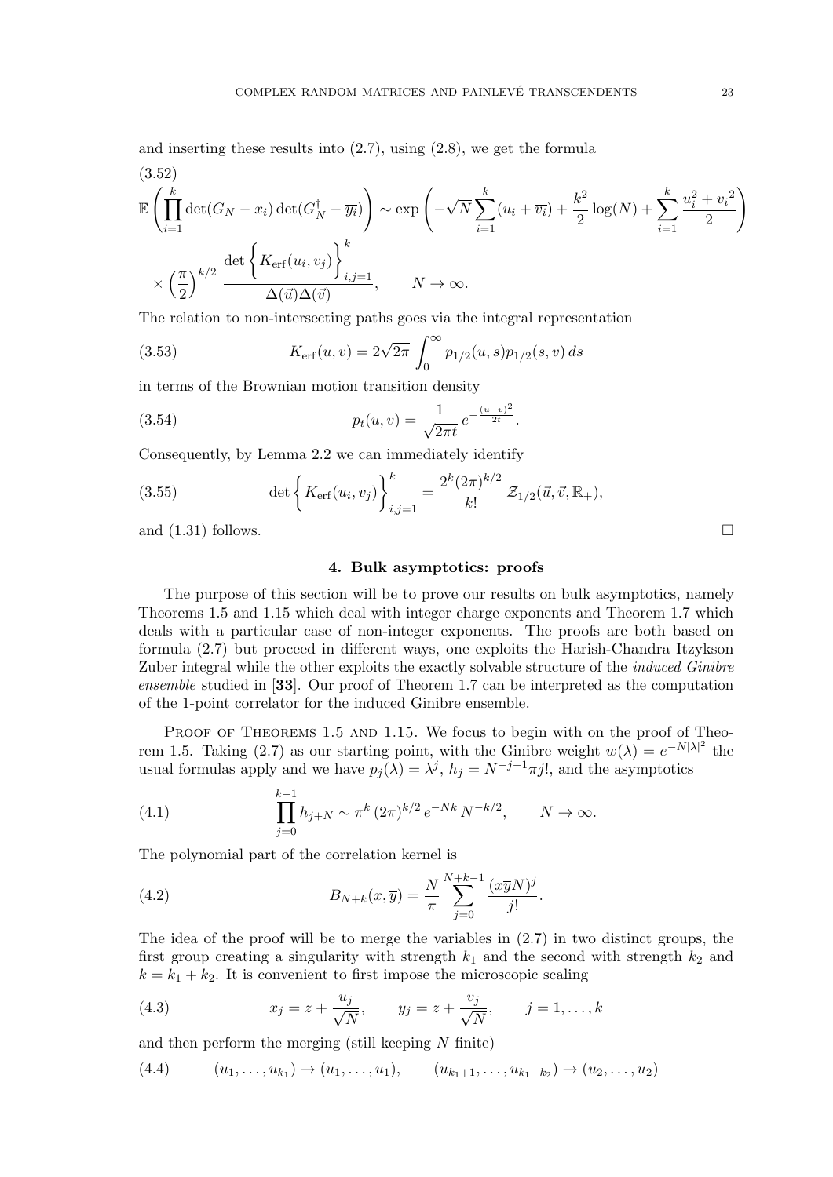and inserting these results into (2.7), using (2.8), we get the formula

$$
\begin{aligned}
&\mathbb{E}\left(\prod_{i=1}^{k}\det(G_N - x_i)\det(G_N^{\dagger} - \overline{y_i})\right) \sim \exp\left(-\sqrt{N}\sum_{i=1}^{k}(u_i + \overline{v_i}) + \frac{k^2}{2}\log(N) + \sum_{i=1}^{k}\frac{u_i^2 + \overline{v_i}^2}{2}\right) \\
&\times \left(\frac{\pi}{2}\right)^{k/2} \frac{\det\left\{K_{\mathrm{erf}}(u_i, \overline{v_j})\right\}_{i,j=1}^{k}}{\Delta(\vec{u})\Delta(\vec{v})}, \qquad N \to \infty.
\end{aligned} \tag{3.52}
$$

The relation to non-intersecting paths goes via the integral representation

$$
K_{\mathrm{erf}}(u, \overline{v}) = 2\sqrt{2\pi}\int_0^{\infty} p_{1/2}(u, s)p_{1/2}(s, \overline{v})\,ds \tag{3.53}
$$

in terms of the Brownian motion transition density

$$
p_t(u, v) = \frac{1}{\sqrt{2\pi t}}\,e^{-\frac{(u-v)^2}{2t}}. \tag{3.54}
$$

Consequently, by Lemma 2.2 we can immediately identify

$$
\det\left\{K_{\mathrm{erf}}(u_i, v_j)\right\}_{i,j=1}^{k} = \frac{2^k(2\pi)^{k/2}}{k!}\,\mathcal{Z}_{1/2}(\vec{u}, \vec{v}, \mathbb{R}_+), \tag{3.55}
$$

and (1.31) follows. □

## 4. Bulk asymptotics: proofs

The purpose of this section will be to prove our results on bulk asymptotics, namely Theorems 1.5 and 1.15 which deal with integer charge exponents and Theorem 1.7 which deals with a particular case of non-integer exponents. The proofs are both based on formula (2.7) but proceed in different ways, one exploits the Harish-Chandra Itzykson Zuber integral while the other exploits the exactly solvable structure of the *induced Ginibre ensemble* studied in [**33**]. Our proof of Theorem 1.7 can be interpreted as the computation of the 1-point correlator for the induced Ginibre ensemble.

Proof of Theorems 1.5 and 1.15. We focus to begin with on the proof of Theorem 1.5. Taking (2.7) as our starting point, with the Ginibre weight $w(\lambda) = e^{-N|\lambda|^2}$ the usual formulas apply and we have $p_j(\lambda) = \lambda^j$, $h_j = N^{-j-1}\pi j!$, and the asymptotics

$$
\prod_{j=0}^{k-1} h_{j+N} \sim \pi^k\,(2\pi)^{k/2}\,e^{-Nk}\,N^{-k/2}, \qquad N \to \infty. \tag{4.1}
$$

The polynomial part of the correlation kernel is

$$
B_{N+k}(x, \overline{y}) = \frac{N}{\pi}\sum_{j=0}^{N+k-1}\frac{(x\overline{y}N)^j}{j!}. \tag{4.2}
$$

The idea of the proof will be to merge the variables in (2.7) in two distinct groups, the first group creating a singularity with strength $k_1$ and the second with strength $k_2$ and $k = k_1 + k_2$. It is convenient to first impose the microscopic scaling

$$
x_j = z + \frac{u_j}{\sqrt{N}}, \qquad \overline{y_j} = \overline{z} + \frac{\overline{v_j}}{\sqrt{N}}, \qquad j = 1, \ldots, k \tag{4.3}
$$

and then perform the merging (still keeping $N$ finite)

$$
(u_1, \ldots, u_{k_1}) \to (u_1, \ldots, u_1), \qquad (u_{k_1+1}, \ldots, u_{k_1+k_2}) \to (u_2, \ldots, u_2) \tag{4.4}
$$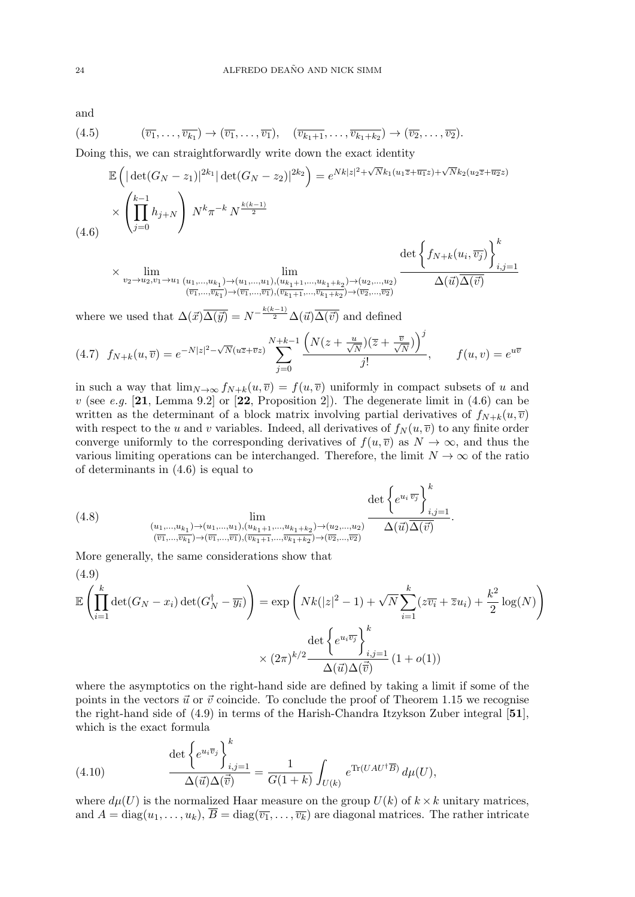and

$$(\overline{v_1},\dots,\overline{v_{k_1}}) \to (\overline{v_1},\dots,\overline{v_1}), \quad (\overline{v_{k_1+1}},\dots,\overline{v_{k_1+k_2}}) \to (\overline{v_2},\dots,\overline{v_2}). \tag{4.5}$$

Doing this, we can straightforwardly write down the exact identity

$$\begin{aligned}
&\mathbb{E}\left(|\det(G_N - z_1)|^{2k_1}|\det(G_N-z_2)|^{2k_2}\right) = e^{Nk|z|^2+\sqrt{N}k_1(u_1\overline{z}+\overline{u_1}z)+\sqrt{N}k_2(u_2\overline{z}+\overline{u_2}z)} \\
&\times \left(\prod_{j=0}^{k-1} h_{j+N}\right) N^k \pi^{-k} N^{\frac{k(k-1)}{2}} \\
&\times \lim_{v_2\to u_2, v_1 \to u_1} \lim_{\substack{(u_1,\dots,u_{k_1})\to(u_1,\dots,u_1),(u_{k_1+1},\dots,u_{k_1+k_2})\to(u_2,\dots,u_2)\\ (\overline{v_1},\dots,\overline{v_{k_1}})\to(\overline{v_1},\dots,\overline{v_1}),(\overline{v_{k_1+1}},\dots,\overline{v_{k_1+k_2}})\to(\overline{v_2},\dots,\overline{v_2})}} \frac{\det\left\{f_{N+k}(u_i,\overline{v_j})\right\}_{i,j=1}^k}{\Delta(\vec{u})\overline{\Delta(\vec{v})}}
\end{aligned} \tag{4.6}$$

where we used that $\Delta(\vec{x})\overline{\Delta(\vec{y})} = N^{-\frac{k(k-1)}{2}}\Delta(\vec{u})\overline{\Delta(\vec{v})}$ and defined

$$f_{N+k}(u,\overline{v}) = e^{-N|z|^2-\sqrt{N}(u\overline{z}+\overline{v}z)} \sum_{j=0}^{N+k-1} \frac{\left(N(z+\frac{u}{\sqrt{N}})(\overline{z}+\frac{\overline{v}}{\sqrt{N}})\right)^j}{j!}, \qquad f(u,v) = e^{u\overline{v}} \tag{4.7}$$

in such a way that $\lim_{N\to\infty} f_{N+k}(u,\overline{v}) = f(u,\overline{v})$ uniformly in compact subsets of $u$ and $v$ (see *e.g.* [**21**, Lemma 9.2] or [**22**, Proposition 2]). The degenerate limit in (4.6) can be written as the determinant of a block matrix involving partial derivatives of $f_{N+k}(u,\overline{v})$ with respect to the $u$ and $v$ variables. Indeed, all derivatives of $f_N(u,\overline{v})$ to any finite order converge uniformly to the corresponding derivatives of $f(u,\overline{v})$ as $N\to\infty$, and thus the various limiting operations can be interchanged. Therefore, the limit $N\to\infty$ of the ratio of determinants in (4.6) is equal to

$$\lim_{\substack{(u_1,\dots,u_{k_1})\to(u_1,\dots,u_1),(u_{k_1+1},\dots,u_{k_1+k_2})\to(u_2,\dots,u_2)\\ (\overline{v_1},\dots,\overline{v_{k_1}})\to(\overline{v_1},\dots,\overline{v_1}),(\overline{v_{k_1+1}},\dots,\overline{v_{k_1+k_2}})\to(\overline{v_2},\dots,\overline{v_2})}} \frac{\det\left\{e^{u_i\,\overline{v_j}}\right\}_{i,j=1}^k}{\Delta(\vec{u})\overline{\Delta(\vec{v})}}. \tag{4.8}$$

More generally, the same considerations show that

$$\begin{aligned}
\mathbb{E}\left(\prod_{i=1}^k \det(G_N - x_i)\det(G_N^\dagger - \overline{y_i})\right) &= \exp\left(Nk(|z|^2-1) + \sqrt{N}\sum_{i=1}^k(z\overline{v_i}+\overline{z}u_i) + \frac{k^2}{2}\log(N)\right) \\
&\times (2\pi)^{k/2}\frac{\det\left\{e^{u_i\overline{v_j}}\right\}_{i,j=1}^k}{\Delta(\vec{u})\Delta(\vec{\overline{v}})}(1+o(1))
\end{aligned} \tag{4.9}$$

where the asymptotics on the right-hand side are defined by taking a limit if some of the points in the vectors $\vec{u}$ or $\vec{v}$ coincide. To conclude the proof of Theorem 1.15 we recognise the right-hand side of (4.9) in terms of the Harish-Chandra Itzykson Zuber integral [**51**], which is the exact formula

$$\frac{\det\left\{e^{u_i\overline{v}_j}\right\}_{i,j=1}^k}{\Delta(\vec{u})\Delta(\vec{\overline{v}})} = \frac{1}{G(1+k)}\int_{U(k)} e^{\mathrm{Tr}(UAU^\dagger\overline{B})}\,d\mu(U), \tag{4.10}$$

where $d\mu(U)$ is the normalized Haar measure on the group $U(k)$ of $k\times k$ unitary matrices, and $A = \mathrm{diag}(u_1,\dots,u_k)$, $\overline{B} = \mathrm{diag}(\overline{v_1},\dots,\overline{v_k})$ are diagonal matrices. The rather intricate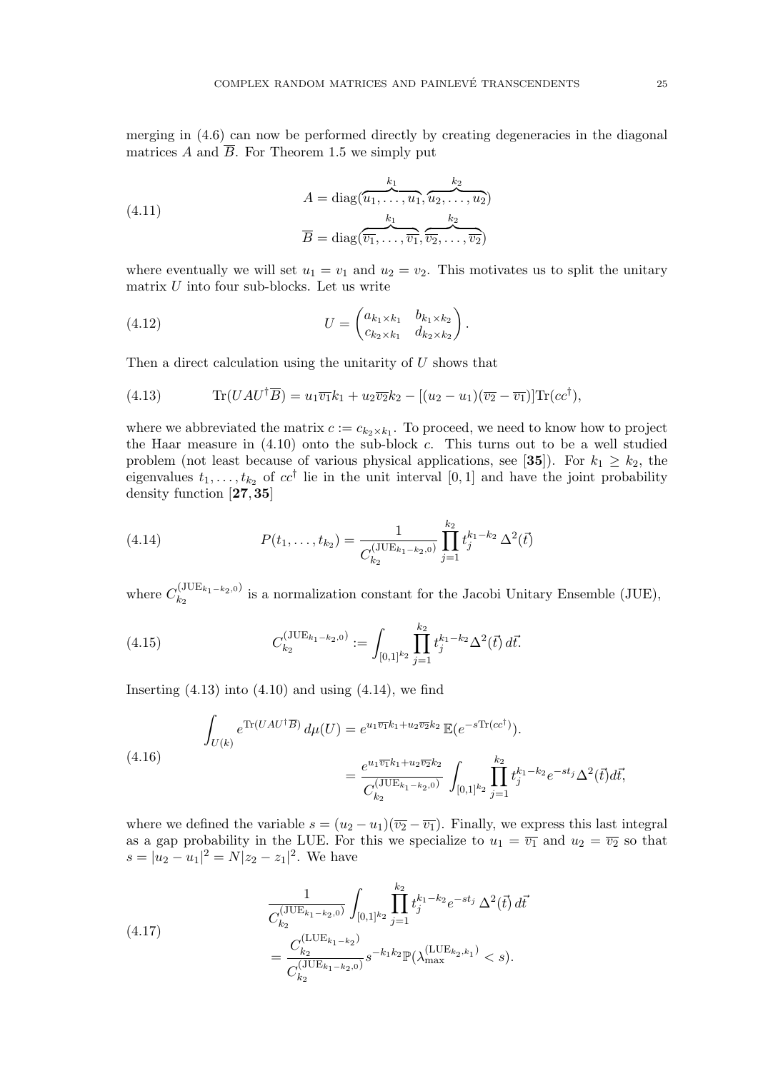merging in (4.6) can now be performed directly by creating degeneracies in the diagonal matrices $A$ and $\overline{B}$. For Theorem 1.5 we simply put

$$
\begin{aligned}
A &= \mathrm{diag}(\overbrace{u_1, \ldots, u_1}^{k_1}, \overbrace{u_2, \ldots, u_2}^{k_2}) \\
\overline{B} &= \mathrm{diag}(\overbrace{\overline{v_1}, \ldots, \overline{v_1}}^{k_1}, \overbrace{\overline{v_2}, \ldots, \overline{v_2}}^{k_2})
\end{aligned}
\tag{4.11}
$$

where eventually we will set $u_1 = v_1$ and $u_2 = v_2$. This motivates us to split the unitary matrix $U$ into four sub-blocks. Let us write

$$
U = \begin{pmatrix} a_{k_1 \times k_1} & b_{k_1 \times k_2} \\ c_{k_2 \times k_1} & d_{k_2 \times k_2} \end{pmatrix}. \tag{4.12}
$$

Then a direct calculation using the unitarity of $U$ shows that

$$
\mathrm{Tr}(UAU^\dagger \overline{B}) = u_1 \overline{v_1} k_1 + u_2 \overline{v_2} k_2 - [(u_2 - u_1)(\overline{v_2} - \overline{v_1})] \mathrm{Tr}(cc^\dagger), \tag{4.13}
$$

where we abbreviated the matrix $c := c_{k_2 \times k_1}$. To proceed, we need to know how to project the Haar measure in (4.10) onto the sub-block $c$. This turns out to be a well studied problem (not least because of various physical applications, see [**35**]). For $k_1 \geq k_2$, the eigenvalues $t_1, \ldots, t_{k_2}$ of $cc^\dagger$ lie in the unit interval $[0,1]$ and have the joint probability density function [**27**, **35**]

$$
P(t_1, \ldots, t_{k_2}) = \frac{1}{C_{k_2}^{(\mathrm{JUE}_{k_1 - k_2}, 0)}} \prod_{j=1}^{k_2} t_j^{k_1 - k_2} \, \Delta^2(\vec{t}) \tag{4.14}
$$

where $C_{k_2}^{(\mathrm{JUE}_{k_1-k_2},0)}$ is a normalization constant for the Jacobi Unitary Ensemble (JUE),

$$
C_{k_2}^{(\mathrm{JUE}_{k_1-k_2},0)} := \int_{[0,1]^{k_2}} \prod_{j=1}^{k_2} t_j^{k_1-k_2} \Delta^2(\vec{t}) \, d\vec{t}. \tag{4.15}
$$

Inserting (4.13) into (4.10) and using (4.14), we find

$$
\begin{aligned}
\int_{U(k)} e^{\mathrm{Tr}(UAU^\dagger \overline{B})} \, d\mu(U) &= e^{u_1 \overline{v_1} k_1 + u_2 \overline{v_2} k_2} \, \mathbb{E}(e^{-s \mathrm{Tr}(cc^\dagger)}). \\
&= \frac{e^{u_1 \overline{v_1} k_1 + u_2 \overline{v_2} k_2}}{C_{k_2}^{(\mathrm{JUE}_{k_1-k_2},0)}} \int_{[0,1]^{k_2}} \prod_{j=1}^{k_2} t_j^{k_1-k_2} e^{-s t_j} \Delta^2(\vec{t}) d\vec{t},
\end{aligned}
\tag{4.16}
$$

where we defined the variable $s = (u_2 - u_1)(\overline{v_2} - \overline{v_1})$. Finally, we express this last integral as a gap probability in the LUE. For this we specialize to $u_1 = \overline{v_1}$ and $u_2 = \overline{v_2}$ so that $s = |u_2 - u_1|^2 = N|z_2 - z_1|^2$. We have

$$
\begin{aligned}
&\frac{1}{C_{k_2}^{(\mathrm{JUE}_{k_1-k_2},0)}} \int_{[0,1]^{k_2}} \prod_{j=1}^{k_2} t_j^{k_1-k_2} e^{-s t_j} \, \Delta^2(\vec{t}) \, d\vec{t} \\
&= \frac{C_{k_2}^{(\mathrm{LUE}_{k_1-k_2})}}{C_{k_2}^{(\mathrm{JUE}_{k_1-k_2},0)}} s^{-k_1 k_2} \mathbb{P}(\lambda_{\max}^{(\mathrm{LUE}_{k_2}, k_1)} < s).
\end{aligned}
\tag{4.17}
$$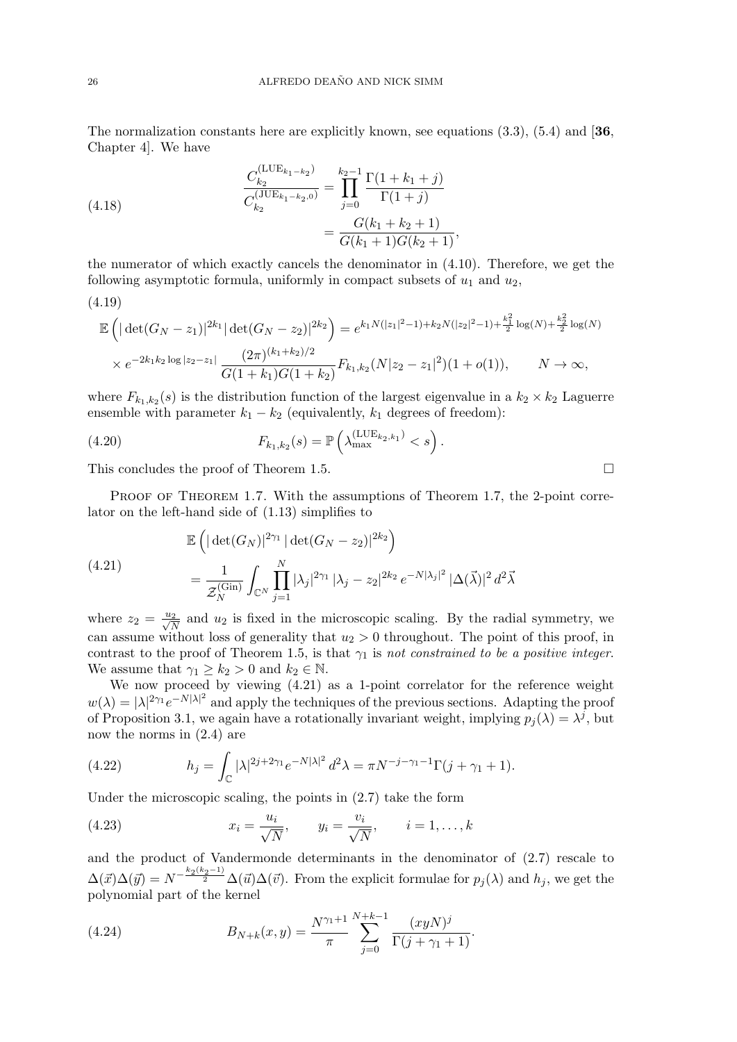The normalization constants here are explicitly known, see equations (3.3), (5.4) and [**36**, Chapter 4]. We have

$$
\begin{aligned}
\frac{C_{k_2}^{(\mathrm{LUE}_{k_1-k_2})}}{C_{k_2}^{(\mathrm{JUE}_{k_1-k_2,0})}} &= \prod_{j=0}^{k_2-1} \frac{\Gamma(1+k_1+j)}{\Gamma(1+j)} \\
&= \frac{G(k_1+k_2+1)}{G(k_1+1)G(k_2+1)},
\end{aligned}
\tag{4.18}
$$

the numerator of which exactly cancels the denominator in (4.10). Therefore, we get the following asymptotic formula, uniformly in compact subsets of $u_1$ and $u_2$,

$$
\begin{aligned}
&\mathbb{E}\left(|\det(G_N - z_1)|^{2k_1} |\det(G_N - z_2)|^{2k_2}\right) = e^{k_1 N(|z_1|^2-1) + k_2 N(|z_2|^2-1) + \frac{k_1^2}{2}\log(N) + \frac{k_2^2}{2}\log(N)} \\
&\times e^{-2k_1 k_2 \log|z_2 - z_1|} \frac{(2\pi)^{(k_1+k_2)/2}}{G(1+k_1)G(1+k_2)} F_{k_1,k_2}(N|z_2 - z_1|^2)(1+o(1)), \qquad N \to \infty,
\end{aligned}
\tag{4.19}
$$

where $F_{k_1,k_2}(s)$ is the distribution function of the largest eigenvalue in a $k_2 \times k_2$ Laguerre ensemble with parameter $k_1 - k_2$ (equivalently, $k_1$ degrees of freedom):

$$
F_{k_1,k_2}(s) = \mathbb{P}\left(\lambda_{\max}^{(\mathrm{LUE}_{k_2,k_1})} < s\right).
\tag{4.20}
$$

This concludes the proof of Theorem 1.5. $\square$

Proof of Theorem 1.7. With the assumptions of Theorem 1.7, the 2-point correlator on the left-hand side of (1.13) simplifies to

$$
\begin{aligned}
&\mathbb{E}\left(|\det(G_N)|^{2\gamma_1} |\det(G_N - z_2)|^{2k_2}\right) \\
&= \frac{1}{\mathcal{Z}_N^{(\mathrm{Gin})}} \int_{\mathbb{C}^N} \prod_{j=1}^{N} |\lambda_j|^{2\gamma_1} |\lambda_j - z_2|^{2k_2} e^{-N|\lambda_j|^2} |\Delta(\vec{\lambda})|^2 \, d^2\vec{\lambda}
\end{aligned}
\tag{4.21}
$$

where $z_2 = \frac{u_2}{\sqrt{N}}$ and $u_2$ is fixed in the microscopic scaling. By the radial symmetry, we can assume without loss of generality that $u_2 > 0$ throughout. The point of this proof, in contrast to the proof of Theorem 1.5, is that $\gamma_1$ is *not constrained to be a positive integer*. We assume that $\gamma_1 \geq k_2 > 0$ and $k_2 \in \mathbb{N}$.

We now proceed by viewing (4.21) as a 1-point correlator for the reference weight $w(\lambda) = |\lambda|^{2\gamma_1} e^{-N|\lambda|^2}$ and apply the techniques of the previous sections. Adapting the proof of Proposition 3.1, we again have a rotationally invariant weight, implying $p_j(\lambda) = \lambda^j$, but now the norms in (2.4) are

$$
h_j = \int_{\mathbb{C}} |\lambda|^{2j + 2\gamma_1} e^{-N|\lambda|^2} \, d^2\lambda = \pi N^{-j-\gamma_1-1} \Gamma(j + \gamma_1 + 1).
\tag{4.22}
$$

Under the microscopic scaling, the points in (2.7) take the form

$$
x_i = \frac{u_i}{\sqrt{N}}, \qquad y_i = \frac{v_i}{\sqrt{N}}, \qquad i = 1, \ldots, k
\tag{4.23}
$$

and the product of Vandermonde determinants in the denominator of (2.7) rescale to $\Delta(\vec{x})\Delta(\vec{y}) = N^{-\frac{k_2(k_2-1)}{2}} \Delta(\vec{u})\Delta(\vec{v})$. From the explicit formulae for $p_j(\lambda)$ and $h_j$, we get the polynomial part of the kernel

$$
B_{N+k}(x,y) = \frac{N^{\gamma_1+1}}{\pi} \sum_{j=0}^{N+k-1} \frac{(xyN)^j}{\Gamma(j + \gamma_1 + 1)}.
\tag{4.24}
$$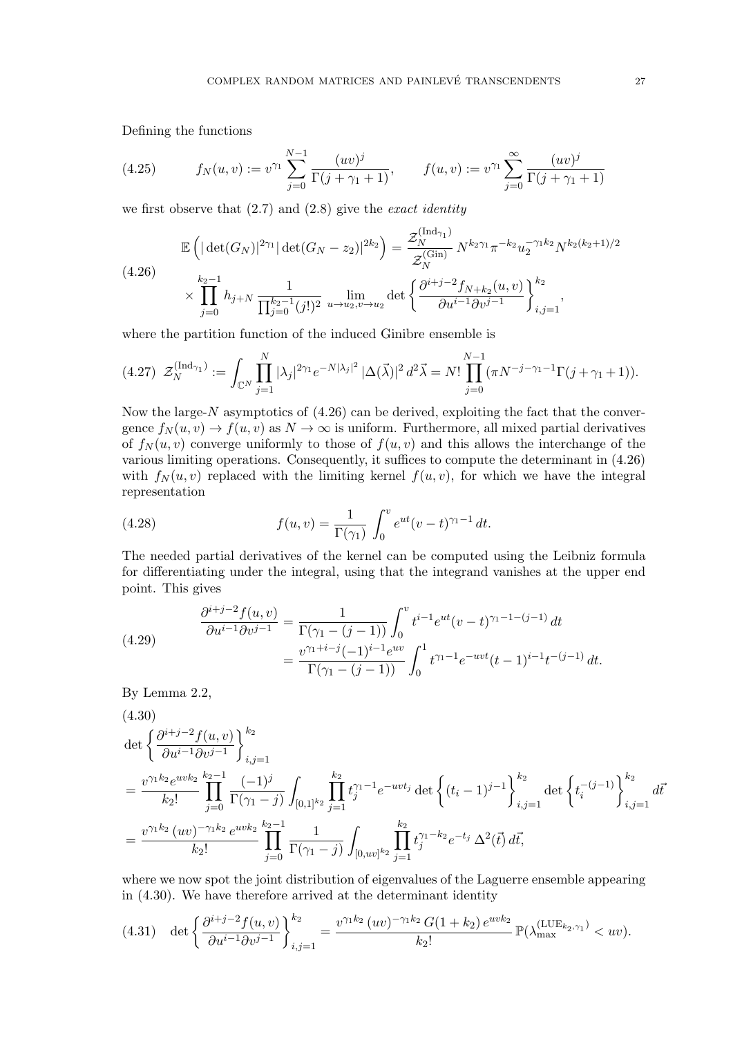Defining the functions

$$f_N(u,v) := v^{\gamma_1} \sum_{j=0}^{N-1} \frac{(uv)^j}{\Gamma(j+\gamma_1+1)}, \qquad f(u,v) := v^{\gamma_1} \sum_{j=0}^{\infty} \frac{(uv)^j}{\Gamma(j+\gamma_1+1)} \tag{4.25}$$

we first observe that (2.7) and (2.8) give the *exact identity*

$$\begin{aligned}
\mathbb{E}\left( |\det(G_N)|^{2\gamma_1} |\det(G_N - z_2)|^{2k_2} \right) &= \frac{\mathcal{Z}_N^{(\mathrm{Ind}_{\gamma_1})}}{\mathcal{Z}_N^{(\mathrm{Gin})}} N^{k_2\gamma_1} \pi^{-k_2} u_2^{-\gamma_1 k_2} N^{k_2(k_2+1)/2} \\
&\times \prod_{j=0}^{k_2-1} h_{j+N} \frac{1}{\prod_{j=0}^{k_2-1}(j!)^2} \lim_{u\to u_2, v \to u_2} \det\left\{ \frac{\partial^{i+j-2} f_{N+k_2}(u,v)}{\partial u^{i-1} \partial v^{j-1}} \right\}_{i,j=1}^{k_2},
\end{aligned} \tag{4.26}$$

where the partition function of the induced Ginibre ensemble is

$$\mathcal{Z}_N^{(\mathrm{Ind}_{\gamma_1})} := \int_{\mathbb{C}^N} \prod_{j=1}^{N} |\lambda_j|^{2\gamma_1} e^{-N|\lambda_j|^2} |\Delta(\vec{\lambda})|^2 \, d^2\vec{\lambda} = N! \prod_{j=0}^{N-1} (\pi N^{-j-\gamma_1-1} \Gamma(j+\gamma_1+1)). \tag{4.27}$$

Now the large-$N$ asymptotics of (4.26) can be derived, exploiting the fact that the convergence $f_N(u,v) \to f(u,v)$ as $N \to \infty$ is uniform. Furthermore, all mixed partial derivatives of $f_N(u,v)$ converge uniformly to those of $f(u,v)$ and this allows the interchange of the various limiting operations. Consequently, it suffices to compute the determinant in (4.26) with $f_N(u,v)$ replaced with the limiting kernel $f(u,v)$, for which we have the integral representation

$$f(u,v) = \frac{1}{\Gamma(\gamma_1)} \int_0^v e^{ut} (v-t)^{\gamma_1 - 1} \, dt. \tag{4.28}$$

The needed partial derivatives of the kernel can be computed using the Leibniz formula for differentiating under the integral, using that the integrand vanishes at the upper end point. This gives

$$\begin{aligned}
\frac{\partial^{i+j-2} f(u,v)}{\partial u^{i-1} \partial v^{j-1}} &= \frac{1}{\Gamma(\gamma_1 - (j-1))} \int_0^v t^{i-1} e^{ut} (v-t)^{\gamma_1 - 1 - (j-1)} \, dt \\
&= \frac{v^{\gamma_1+i-j} (-1)^{i-1} e^{uv}}{\Gamma(\gamma_1 - (j-1))} \int_0^1 t^{\gamma_1 - 1} e^{-uvt} (t-1)^{i-1} t^{-(j-1)} \, dt.
\end{aligned} \tag{4.29}$$

By Lemma 2.2,

$$\begin{aligned}
&\det\left\{ \frac{\partial^{i+j-2} f(u,v)}{\partial u^{i-1} \partial v^{j-1}} \right\}_{i,j=1}^{k_2} \\
&= \frac{v^{\gamma_1 k_2} e^{uvk_2}}{k_2!} \prod_{j=0}^{k_2-1} \frac{(-1)^j}{\Gamma(\gamma_1 - j)} \int_{[0,1]^{k_2}} \prod_{j=1}^{k_2} t_j^{\gamma_1 - 1} e^{-uvt_j} \det\left\{ (t_i - 1)^{j-1} \right\}_{i,j=1}^{k_2} \det\left\{ t_i^{-(j-1)} \right\}_{i,j=1}^{k_2} d\vec{t} \\
&= \frac{v^{\gamma_1 k_2} \, (uv)^{-\gamma_1 k_2} \, e^{uvk_2}}{k_2!} \prod_{j=0}^{k_2-1} \frac{1}{\Gamma(\gamma_1 - j)} \int_{[0,uv]^{k_2}} \prod_{j=1}^{k_2} t_j^{\gamma_1 - k_2} e^{-t_j} \, \Delta^2(\vec{t}) \, d\vec{t},
\end{aligned} \tag{4.30}$$

where we now spot the joint distribution of eigenvalues of the Laguerre ensemble appearing in (4.30). We have therefore arrived at the determinant identity

$$\det\left\{ \frac{\partial^{i+j-2} f(u,v)}{\partial u^{i-1} \partial v^{j-1}} \right\}_{i,j=1}^{k_2} = \frac{v^{\gamma_1 k_2} \, (uv)^{-\gamma_1 k_2} \, G(1+k_2) \, e^{uvk_2}}{k_2!} \mathbb{P}(\lambda_{\max}^{(\mathrm{LUE}_{k_2,\gamma_1})} < uv). \tag{4.31}$$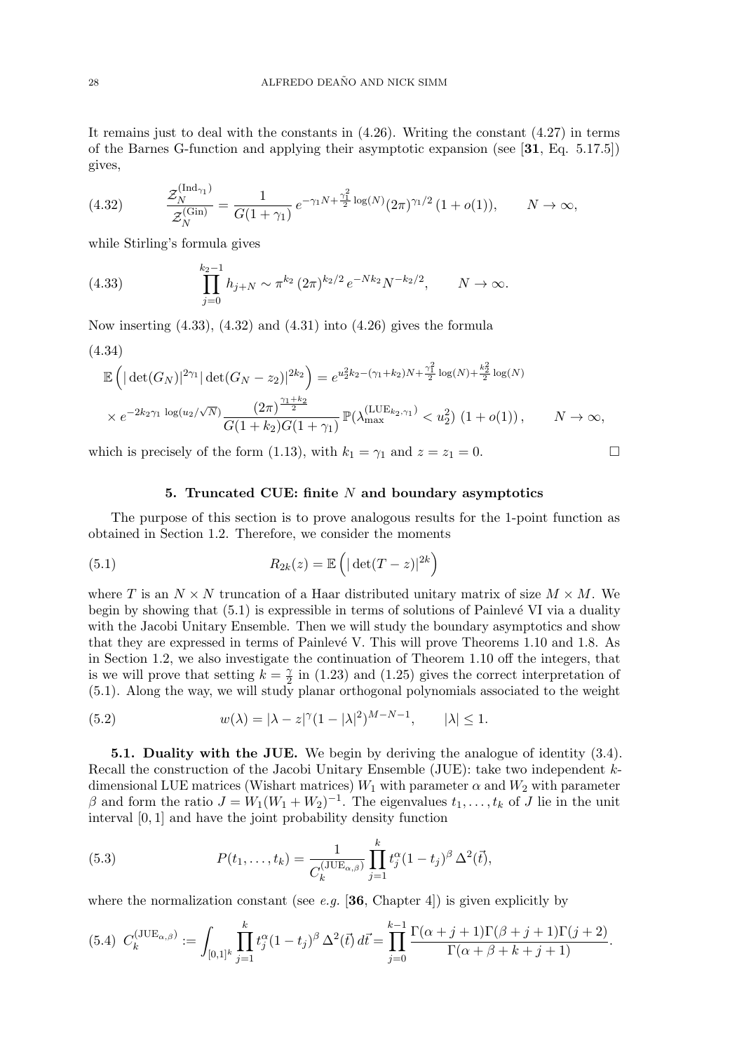It remains just to deal with the constants in (4.26). Writing the constant (4.27) in terms of the Barnes G-function and applying their asymptotic expansion (see [**31**, Eq. 5.17.5]) gives,

$$
\frac{\mathcal{Z}_N^{(\mathrm{Ind}_{\gamma_1})}}{\mathcal{Z}_N^{(\mathrm{Gin})}} = \frac{1}{G(1+\gamma_1)}\, e^{-\gamma_1 N + \frac{\gamma_1^2}{2}\log(N)} (2\pi)^{\gamma_1/2}\,(1+o(1)), \qquad N\to\infty, \tag{4.32}
$$

while Stirling's formula gives

$$
\prod_{j=0}^{k_2-1} h_{j+N} \sim \pi^{k_2}\,(2\pi)^{k_2/2}\,e^{-Nk_2}N^{-k_2/2}, \qquad N\to\infty. \tag{4.33}
$$

Now inserting (4.33), (4.32) and (4.31) into (4.26) gives the formula

$$
\begin{aligned}
&\mathbb{E}\left(|\det(G_N)|^{2\gamma_1}|\det(G_N-z_2)|^{2k_2}\right) = e^{u_2^2 k_2 - (\gamma_1+k_2)N + \frac{\gamma_1^2}{2}\log(N) + \frac{k_2^2}{2}\log(N)} \\
&\times e^{-2k_2\gamma_1 \log(u_2/\sqrt{N})}\frac{(2\pi)^{\frac{\gamma_1+k_2}{2}}}{G(1+k_2)G(1+\gamma_1)}\,\mathbb{P}(\lambda_{\max}^{(\mathrm{LUE}_{k_2,\gamma_1})} < u_2^2)\,(1+o(1)), \qquad N\to\infty,
\end{aligned} \tag{4.34}
$$

which is precisely of the form (1.13), with $k_1 = \gamma_1$ and $z = z_1 = 0$. $\square$

## 5. Truncated CUE: finite $N$ and boundary asymptotics

The purpose of this section is to prove analogous results for the 1-point function as obtained in Section 1.2. Therefore, we consider the moments

$$
R_{2k}(z) = \mathbb{E}\left(|\det(T-z)|^{2k}\right) \tag{5.1}
$$

where $T$ is an $N\times N$ truncation of a Haar distributed unitary matrix of size $M\times M$. We begin by showing that (5.1) is expressible in terms of solutions of Painlevé VI via a duality with the Jacobi Unitary Ensemble. Then we will study the boundary asymptotics and show that they are expressed in terms of Painlevé V. This will prove Theorems 1.10 and 1.8. As in Section 1.2, we also investigate the continuation of Theorem 1.10 off the integers, that is we will prove that setting $k=\frac{\gamma}{2}$ in (1.23) and (1.25) gives the correct interpretation of (5.1). Along the way, we will study planar orthogonal polynomials associated to the weight

$$
w(\lambda) = |\lambda - z|^{\gamma}(1-|\lambda|^2)^{M-N-1}, \qquad |\lambda|\le 1. \tag{5.2}
$$

**5.1. Duality with the JUE.** We begin by deriving the analogue of identity (3.4). Recall the construction of the Jacobi Unitary Ensemble (JUE): take two independent $k$-dimensional LUE matrices (Wishart matrices) $W_1$ with parameter $\alpha$ and $W_2$ with parameter $\beta$ and form the ratio $J = W_1(W_1+W_2)^{-1}$. The eigenvalues $t_1,\ldots,t_k$ of $J$ lie in the unit interval $[0,1]$ and have the joint probability density function

$$
P(t_1,\ldots,t_k) = \frac{1}{C_k^{(\mathrm{JUE}_{\alpha,\beta})}}\prod_{j=1}^k t_j^{\alpha}(1-t_j)^{\beta}\,\Delta^2(\vec{t}), \tag{5.3}
$$

where the normalization constant (see *e.g.* [**36**, Chapter 4]) is given explicitly by

$$
C_k^{(\mathrm{JUE}_{\alpha,\beta})} := \int_{[0,1]^k}\prod_{j=1}^k t_j^{\alpha}(1-t_j)^{\beta}\,\Delta^2(\vec{t})\,d\vec{t} = \prod_{j=0}^{k-1}\frac{\Gamma(\alpha+j+1)\Gamma(\beta+j+1)\Gamma(j+2)}{\Gamma(\alpha+\beta+k+j+1)}. \tag{5.4}
$$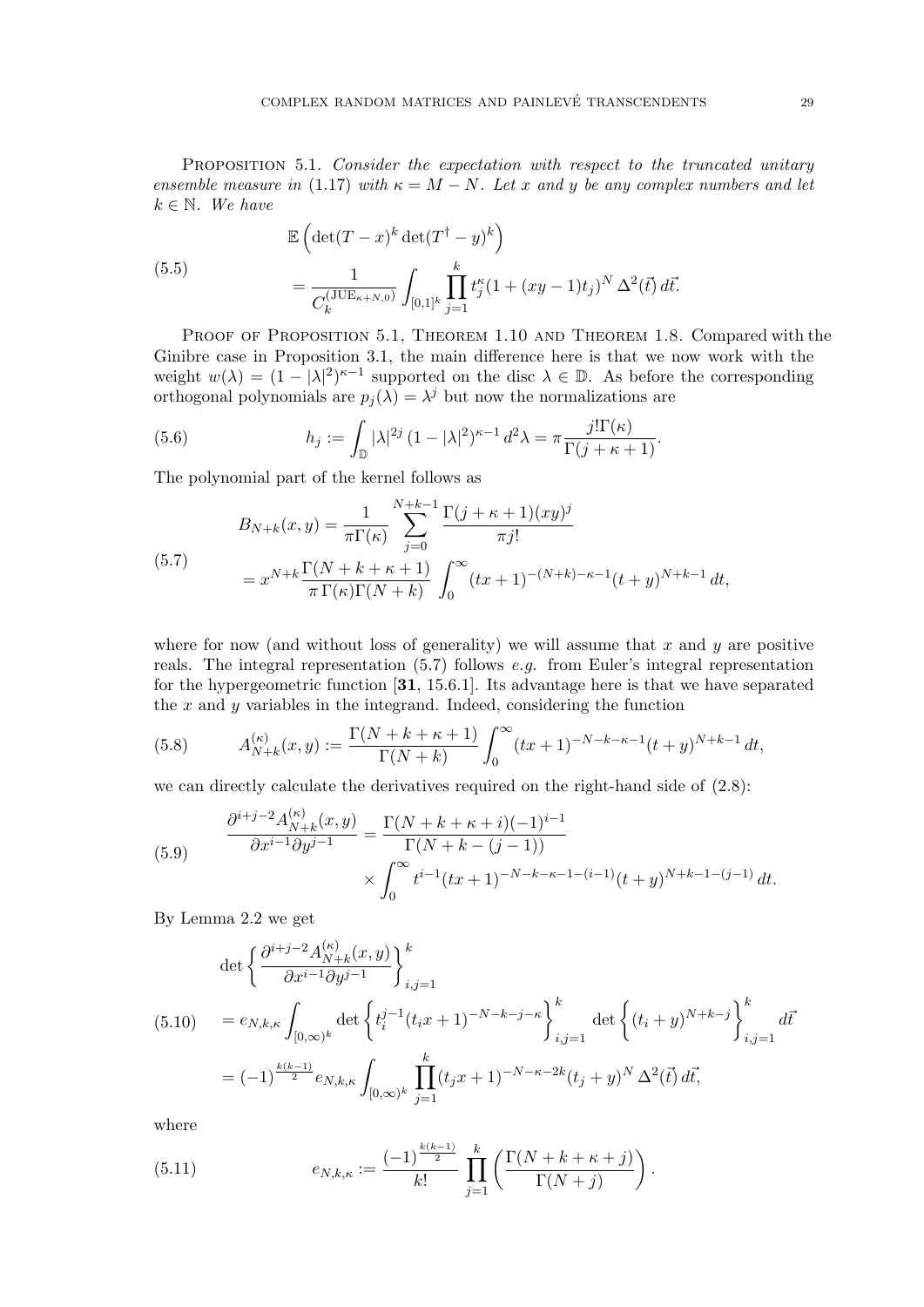Proposition 5.1. *Consider the expectation with respect to the truncated unitary ensemble measure in (1.17) with $\kappa = M - N$. Let $x$ and $y$ be any complex numbers and let $k \in \mathbb{N}$. We have*

$$
\begin{aligned}
&\mathbb{E}\left(\det(T-x)^k \det(T^\dagger - y)^k\right) \\
&= \frac{1}{C_k^{(\mathrm{JUE}_{\kappa+N,0})}} \int_{[0,1]^k} \prod_{j=1}^{k} t_j^{\kappa}(1+(xy-1)t_j)^N \, \Delta^2(\vec{t})\, d\vec{t}.
\end{aligned}
\tag{5.5}
$$

Proof of Proposition 5.1, Theorem 1.10 and Theorem 1.8. Compared with the Ginibre case in Proposition 3.1, the main difference here is that we now work with the weight $w(\lambda) = (1-|\lambda|^2)^{\kappa-1}$ supported on the disc $\lambda \in \mathbb{D}$. As before the corresponding orthogonal polynomials are $p_j(\lambda) = \lambda^j$ but now the normalizations are

$$
h_j := \int_{\mathbb{D}} |\lambda|^{2j}\,(1-|\lambda|^2)^{\kappa-1}\, d^2\lambda = \pi \frac{j!\Gamma(\kappa)}{\Gamma(j+\kappa+1)}. \tag{5.6}
$$

The polynomial part of the kernel follows as

$$
\begin{aligned}
B_{N+k}(x,y) &= \frac{1}{\pi\Gamma(\kappa)} \sum_{j=0}^{N+k-1} \frac{\Gamma(j+\kappa+1)(xy)^j}{\pi j!} \\
&= x^{N+k} \frac{\Gamma(N+k+\kappa+1)}{\pi\,\Gamma(\kappa)\Gamma(N+k)} \int_0^\infty (tx+1)^{-(N+k)-\kappa-1}(t+y)^{N+k-1}\, dt,
\end{aligned}
\tag{5.7}
$$

where for now (and without loss of generality) we will assume that $x$ and $y$ are positive reals. The integral representation (5.7) follows *e.g.* from Euler's integral representation for the hypergeometric function [**31**, 15.6.1]. Its advantage here is that we have separated the $x$ and $y$ variables in the integrand. Indeed, considering the function

$$
A_{N+k}^{(\kappa)}(x,y) := \frac{\Gamma(N+k+\kappa+1)}{\Gamma(N+k)} \int_0^\infty (tx+1)^{-N-k-\kappa-1}(t+y)^{N+k-1}\, dt, \tag{5.8}
$$

we can directly calculate the derivatives required on the right-hand side of (2.8):

$$
\begin{aligned}
\frac{\partial^{i+j-2} A_{N+k}^{(\kappa)}(x,y)}{\partial x^{i-1}\partial y^{j-1}} &= \frac{\Gamma(N+k+\kappa+i)(-1)^{i-1}}{\Gamma(N+k-(j-1))} \\
&\quad \times \int_0^\infty t^{i-1}(tx+1)^{-N-k-\kappa-1-(i-1)}(t+y)^{N+k-1-(j-1)}\, dt.
\end{aligned}
\tag{5.9}
$$

By Lemma 2.2 we get

$$
\begin{aligned}
&\det\left\{\frac{\partial^{i+j-2} A_{N+k}^{(\kappa)}(x,y)}{\partial x^{i-1}\partial y^{j-1}}\right\}_{i,j=1}^{k} \\
&= e_{N,k,\kappa} \int_{[0,\infty)^k} \det\left\{t_i^{j-1}(t_i x+1)^{-N-k-j-\kappa}\right\}_{i,j=1}^{k} \det\left\{(t_i+y)^{N+k-j}\right\}_{i,j=1}^{k} d\vec{t} \\
&= (-1)^{\frac{k(k-1)}{2}} e_{N,k,\kappa} \int_{[0,\infty)^k} \prod_{j=1}^{k} (t_j x+1)^{-N-\kappa-2k}(t_j+y)^N \, \Delta^2(\vec{t})\, d\vec{t},
\end{aligned}
\tag{5.10}
$$

where

$$
e_{N,k,\kappa} := \frac{(-1)^{\frac{k(k-1)}{2}}}{k!} \prod_{j=1}^{k} \left(\frac{\Gamma(N+k+\kappa+j)}{\Gamma(N+j)}\right). \tag{5.11}
$$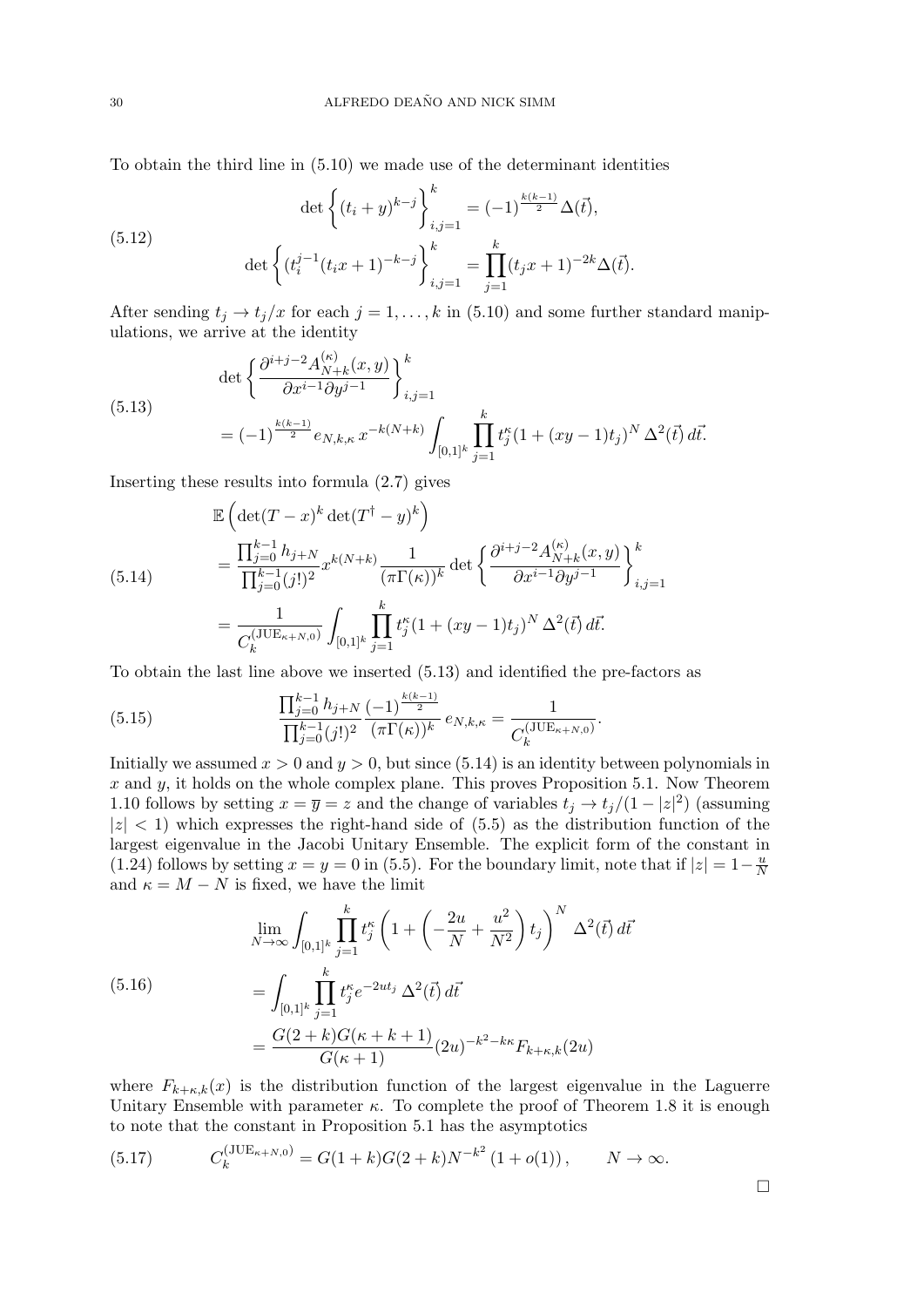To obtain the third line in (5.10) we made use of the determinant identities

$$\det\left\{(t_i+y)^{k-j}\right\}_{i,j=1}^{k} = (-1)^{\frac{k(k-1)}{2}}\Delta(\vec{t}),$$
$$\det\left\{(t_i^{j-1}(t_ix+1)^{-k-j}\right\}_{i,j=1}^{k} = \prod_{j=1}^{k}(t_jx+1)^{-2k}\Delta(\vec{t}). \tag{5.12}$$

After sending $t_j \to t_j/x$ for each $j = 1,\ldots,k$ in (5.10) and some further standard manipulations, we arrive at the identity

$$\det\left\{\frac{\partial^{i+j-2}A^{(\kappa)}_{N+k}(x,y)}{\partial x^{i-1}\partial y^{j-1}}\right\}_{i,j=1}^{k}$$
$$= (-1)^{\frac{k(k-1)}{2}}e_{N,k,\kappa}\,x^{-k(N+k)}\int_{[0,1]^k}\prod_{j=1}^{k}t_j^{\kappa}(1+(xy-1)t_j)^N\,\Delta^2(\vec{t})\,d\vec{t}. \tag{5.13}$$

Inserting these results into formula (2.7) gives

$$\mathbb{E}\left(\det(T-x)^k\det(T^\dagger-y)^k\right)$$
$$= \frac{\prod_{j=0}^{k-1}h_{j+N}}{\prod_{j=0}^{k-1}(j!)^2}x^{k(N+k)}\frac{1}{(\pi\Gamma(\kappa))^k}\det\left\{\frac{\partial^{i+j-2}A^{(\kappa)}_{N+k}(x,y)}{\partial x^{i-1}\partial y^{j-1}}\right\}_{i,j=1}^{k} \tag{5.14}$$
$$= \frac{1}{C_k^{(\mathrm{JUE}_{\kappa+N,0})}}\int_{[0,1]^k}\prod_{j=1}^{k}t_j^{\kappa}(1+(xy-1)t_j)^N\,\Delta^2(\vec{t})\,d\vec{t}.$$

To obtain the last line above we inserted (5.13) and identified the pre-factors as

$$\frac{\prod_{j=0}^{k-1}h_{j+N}}{\prod_{j=0}^{k-1}(j!)^2}\frac{(-1)^{\frac{k(k-1)}{2}}}{(\pi\Gamma(\kappa))^k}\,e_{N,k,\kappa} = \frac{1}{C_k^{(\mathrm{JUE}_{\kappa+N,0})}}. \tag{5.15}$$

Initially we assumed $x>0$ and $y>0$, but since (5.14) is an identity between polynomials in $x$ and $y$, it holds on the whole complex plane. This proves Proposition 5.1. Now Theorem 1.10 follows by setting $x = \overline{y} = z$ and the change of variables $t_j \to t_j/(1-|z|^2)$ (assuming $|z|<1$) which expresses the right-hand side of (5.5) as the distribution function of the largest eigenvalue in the Jacobi Unitary Ensemble. The explicit form of the constant in (1.24) follows by setting $x = y = 0$ in (5.5). For the boundary limit, note that if $|z| = 1-\frac{u}{N}$ and $\kappa = M-N$ is fixed, we have the limit

$$\lim_{N\to\infty}\int_{[0,1]^k}\prod_{j=1}^{k}t_j^{\kappa}\left(1+\left(-\frac{2u}{N}+\frac{u^2}{N^2}\right)t_j\right)^N\,\Delta^2(\vec{t})\,d\vec{t}$$
$$= \int_{[0,1]^k}\prod_{j=1}^{k}t_j^{\kappa}e^{-2ut_j}\,\Delta^2(\vec{t})\,d\vec{t} \tag{5.16}$$
$$= \frac{G(2+k)G(\kappa+k+1)}{G(\kappa+1)}(2u)^{-k^2-k\kappa}F_{k+\kappa,k}(2u)$$

where $F_{k+\kappa,k}(x)$ is the distribution function of the largest eigenvalue in the Laguerre Unitary Ensemble with parameter $\kappa$. To complete the proof of Theorem 1.8 it is enough to note that the constant in Proposition 5.1 has the asymptotics

$$C_k^{(\mathrm{JUE}_{\kappa+N,0})} = G(1+k)G(2+k)N^{-k^2}\left(1+o(1)\right), \qquad N\to\infty. \tag{5.17}$$

□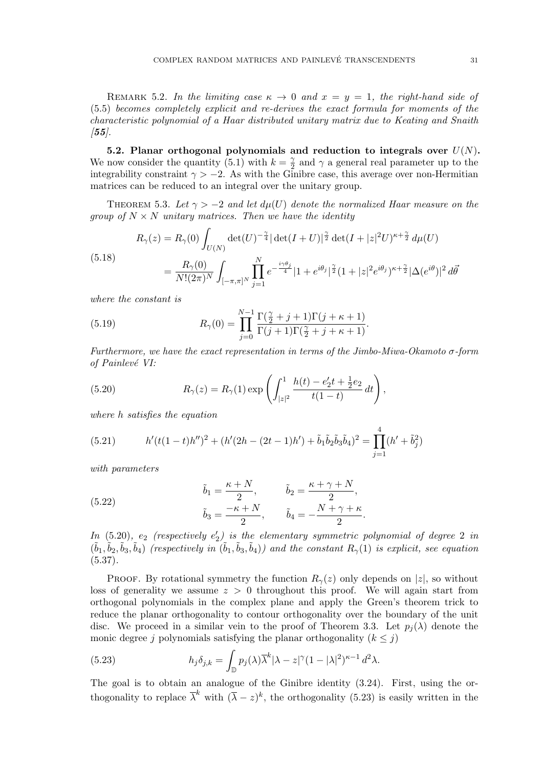REMARK 5.2. *In the limiting case $\kappa \to 0$ and $x = y = 1$, the right-hand side of (5.5) becomes completely explicit and re-derives the exact formula for moments of the characteristic polynomial of a Haar distributed unitary matrix due to Keating and Snaith [**55**].*

**5.2. Planar orthogonal polynomials and reduction to integrals over $U(N)$.** We now consider the quantity (5.1) with $k = \frac{\gamma}{2}$ and $\gamma$ a general real parameter up to the integrability constraint $\gamma > -2$. As with the Ginibre case, this average over non-Hermitian matrices can be reduced to an integral over the unitary group.

THEOREM 5.3. *Let $\gamma > -2$ and let $d\mu(U)$ denote the normalized Haar measure on the group of $N \times N$ unitary matrices. Then we have the identity*

$$
\begin{aligned}
R_\gamma(z) &= R_\gamma(0) \int_{U(N)} \det(U)^{-\frac{\gamma}{4}} |\det(I+U)|^{\frac{\gamma}{2}} \det(I+|z|^2 U)^{\kappa+\frac{\gamma}{2}}\, d\mu(U) \\
&= \frac{R_\gamma(0)}{N!(2\pi)^N} \int_{[-\pi,\pi]^N} \prod_{j=1}^{N} e^{-\frac{i\gamma\theta_j}{4}} |1+e^{i\theta_j}|^{\frac{\gamma}{2}} (1+|z|^2 e^{i\theta_j})^{\kappa+\frac{\gamma}{2}} |\Delta(e^{i\theta})|^2\, d\vec{\theta}
\end{aligned}
\tag{5.18}
$$

*where the constant is*

$$
R_\gamma(0) = \prod_{j=0}^{N-1} \frac{\Gamma(\frac{\gamma}{2}+j+1)\Gamma(j+\kappa+1)}{\Gamma(j+1)\Gamma(\frac{\gamma}{2}+j+\kappa+1)}. \tag{5.19}
$$

*Furthermore, we have the exact representation in terms of the Jimbo-Miwa-Okamoto $\sigma$-form of Painlevé VI:*

$$
R_\gamma(z) = R_\gamma(1) \exp\left( \int_{|z|^2}^{1} \frac{h(t) - e_2' t + \frac{1}{2} e_2}{t(1-t)}\, dt \right), \tag{5.20}
$$

*where $h$ satisfies the equation*

$$
h'(t(1-t)h'')^2 + (h'(2h-(2t-1)h') + \tilde{b}_1\tilde{b}_2\tilde{b}_3\tilde{b}_4)^2 = \prod_{j=1}^{4} (h' + \tilde{b}_j^2) \tag{5.21}
$$

*with parameters*

$$
\begin{aligned}
\tilde{b}_1 &= \frac{\kappa+N}{2}, & \tilde{b}_2 &= \frac{\kappa+\gamma+N}{2}, \\
\tilde{b}_3 &= \frac{-\kappa+N}{2}, & \tilde{b}_4 &= -\frac{N+\gamma+\kappa}{2}.
\end{aligned}
\tag{5.22}
$$

*In (5.20), $e_2$ (respectively $e_2'$) is the elementary symmetric polynomial of degree 2 in $(\tilde{b}_1, \tilde{b}_2, \tilde{b}_3, \tilde{b}_4)$ (respectively in $(\tilde{b}_1, \tilde{b}_3, \tilde{b}_4)$) and the constant $R_\gamma(1)$ is explicit, see equation (5.37).*

PROOF. By rotational symmetry the function $R_\gamma(z)$ only depends on $|z|$, so without loss of generality we assume $z > 0$ throughout this proof. We will again start from orthogonal polynomials in the complex plane and apply the Green's theorem trick to reduce the planar orthogonality to contour orthogonality over the boundary of the unit disc. We proceed in a similar vein to the proof of Theorem 3.3. Let $p_j(\lambda)$ denote the monic degree $j$ polynomials satisfying the planar orthogonality ($k \leq j$)

$$
h_j \delta_{j,k} = \int_{\mathbb{D}} p_j(\lambda) \overline{\lambda}^k |\lambda - z|^\gamma (1-|\lambda|^2)^{\kappa-1}\, d^2\lambda. \tag{5.23}
$$

The goal is to obtain an analogue of the Ginibre identity (3.24). First, using the orthogonality to replace $\overline{\lambda}^k$ with $(\overline{\lambda} - z)^k$, the orthogonality (5.23) is easily written in the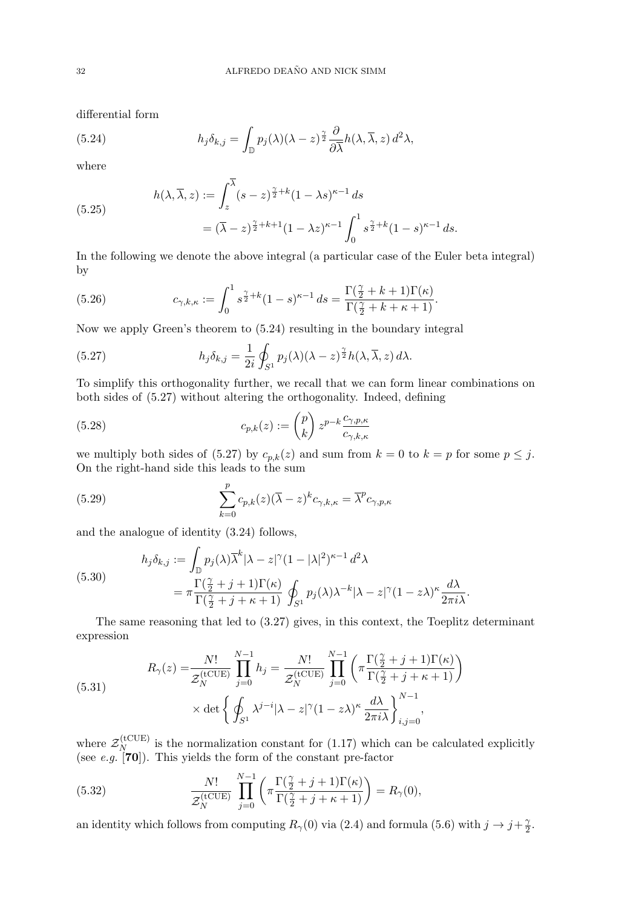differential form

$$h_j \delta_{k,j} = \int_{\mathbb{D}} p_j(\lambda)(\lambda - z)^{\frac{\gamma}{2}} \frac{\partial}{\partial \overline{\lambda}} h(\lambda, \overline{\lambda}, z)\, d^2\lambda, \tag{5.24}$$

where

$$\begin{aligned} h(\lambda, \overline{\lambda}, z) &:= \int_z^{\overline{\lambda}} (s - z)^{\frac{\gamma}{2}+k} (1 - \lambda s)^{\kappa - 1}\, ds \\ &= (\overline{\lambda} - z)^{\frac{\gamma}{2}+k+1} (1 - \lambda z)^{\kappa-1} \int_0^1 s^{\frac{\gamma}{2}+k}(1-s)^{\kappa-1}\, ds. \end{aligned} \tag{5.25}$$

In the following we denote the above integral (a particular case of the Euler beta integral) by

$$c_{\gamma,k,\kappa} := \int_0^1 s^{\frac{\gamma}{2}+k}(1-s)^{\kappa-1}\, ds = \frac{\Gamma(\frac{\gamma}{2}+k+1)\Gamma(\kappa)}{\Gamma(\frac{\gamma}{2}+k+\kappa+1)}. \tag{5.26}$$

Now we apply Green's theorem to (5.24) resulting in the boundary integral

$$h_j \delta_{k,j} = \frac{1}{2i} \oint_{S^1} p_j(\lambda)(\lambda - z)^{\frac{\gamma}{2}} h(\lambda, \overline{\lambda}, z)\, d\lambda. \tag{5.27}$$

To simplify this orthogonality further, we recall that we can form linear combinations on both sides of (5.27) without altering the orthogonality. Indeed, defining

$$c_{p,k}(z) := \binom{p}{k} z^{p-k} \frac{c_{\gamma,p,\kappa}}{c_{\gamma,k,\kappa}} \tag{5.28}$$

we multiply both sides of (5.27) by $c_{p,k}(z)$ and sum from $k = 0$ to $k = p$ for some $p \leq j$. On the right-hand side this leads to the sum

$$\sum_{k=0}^{p} c_{p,k}(z)(\overline{\lambda} - z)^k c_{\gamma,k,\kappa} = \overline{\lambda}^p c_{\gamma,p,\kappa} \tag{5.29}$$

and the analogue of identity (3.24) follows,

$$\begin{aligned} h_j \delta_{k,j} &:= \int_{\mathbb{D}} p_j(\lambda) \overline{\lambda}^k |\lambda - z|^{\gamma} (1 - |\lambda|^2)^{\kappa - 1}\, d^2\lambda \\ &= \pi \frac{\Gamma(\frac{\gamma}{2}+j+1)\Gamma(\kappa)}{\Gamma(\frac{\gamma}{2}+j+\kappa+1)} \oint_{S^1} p_j(\lambda) \lambda^{-k} |\lambda - z|^{\gamma} (1 - z\lambda)^{\kappa} \frac{d\lambda}{2\pi i \lambda}. \end{aligned} \tag{5.30}$$

The same reasoning that led to (3.27) gives, in this context, the Toeplitz determinant expression

$$\begin{aligned} R_\gamma(z) =& \frac{N!}{\mathcal{Z}_N^{(\mathrm{tCUE})}} \prod_{j=0}^{N-1} h_j = \frac{N!}{\mathcal{Z}_N^{(\mathrm{tCUE})}} \prod_{j=0}^{N-1} \left( \pi \frac{\Gamma(\frac{\gamma}{2}+j+1)\Gamma(\kappa)}{\Gamma(\frac{\gamma}{2}+j+\kappa+1)} \right) \\ & \times \det \left\{ \oint_{S^1} \lambda^{j-i} |\lambda - z|^{\gamma} (1 - z\lambda)^{\kappa} \frac{d\lambda}{2\pi i \lambda} \right\}_{i,j=0}^{N-1}, \end{aligned} \tag{5.31}$$

where $\mathcal{Z}_N^{(\mathrm{tCUE})}$ is the normalization constant for (1.17) which can be calculated explicitly (see *e.g.* [**70**]). This yields the form of the constant pre-factor

$$\frac{N!}{\mathcal{Z}_N^{(\mathrm{tCUE})}} \prod_{j=0}^{N-1} \left( \pi \frac{\Gamma(\frac{\gamma}{2}+j+1)\Gamma(\kappa)}{\Gamma(\frac{\gamma}{2}+j+\kappa+1)} \right) = R_\gamma(0), \tag{5.32}$$

an identity which follows from computing $R_\gamma(0)$ via (2.4) and formula (5.6) with $j \to j + \frac{\gamma}{2}$.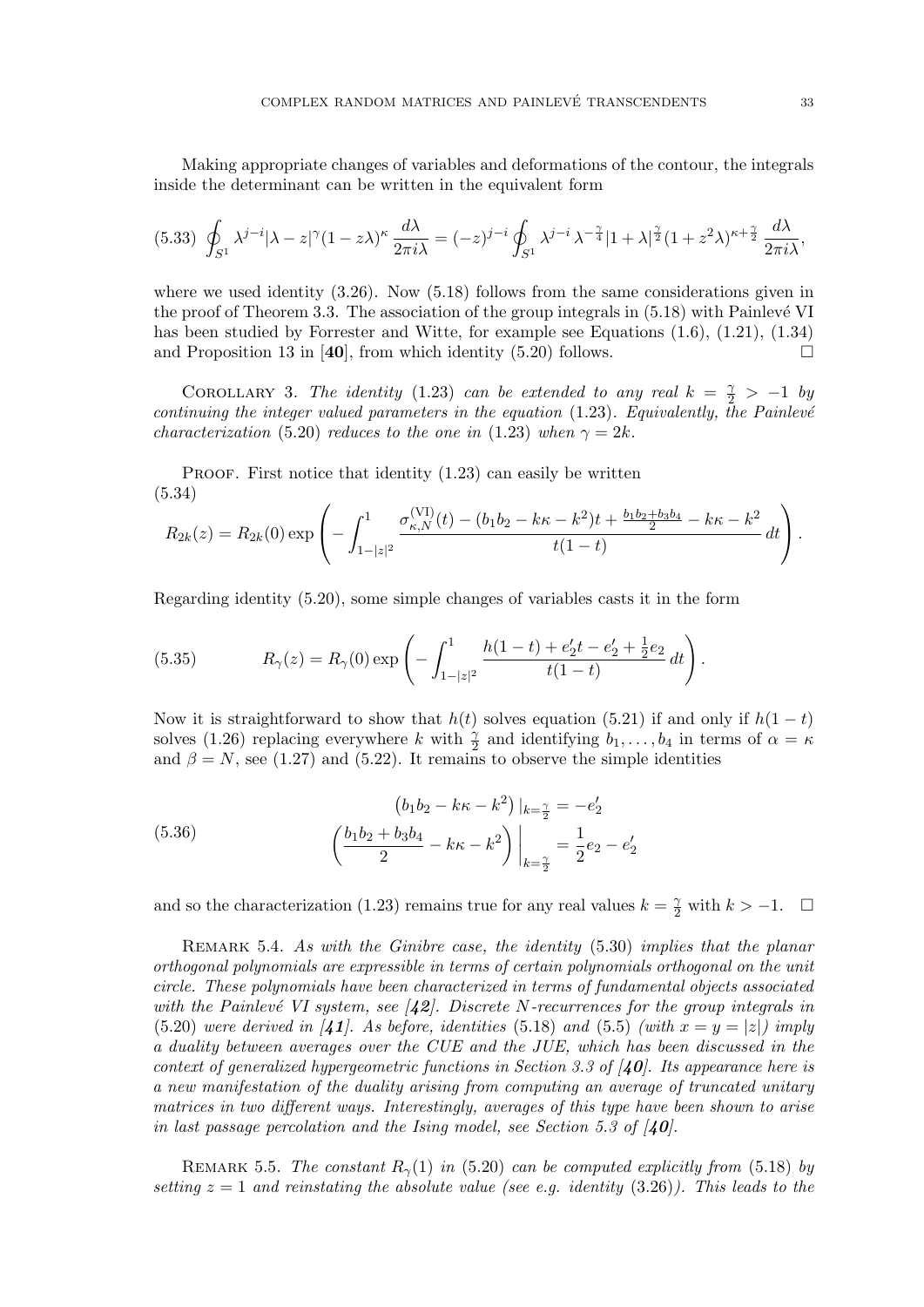Making appropriate changes of variables and deformations of the contour, the integrals inside the determinant can be written in the equivalent form

$$
\oint_{S^1} \lambda^{j-i}|\lambda - z|^{\gamma}(1 - z\lambda)^{\kappa} \frac{d\lambda}{2\pi i\lambda} = (-z)^{j-i} \oint_{S^1} \lambda^{j-i} \lambda^{-\frac{\gamma}{4}} |1 + \lambda|^{\frac{\gamma}{2}} (1 + z^2\lambda)^{\kappa + \frac{\gamma}{2}} \frac{d\lambda}{2\pi i\lambda}, \tag{5.33}
$$

where we used identity (3.26). Now (5.18) follows from the same considerations given in the proof of Theorem 3.3. The association of the group integrals in (5.18) with Painlevé VI has been studied by Forrester and Witte, for example see Equations (1.6), (1.21), (1.34) and Proposition 13 in [**40**], from which identity (5.20) follows. □

Corollary 3. *The identity* (1.23) *can be extended to any real* $k = \frac{\gamma}{2} > -1$ *by continuing the integer valued parameters in the equation* (1.23)*. Equivalently, the Painlevé characterization* (5.20) *reduces to the one in* (1.23) *when* $\gamma = 2k$*.*

Proof. First notice that identity (1.23) can easily be written

$$
R_{2k}(z) = R_{2k}(0) \exp\left( - \int_{1-|z|^2}^{1} \frac{\sigma^{(\mathrm{VI})}_{\kappa,N}(t) - (b_1 b_2 - k\kappa - k^2)t + \frac{b_1 b_2 + b_3 b_4}{2} - k\kappa - k^2}{t(1-t)} \, dt \right). \tag{5.34}
$$

Regarding identity (5.20), some simple changes of variables casts it in the form

$$
R_{\gamma}(z) = R_{\gamma}(0) \exp\left( - \int_{1-|z|^2}^{1} \frac{h(1-t) + e_2' t - e_2' + \frac{1}{2} e_2}{t(1-t)} \, dt \right). \tag{5.35}
$$

Now it is straightforward to show that $h(t)$ solves equation (5.21) if and only if $h(1-t)$ solves (1.26) replacing everywhere $k$ with $\frac{\gamma}{2}$ and identifying $b_1, \ldots, b_4$ in terms of $\alpha = \kappa$ and $\beta = N$, see (1.27) and (5.22). It remains to observe the simple identities

$$
\begin{aligned}
\left(b_1 b_2 - k\kappa - k^2\right)|_{k=\frac{\gamma}{2}} &= -e_2' \\
\left( \frac{b_1 b_2 + b_3 b_4}{2} - k\kappa - k^2 \right)\bigg|_{k=\frac{\gamma}{2}} &= \frac{1}{2} e_2 - e_2'
\end{aligned} \tag{5.36}
$$

and so the characterization (1.23) remains true for any real values $k = \frac{\gamma}{2}$ with $k > -1$. □

Remark 5.4. *As with the Ginibre case, the identity* (5.30) *implies that the planar orthogonal polynomials are expressible in terms of certain polynomials orthogonal on the unit circle. These polynomials have been characterized in terms of fundamental objects associated with the Painlevé VI system, see [**42**]. Discrete N-recurrences for the group integrals in* (5.20) *were derived in [**41**]. As before, identities* (5.18) *and* (5.5) *(with* $x = y = |z|$*) imply a duality between averages over the CUE and the JUE, which has been discussed in the context of generalized hypergeometric functions in Section 3.3 of [**40**]. Its appearance here is a new manifestation of the duality arising from computing an average of truncated unitary matrices in two different ways. Interestingly, averages of this type have been shown to arise in last passage percolation and the Ising model, see Section 5.3 of [**40**].*

Remark 5.5. *The constant* $R_{\gamma}(1)$ *in* (5.20) *can be computed explicitly from* (5.18) *by setting* $z = 1$ *and reinstating the absolute value (see e.g. identity* (3.26)*). This leads to the*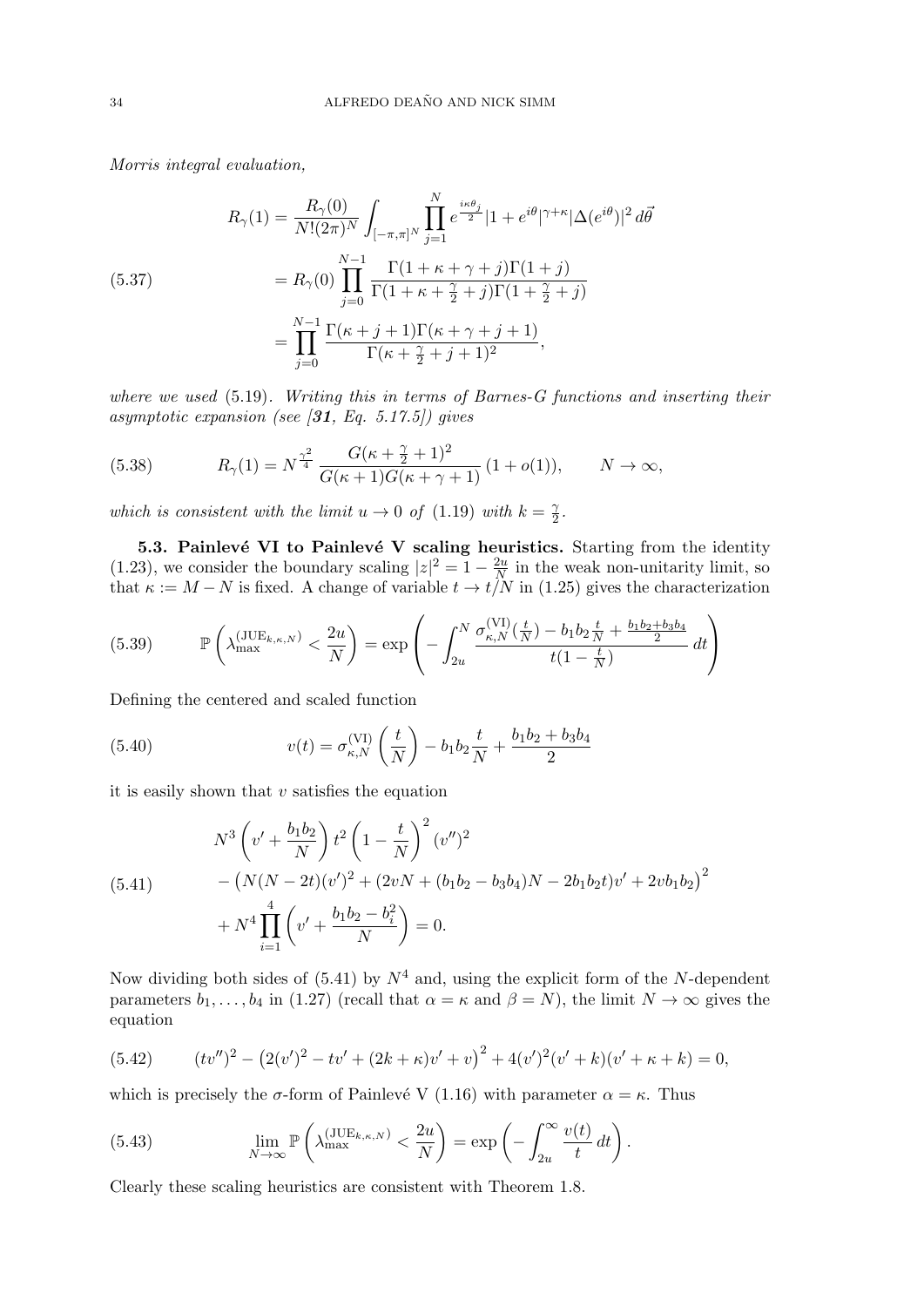*Morris integral evaluation,*

$$
\begin{aligned}
R_\gamma(1) &= \frac{R_\gamma(0)}{N!(2\pi)^N}\int_{[-\pi,\pi]^N}\prod_{j=1}^N e^{\frac{i\kappa\theta_j}{2}}|1+e^{i\theta}|^{\gamma+\kappa}|\Delta(e^{i\theta})|^2\,d\vec{\theta}\\
&= R_\gamma(0)\prod_{j=0}^{N-1}\frac{\Gamma(1+\kappa+\gamma+j)\Gamma(1+j)}{\Gamma(1+\kappa+\frac{\gamma}{2}+j)\Gamma(1+\frac{\gamma}{2}+j)}\\
&= \prod_{j=0}^{N-1}\frac{\Gamma(\kappa+j+1)\Gamma(\kappa+\gamma+j+1)}{\Gamma(\kappa+\frac{\gamma}{2}+j+1)^2},
\end{aligned}
\tag{5.37}
$$

*where we used* (5.19)*. Writing this in terms of Barnes-G functions and inserting their asymptotic expansion (see [**31**, Eq. 5.17.5]) gives*

$$
R_\gamma(1) = N^{\frac{\gamma^2}{4}}\frac{G(\kappa+\frac{\gamma}{2}+1)^2}{G(\kappa+1)G(\kappa+\gamma+1)}\,(1+o(1)), \qquad N\to\infty,
\tag{5.38}
$$

*which is consistent with the limit $u\to 0$ of* (1.19) *with $k=\frac{\gamma}{2}$.*

**5.3. Painlevé VI to Painlevé V scaling heuristics.** Starting from the identity (1.23), we consider the boundary scaling $|z|^2 = 1-\frac{2u}{N}$ in the weak non-unitarity limit, so that $\kappa := M-N$ is fixed. A change of variable $t\to t/N$ in (1.25) gives the characterization

$$
\mathbb{P}\left(\lambda_{\max}^{(\mathrm{JUE}_{k,\kappa,N})}<\frac{2u}{N}\right) = \exp\left(-\int_{2u}^{N}\frac{\sigma_{\kappa,N}^{(\mathrm{VI})}(\frac{t}{N}) - b_1b_2\frac{t}{N}+\frac{b_1b_2+b_3b_4}{2}}{t(1-\frac{t}{N})}\,dt\right)
\tag{5.39}
$$

Defining the centered and scaled function

$$
v(t) = \sigma_{\kappa,N}^{(\mathrm{VI})}\left(\frac{t}{N}\right) - b_1b_2\frac{t}{N} + \frac{b_1b_2+b_3b_4}{2}
\tag{5.40}
$$

it is easily shown that $v$ satisfies the equation

$$
\begin{aligned}
&N^3\left(v'+\frac{b_1b_2}{N}\right)t^2\left(1-\frac{t}{N}\right)^2(v'')^2\\
&-\left(N(N-2t)(v')^2+(2vN+(b_1b_2-b_3b_4)N-2b_1b_2t)v'+2vb_1b_2\right)^2\\
&+N^4\prod_{i=1}^4\left(v'+\frac{b_1b_2-b_i^2}{N}\right)=0.
\end{aligned}
\tag{5.41}
$$

Now dividing both sides of (5.41) by $N^4$ and, using the explicit form of the $N$-dependent parameters $b_1,\ldots,b_4$ in (1.27) (recall that $\alpha=\kappa$ and $\beta=N$), the limit $N\to\infty$ gives the equation

$$
(tv'')^2 - \left(2(v')^2 - tv' + (2k+\kappa)v' + v\right)^2 + 4(v')^2(v'+k)(v'+\kappa+k) = 0,
\tag{5.42}
$$

which is precisely the $\sigma$-form of Painlevé V (1.16) with parameter $\alpha=\kappa$. Thus

$$
\lim_{N\to\infty}\mathbb{P}\left(\lambda_{\max}^{(\mathrm{JUE}_{k,\kappa,N})}<\frac{2u}{N}\right) = \exp\left(-\int_{2u}^{\infty}\frac{v(t)}{t}\,dt\right).
\tag{5.43}
$$

Clearly these scaling heuristics are consistent with Theorem 1.8.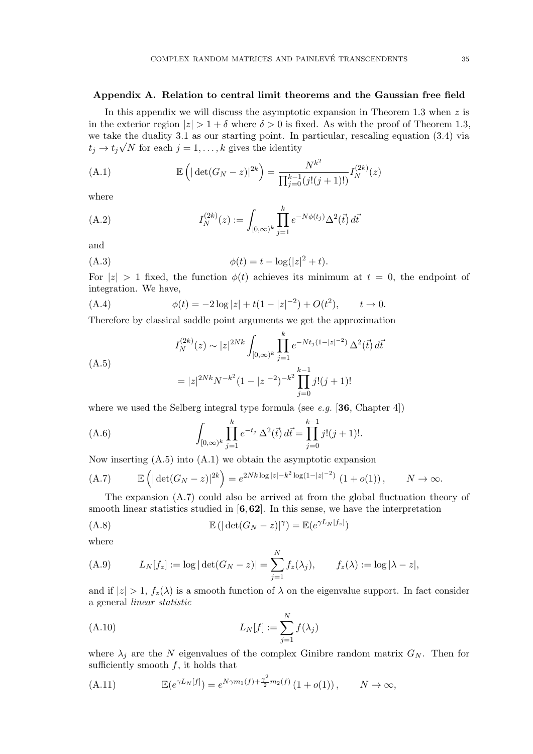## Appendix A. Relation to central limit theorems and the Gaussian free field

In this appendix we will discuss the asymptotic expansion in Theorem 1.3 when $z$ is in the exterior region $|z| > 1 + \delta$ where $\delta > 0$ is fixed. As with the proof of Theorem 1.3, we take the duality 3.1 as our starting point. In particular, rescaling equation (3.4) via $t_j \to t_j\sqrt{N}$ for each $j = 1, \ldots, k$ gives the identity

$$\mathbb{E}\left(|\det(G_N - z)|^{2k}\right) = \frac{N^{k^2}}{\prod_{j=0}^{k-1}(j!(j+1)!)} I_N^{(2k)}(z) \tag{A.1}$$

where

$$I_N^{(2k)}(z) := \int_{[0,\infty)^k} \prod_{j=1}^{k} e^{-N\phi(t_j)} \Delta^2(\vec{t})\, d\vec{t} \tag{A.2}$$

and

$$\phi(t) = t - \log(|z|^2 + t). \tag{A.3}$$

For $|z| > 1$ fixed, the function $\phi(t)$ achieves its minimum at $t = 0$, the endpoint of integration. We have,

$$\phi(t) = -2\log|z| + t(1 - |z|^{-2}) + O(t^2), \qquad t \to 0. \tag{A.4}$$

Therefore by classical saddle point arguments we get the approximation

$$\begin{aligned} I_N^{(2k)}(z) &\sim |z|^{2Nk} \int_{[0,\infty)^k} \prod_{j=1}^{k} e^{-Nt_j(1-|z|^{-2})}\, \Delta^2(\vec{t})\, d\vec{t} \\ &= |z|^{2Nk} N^{-k^2} (1 - |z|^{-2})^{-k^2} \prod_{j=0}^{k-1} j!(j+1)! \end{aligned} \tag{A.5}$$

where we used the Selberg integral type formula (see *e.g.* [**36**, Chapter 4])

$$\int_{[0,\infty)^k} \prod_{j=1}^{k} e^{-t_j}\, \Delta^2(\vec{t})\, d\vec{t} = \prod_{j=0}^{k-1} j!(j+1)!. \tag{A.6}$$

Now inserting (A.5) into (A.1) we obtain the asymptotic expansion

$$\mathbb{E}\left(|\det(G_N - z)|^{2k}\right) = e^{2Nk\log|z| - k^2\log(1-|z|^{-2})}\,(1 + o(1)), \qquad N \to \infty. \tag{A.7}$$

The expansion (A.7) could also be arrived at from the global fluctuation theory of smooth linear statistics studied in [**6**, **62**]. In this sense, we have the interpretation

$$\mathbb{E}\left(|\det(G_N - z)|^{\gamma}\right) = \mathbb{E}(e^{\gamma L_N[f_z]}) \tag{A.8}$$

where

$$L_N[f_z] := \log|\det(G_N - z)| = \sum_{j=1}^{N} f_z(\lambda_j), \qquad f_z(\lambda) := \log|\lambda - z|, \tag{A.9}$$

and if $|z| > 1$, $f_z(\lambda)$ is a smooth function of $\lambda$ on the eigenvalue support. In fact consider a general *linear statistic*

$$L_N[f] := \sum_{j=1}^{N} f(\lambda_j) \tag{A.10}$$

where $\lambda_j$ are the $N$ eigenvalues of the complex Ginibre random matrix $G_N$. Then for sufficiently smooth $f$, it holds that

$$\mathbb{E}(e^{\gamma L_N[f]}) = e^{N\gamma m_1(f) + \frac{\gamma^2}{2} m_2(f)}\,(1 + o(1)), \qquad N \to \infty, \tag{A.11}$$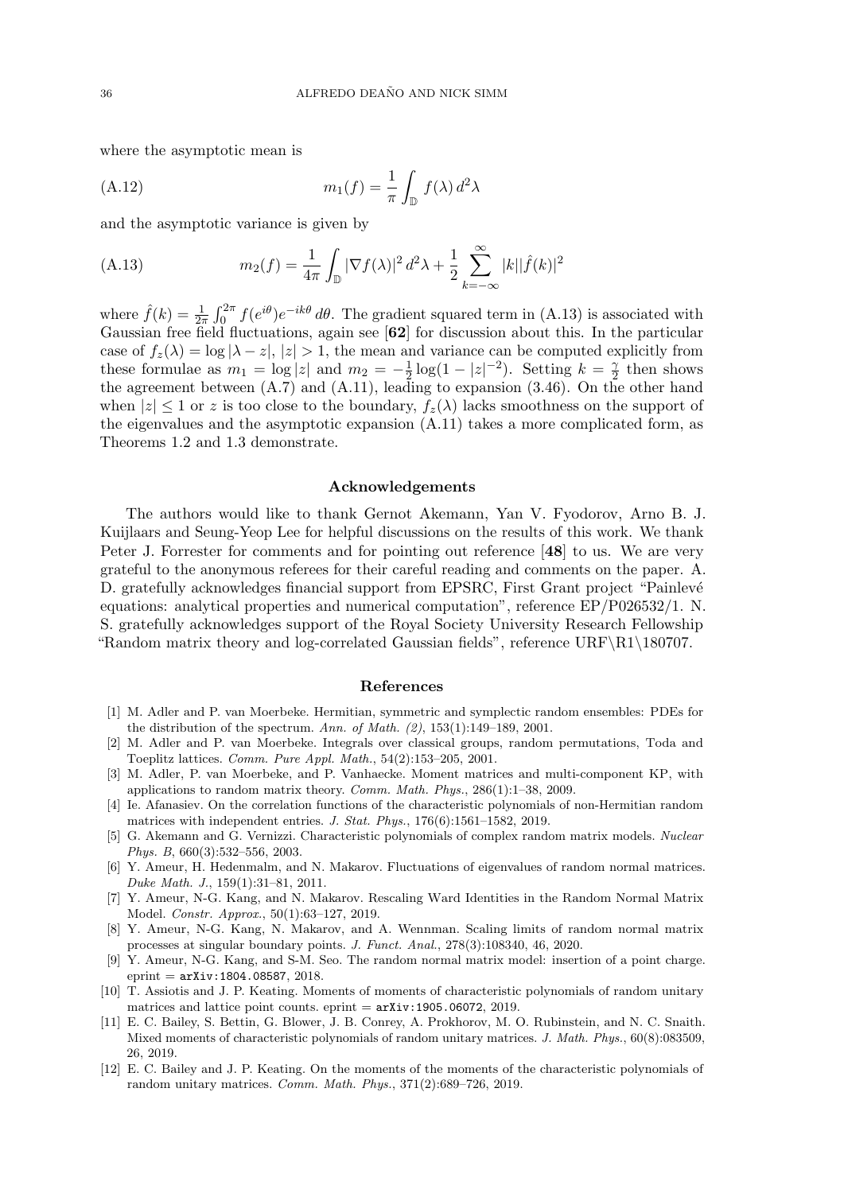where the asymptotic mean is

$$m_1(f) = \frac{1}{\pi} \int_{\mathbb{D}} f(\lambda) \, d^2\lambda \tag{A.12}$$

and the asymptotic variance is given by

$$m_2(f) = \frac{1}{4\pi} \int_{\mathbb{D}} |\nabla f(\lambda)|^2 \, d^2\lambda + \frac{1}{2} \sum_{k=-\infty}^{\infty} |k||\hat{f}(k)|^2 \tag{A.13}$$

where $\hat{f}(k) = \frac{1}{2\pi} \int_0^{2\pi} f(e^{i\theta}) e^{-ik\theta} \, d\theta$. The gradient squared term in (A.13) is associated with Gaussian free field fluctuations, again see [**62**] for discussion about this. In the particular case of $f_z(\lambda) = \log |\lambda - z|$, $|z| > 1$, the mean and variance can be computed explicitly from these formulae as $m_1 = \log |z|$ and $m_2 = -\frac{1}{2} \log(1 - |z|^{-2})$. Setting $k = \frac{\gamma}{2}$ then shows the agreement between (A.7) and (A.11), leading to expansion (3.46). On the other hand when $|z| \leq 1$ or $z$ is too close to the boundary, $f_z(\lambda)$ lacks smoothness on the support of the eigenvalues and the asymptotic expansion (A.11) takes a more complicated form, as Theorems 1.2 and 1.3 demonstrate.

## Acknowledgements

The authors would like to thank Gernot Akemann, Yan V. Fyodorov, Arno B. J. Kuijlaars and Seung-Yeop Lee for helpful discussions on the results of this work. We thank Peter J. Forrester for comments and for pointing out reference [**48**] to us. We are very grateful to the anonymous referees for their careful reading and comments on the paper. A. D. gratefully acknowledges financial support from EPSRC, First Grant project "Painlevé equations: analytical properties and numerical computation", reference EP/P026532/1. N. S. gratefully acknowledges support of the Royal Society University Research Fellowship "Random matrix theory and log-correlated Gaussian fields", reference URF\R1\180707.

## References

[1] M. Adler and P. van Moerbeke. Hermitian, symmetric and symplectic random ensembles: PDEs for the distribution of the spectrum. *Ann. of Math. (2)*, 153(1):149–189, 2001.

[2] M. Adler and P. van Moerbeke. Integrals over classical groups, random permutations, Toda and Toeplitz lattices. *Comm. Pure Appl. Math.*, 54(2):153–205, 2001.

[3] M. Adler, P. van Moerbeke, and P. Vanhaecke. Moment matrices and multi-component KP, with applications to random matrix theory. *Comm. Math. Phys.*, 286(1):1–38, 2009.

[4] Ie. Afanasiev. On the correlation functions of the characteristic polynomials of non-Hermitian random matrices with independent entries. *J. Stat. Phys.*, 176(6):1561–1582, 2019.

[5] G. Akemann and G. Vernizzi. Characteristic polynomials of complex random matrix models. *Nuclear Phys. B*, 660(3):532–556, 2003.

[6] Y. Ameur, H. Hedenmalm, and N. Makarov. Fluctuations of eigenvalues of random normal matrices. *Duke Math. J.*, 159(1):31–81, 2011.

[7] Y. Ameur, N-G. Kang, and N. Makarov. Rescaling Ward Identities in the Random Normal Matrix Model. *Constr. Approx.*, 50(1):63–127, 2019.

[8] Y. Ameur, N-G. Kang, N. Makarov, and A. Wennman. Scaling limits of random normal matrix processes at singular boundary points. *J. Funct. Anal.*, 278(3):108340, 46, 2020.

[9] Y. Ameur, N-G. Kang, and S-M. Seo. The random normal matrix model: insertion of a point charge. eprint = `arXiv:1804.08587`, 2018.

[10] T. Assiotis and J. P. Keating. Moments of moments of characteristic polynomials of random unitary matrices and lattice point counts. eprint = `arXiv:1905.06072`, 2019.

[11] E. C. Bailey, S. Bettin, G. Blower, J. B. Conrey, A. Prokhorov, M. O. Rubinstein, and N. C. Snaith. Mixed moments of characteristic polynomials of random unitary matrices. *J. Math. Phys.*, 60(8):083509, 26, 2019.

[12] E. C. Bailey and J. P. Keating. On the moments of the moments of the characteristic polynomials of random unitary matrices. *Comm. Math. Phys.*, 371(2):689–726, 2019.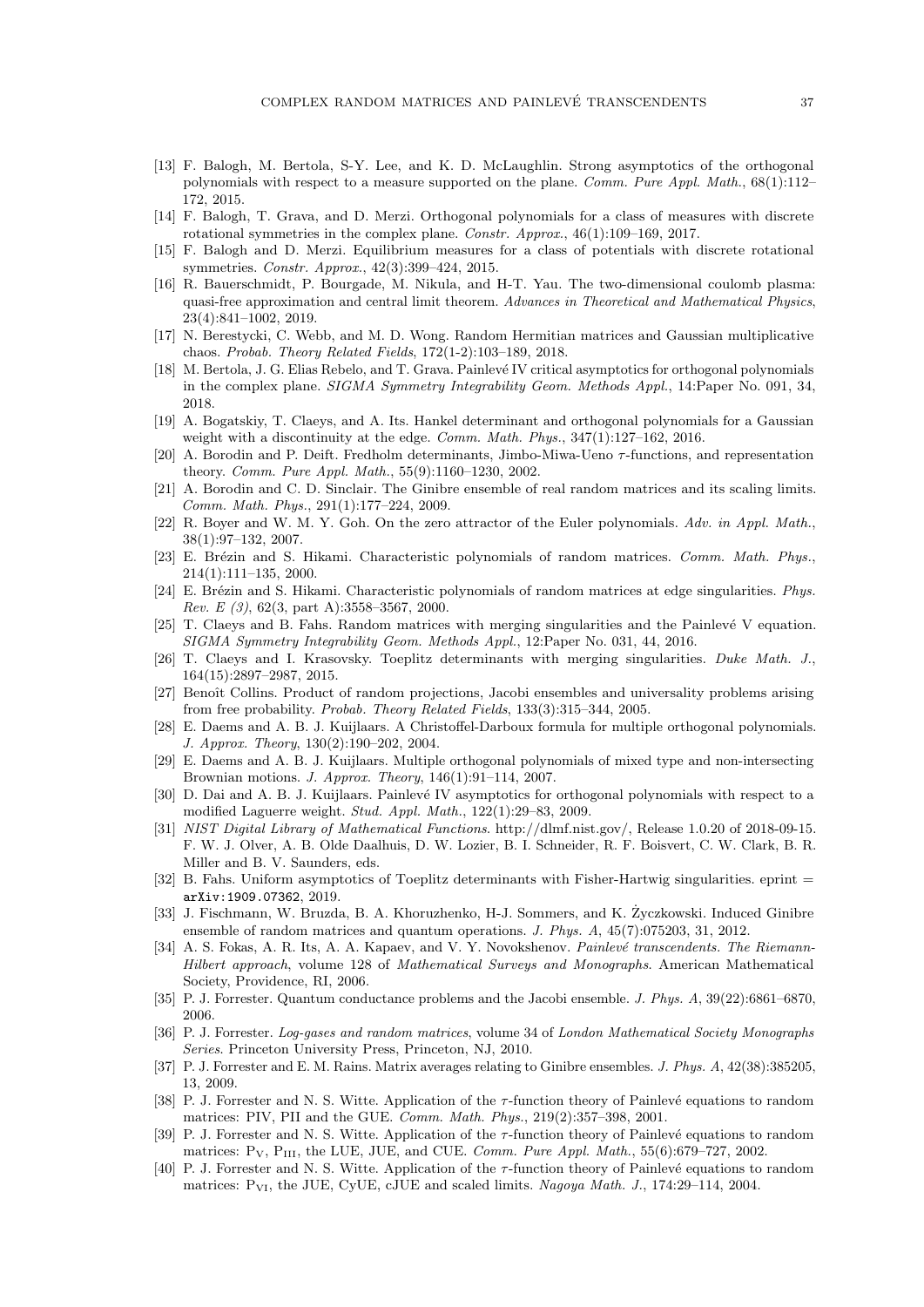[13] F. Balogh, M. Bertola, S-Y. Lee, and K. D. McLaughlin. Strong asymptotics of the orthogonal polynomials with respect to a measure supported on the plane. *Comm. Pure Appl. Math.*, 68(1):112–172, 2015.

[14] F. Balogh, T. Grava, and D. Merzi. Orthogonal polynomials for a class of measures with discrete rotational symmetries in the complex plane. *Constr. Approx.*, 46(1):109–169, 2017.

[15] F. Balogh and D. Merzi. Equilibrium measures for a class of potentials with discrete rotational symmetries. *Constr. Approx.*, 42(3):399–424, 2015.

[16] R. Bauerschmidt, P. Bourgade, M. Nikula, and H-T. Yau. The two-dimensional coulomb plasma: quasi-free approximation and central limit theorem. *Advances in Theoretical and Mathematical Physics*, 23(4):841–1002, 2019.

[17] N. Berestycki, C. Webb, and M. D. Wong. Random Hermitian matrices and Gaussian multiplicative chaos. *Probab. Theory Related Fields*, 172(1-2):103–189, 2018.

[18] M. Bertola, J. G. Elias Rebelo, and T. Grava. Painlevé IV critical asymptotics for orthogonal polynomials in the complex plane. *SIGMA Symmetry Integrability Geom. Methods Appl.*, 14:Paper No. 091, 34, 2018.

[19] A. Bogatskiy, T. Claeys, and A. Its. Hankel determinant and orthogonal polynomials for a Gaussian weight with a discontinuity at the edge. *Comm. Math. Phys.*, 347(1):127–162, 2016.

[20] A. Borodin and P. Deift. Fredholm determinants, Jimbo-Miwa-Ueno $\tau$-functions, and representation theory. *Comm. Pure Appl. Math.*, 55(9):1160–1230, 2002.

[21] A. Borodin and C. D. Sinclair. The Ginibre ensemble of real random matrices and its scaling limits. *Comm. Math. Phys.*, 291(1):177–224, 2009.

[22] R. Boyer and W. M. Y. Goh. On the zero attractor of the Euler polynomials. *Adv. in Appl. Math.*, 38(1):97–132, 2007.

[23] E. Brézin and S. Hikami. Characteristic polynomials of random matrices. *Comm. Math. Phys.*, 214(1):111–135, 2000.

[24] E. Brézin and S. Hikami. Characteristic polynomials of random matrices at edge singularities. *Phys. Rev. E (3)*, 62(3, part A):3558–3567, 2000.

[25] T. Claeys and B. Fahs. Random matrices with merging singularities and the Painlevé V equation. *SIGMA Symmetry Integrability Geom. Methods Appl.*, 12:Paper No. 031, 44, 2016.

[26] T. Claeys and I. Krasovsky. Toeplitz determinants with merging singularities. *Duke Math. J.*, 164(15):2897–2987, 2015.

[27] Benoît Collins. Product of random projections, Jacobi ensembles and universality problems arising from free probability. *Probab. Theory Related Fields*, 133(3):315–344, 2005.

[28] E. Daems and A. B. J. Kuijlaars. A Christoffel-Darboux formula for multiple orthogonal polynomials. *J. Approx. Theory*, 130(2):190–202, 2004.

[29] E. Daems and A. B. J. Kuijlaars. Multiple orthogonal polynomials of mixed type and non-intersecting Brownian motions. *J. Approx. Theory*, 146(1):91–114, 2007.

[30] D. Dai and A. B. J. Kuijlaars. Painlevé IV asymptotics for orthogonal polynomials with respect to a modified Laguerre weight. *Stud. Appl. Math.*, 122(1):29–83, 2009.

[31] *NIST Digital Library of Mathematical Functions*. http://dlmf.nist.gov/, Release 1.0.20 of 2018-09-15. F. W. J. Olver, A. B. Olde Daalhuis, D. W. Lozier, B. I. Schneider, R. F. Boisvert, C. W. Clark, B. R. Miller and B. V. Saunders, eds.

[32] B. Fahs. Uniform asymptotics of Toeplitz determinants with Fisher-Hartwig singularities. eprint = arXiv:1909.07362, 2019.

[33] J. Fischmann, W. Bruzda, B. A. Khoruzhenko, H-J. Sommers, and K. Życzkowski. Induced Ginibre ensemble of random matrices and quantum operations. *J. Phys. A*, 45(7):075203, 31, 2012.

[34] A. S. Fokas, A. R. Its, A. A. Kapaev, and V. Y. Novokshenov. *Painlevé transcendents. The Riemann-Hilbert approach*, volume 128 of *Mathematical Surveys and Monographs*. American Mathematical Society, Providence, RI, 2006.

[35] P. J. Forrester. Quantum conductance problems and the Jacobi ensemble. *J. Phys. A*, 39(22):6861–6870, 2006.

[36] P. J. Forrester. *Log-gases and random matrices*, volume 34 of *London Mathematical Society Monographs Series*. Princeton University Press, Princeton, NJ, 2010.

[37] P. J. Forrester and E. M. Rains. Matrix averages relating to Ginibre ensembles. *J. Phys. A*, 42(38):385205, 13, 2009.

[38] P. J. Forrester and N. S. Witte. Application of the $\tau$-function theory of Painlevé equations to random matrices: PIV, PII and the GUE. *Comm. Math. Phys.*, 219(2):357–398, 2001.

[39] P. J. Forrester and N. S. Witte. Application of the $\tau$-function theory of Painlevé equations to random matrices: $\mathrm{P_V}$, $\mathrm{P_{III}}$, the LUE, JUE, and CUE. *Comm. Pure Appl. Math.*, 55(6):679–727, 2002.

[40] P. J. Forrester and N. S. Witte. Application of the $\tau$-function theory of Painlevé equations to random matrices: $\mathrm{P_{VI}}$, the JUE, CyUE, cJUE and scaled limits. *Nagoya Math. J.*, 174:29–114, 2004.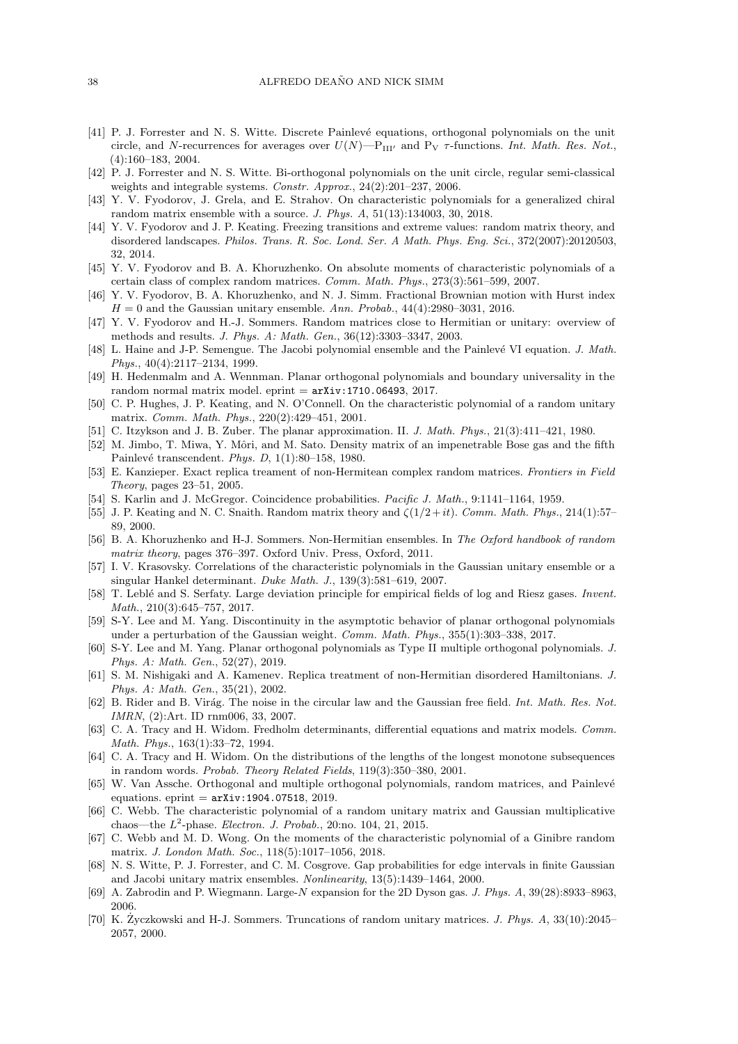[41] P. J. Forrester and N. S. Witte. Discrete Painlevé equations, orthogonal polynomials on the unit circle, and $N$-recurrences for averages over $U(N)$—$\mathrm{P}_{\mathrm{III}'}$ and $\mathrm{P}_{\mathrm{V}}$ $\tau$-functions. *Int. Math. Res. Not.*, (4):160–183, 2004.

[42] P. J. Forrester and N. S. Witte. Bi-orthogonal polynomials on the unit circle, regular semi-classical weights and integrable systems. *Constr. Approx.*, 24(2):201–237, 2006.

[43] Y. V. Fyodorov, J. Grela, and E. Strahov. On characteristic polynomials for a generalized chiral random matrix ensemble with a source. *J. Phys. A*, 51(13):134003, 30, 2018.

[44] Y. V. Fyodorov and J. P. Keating. Freezing transitions and extreme values: random matrix theory, and disordered landscapes. *Philos. Trans. R. Soc. Lond. Ser. A Math. Phys. Eng. Sci.*, 372(2007):20120503, 32, 2014.

[45] Y. V. Fyodorov and B. A. Khoruzhenko. On absolute moments of characteristic polynomials of a certain class of complex random matrices. *Comm. Math. Phys.*, 273(3):561–599, 2007.

[46] Y. V. Fyodorov, B. A. Khoruzhenko, and N. J. Simm. Fractional Brownian motion with Hurst index $H = 0$ and the Gaussian unitary ensemble. *Ann. Probab.*, 44(4):2980–3031, 2016.

[47] Y. V. Fyodorov and H.-J. Sommers. Random matrices close to Hermitian or unitary: overview of methods and results. *J. Phys. A: Math. Gen.*, 36(12):3303–3347, 2003.

[48] L. Haine and J-P. Semengue. The Jacobi polynomial ensemble and the Painlevé VI equation. *J. Math. Phys.*, 40(4):2117–2134, 1999.

[49] H. Hedenmalm and A. Wennman. Planar orthogonal polynomials and boundary universality in the random normal matrix model. eprint = `arXiv:1710.06493`, 2017.

[50] C. P. Hughes, J. P. Keating, and N. O'Connell. On the characteristic polynomial of a random unitary matrix. *Comm. Math. Phys.*, 220(2):429–451, 2001.

[51] C. Itzykson and J. B. Zuber. The planar approximation. II. *J. Math. Phys.*, 21(3):411–421, 1980.

[52] M. Jimbo, T. Miwa, Y. Môri, and M. Sato. Density matrix of an impenetrable Bose gas and the fifth Painlevé transcendent. *Phys. D*, 1(1):80–158, 1980.

[53] E. Kanzieper. Exact replica treament of non-Hermitean complex random matrices. *Frontiers in Field Theory*, pages 23–51, 2005.

[54] S. Karlin and J. McGregor. Coincidence probabilities. *Pacific J. Math.*, 9:1141–1164, 1959.

[55] J. P. Keating and N. C. Snaith. Random matrix theory and $\zeta(1/2+it)$. *Comm. Math. Phys.*, 214(1):57–89, 2000.

[56] B. A. Khoruzhenko and H-J. Sommers. Non-Hermitian ensembles. In *The Oxford handbook of random matrix theory*, pages 376–397. Oxford Univ. Press, Oxford, 2011.

[57] I. V. Krasovsky. Correlations of the characteristic polynomials in the Gaussian unitary ensemble or a singular Hankel determinant. *Duke Math. J.*, 139(3):581–619, 2007.

[58] T. Leblé and S. Serfaty. Large deviation principle for empirical fields of log and Riesz gases. *Invent. Math.*, 210(3):645–757, 2017.

[59] S-Y. Lee and M. Yang. Discontinuity in the asymptotic behavior of planar orthogonal polynomials under a perturbation of the Gaussian weight. *Comm. Math. Phys.*, 355(1):303–338, 2017.

[60] S-Y. Lee and M. Yang. Planar orthogonal polynomials as Type II multiple orthogonal polynomials. *J. Phys. A: Math. Gen.*, 52(27), 2019.

[61] S. M. Nishigaki and A. Kamenev. Replica treatment of non-Hermitian disordered Hamiltonians. *J. Phys. A: Math. Gen.*, 35(21), 2002.

[62] B. Rider and B. Virág. The noise in the circular law and the Gaussian free field. *Int. Math. Res. Not. IMRN*, (2):Art. ID rnm006, 33, 2007.

[63] C. A. Tracy and H. Widom. Fredholm determinants, differential equations and matrix models. *Comm. Math. Phys.*, 163(1):33–72, 1994.

[64] C. A. Tracy and H. Widom. On the distributions of the lengths of the longest monotone subsequences in random words. *Probab. Theory Related Fields*, 119(3):350–380, 2001.

[65] W. Van Assche. Orthogonal and multiple orthogonal polynomials, random matrices, and Painlevé equations. eprint = `arXiv:1904.07518`, 2019.

[66] C. Webb. The characteristic polynomial of a random unitary matrix and Gaussian multiplicative chaos—the $L^2$-phase. *Electron. J. Probab.*, 20:no. 104, 21, 2015.

[67] C. Webb and M. D. Wong. On the moments of the characteristic polynomial of a Ginibre random matrix. *J. London Math. Soc.*, 118(5):1017–1056, 2018.

[68] N. S. Witte, P. J. Forrester, and C. M. Cosgrove. Gap probabilities for edge intervals in finite Gaussian and Jacobi unitary matrix ensembles. *Nonlinearity*, 13(5):1439–1464, 2000.

[69] A. Zabrodin and P. Wiegmann. Large-$N$ expansion for the 2D Dyson gas. *J. Phys. A*, 39(28):8933–8963, 2006.

[70] K. Życzkowski and H-J. Sommers. Truncations of random unitary matrices. *J. Phys. A*, 33(10):2045–2057, 2000.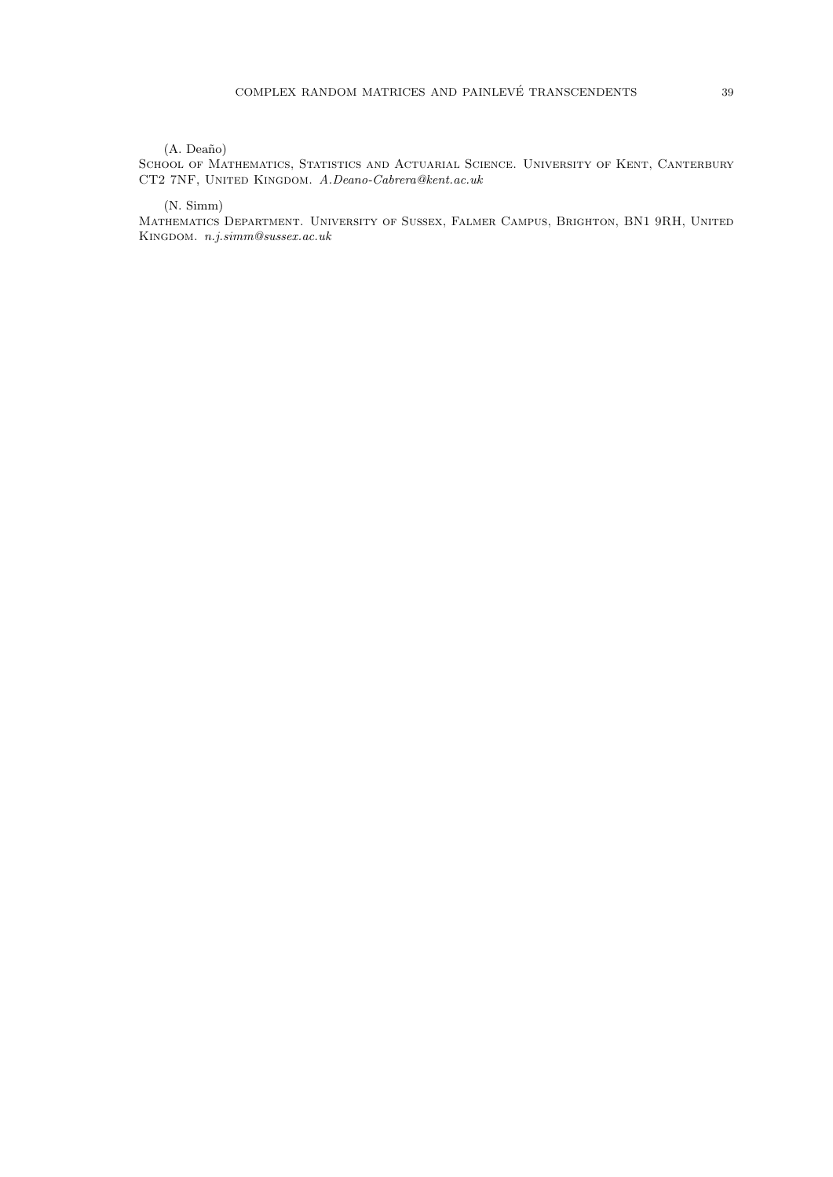(A. Deaño)

School of Mathematics, Statistics and Actuarial Science. University of Kent, Canterbury CT2 7NF, United Kingdom. *A.Deano-Cabrera@kent.ac.uk*

(N. Simm)

Mathematics Department. University of Sussex, Falmer Campus, Brighton, BN1 9RH, United Kingdom. *n.j.simm@sussex.ac.uk*